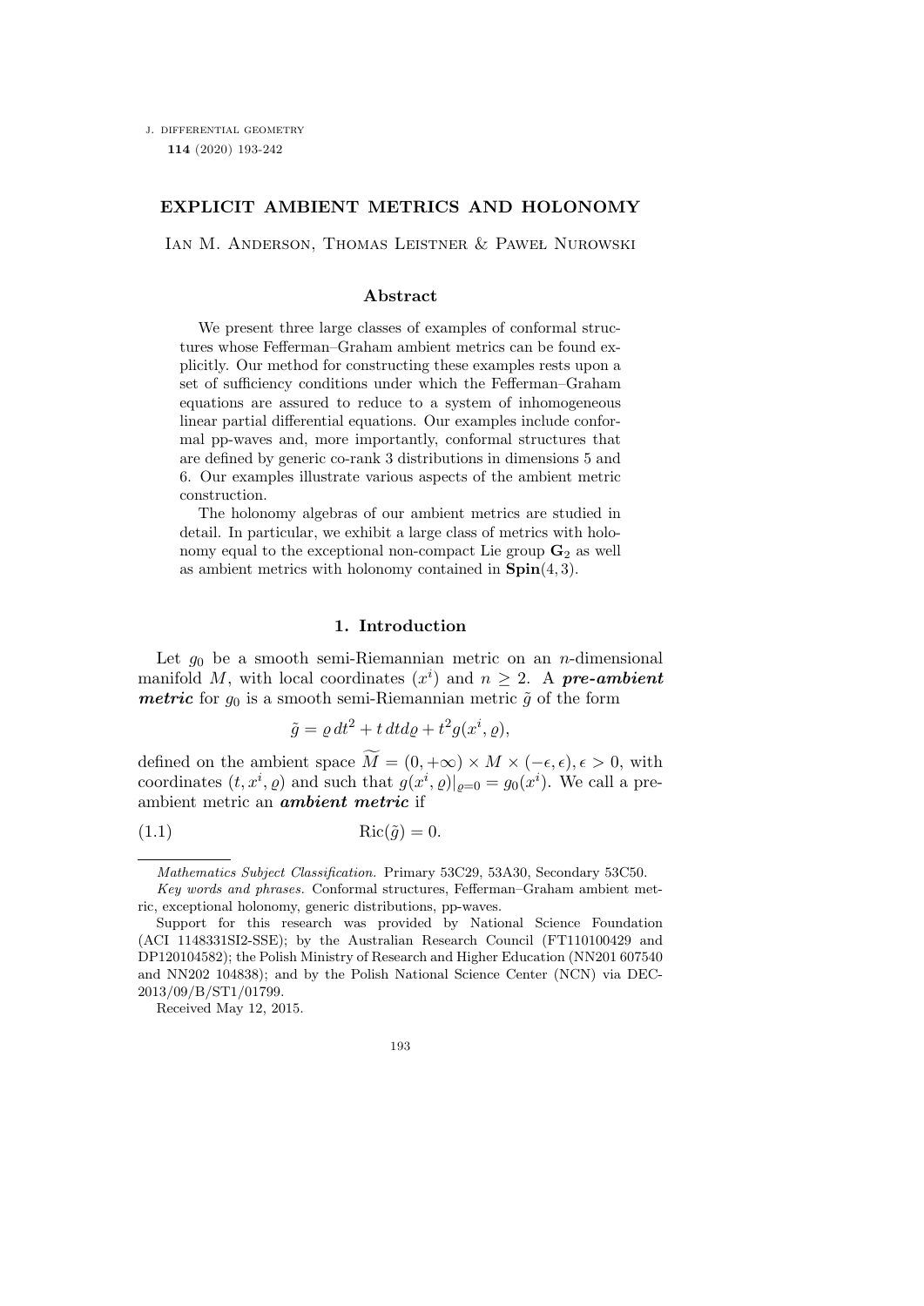# EXPLICIT AMBIENT METRICS AND HOLONOMY

Ian M. Anderson, Thomas Leistner & Paweł Nurowski

## Abstract

We present three large classes of examples of conformal structures whose Fefferman–Graham ambient metrics can be found explicitly. Our method for constructing these examples rests upon a set of sufficiency conditions under which the Fefferman–Graham equations are assured to reduce to a system of inhomogeneous linear partial differential equations. Our examples include conformal pp-waves and, more importantly, conformal structures that are defined by generic co-rank 3 distributions in dimensions 5 and 6. Our examples illustrate various aspects of the ambient metric construction.

The holonomy algebras of our ambient metrics are studied in detail. In particular, we exhibit a large class of metrics with holonomy equal to the exceptional non-compact Lie group $\mathbf{G}_2$ as well as ambient metrics with holonomy contained in $\mathbf{Spin}(4,3)$.

## 1. Introduction

Let $g_0$ be a smooth semi-Riemannian metric on an $n$-dimensional manifold $M$, with local coordinates $(x^i)$ and $n \geq 2$. A ***pre-ambient metric*** for $g_0$ is a smooth semi-Riemannian metric $\tilde{g}$ of the form

$$\tilde{g} = \varrho\, dt^2 + t\, dt d\varrho + t^2 g(x^i, \varrho),$$

defined on the ambient space $\widetilde{M} = (0, +\infty) \times M \times (-\epsilon, \epsilon), \epsilon > 0$, with coordinates $(t, x^i, \varrho)$ and such that $g(x^i, \varrho)|_{\varrho=0} = g_0(x^i)$. We call a pre-ambient metric an ***ambient metric*** if

$$\text{Ric}(\tilde{g}) = 0. \tag{1.1}$$

---

*Mathematics Subject Classification.* Primary 53C29, 53A30, Secondary 53C50.

*Key words and phrases.* Conformal structures, Fefferman–Graham ambient metric, exceptional holonomy, generic distributions, pp-waves.

Support for this research was provided by National Science Foundation (ACI 1148331SI2-SSE); by the Australian Research Council (FT110100429 and DP120104582); the Polish Ministry of Research and Higher Education (NN201 607540 and NN202 104838); and by the Polish National Science Center (NCN) via DEC-2013/09/B/ST1/01799.

Received May 12, 2015.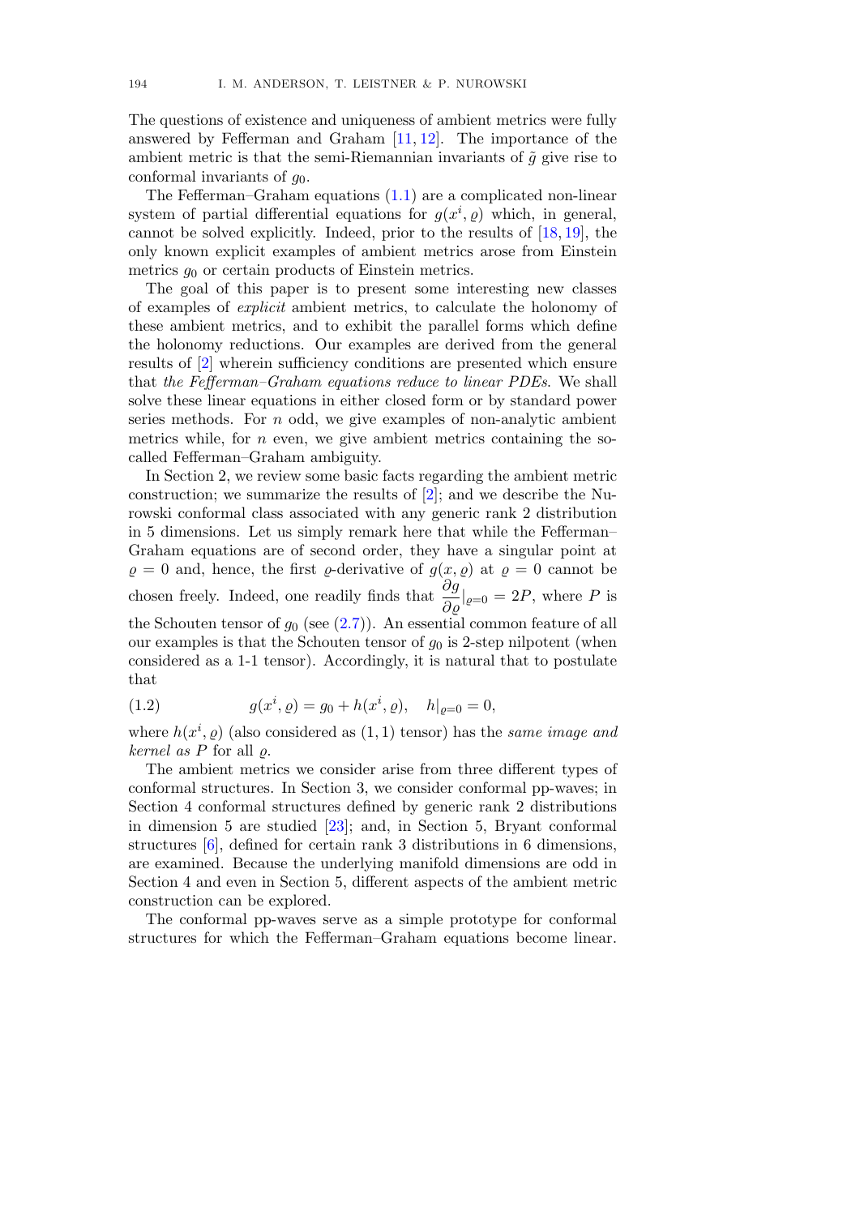The questions of existence and uniqueness of ambient metrics were fully answered by Fefferman and Graham [11, 12]. The importance of the ambient metric is that the semi-Riemannian invariants of $\tilde{g}$ give rise to conformal invariants of $g_0$.

The Fefferman–Graham equations (1.1) are a complicated non-linear system of partial differential equations for $g(x^i, \varrho)$ which, in general, cannot be solved explicitly. Indeed, prior to the results of [18, 19], the only known explicit examples of ambient metrics arose from Einstein metrics $g_0$ or certain products of Einstein metrics.

The goal of this paper is to present some interesting new classes of examples of *explicit* ambient metrics, to calculate the holonomy of these ambient metrics, and to exhibit the parallel forms which define the holonomy reductions. Our examples are derived from the general results of [2] wherein sufficiency conditions are presented which ensure that *the Fefferman–Graham equations reduce to linear PDEs*. We shall solve these linear equations in either closed form or by standard power series methods. For $n$ odd, we give examples of non-analytic ambient metrics while, for $n$ even, we give ambient metrics containing the so-called Fefferman–Graham ambiguity.

In Section 2, we review some basic facts regarding the ambient metric construction; we summarize the results of [2]; and we describe the Nurowski conformal class associated with any generic rank 2 distribution in 5 dimensions. Let us simply remark here that while the Fefferman–Graham equations are of second order, they have a singular point at $\varrho = 0$ and, hence, the first $\varrho$-derivative of $g(x, \varrho)$ at $\varrho = 0$ cannot be chosen freely. Indeed, one readily finds that $\dfrac{\partial g}{\partial \varrho}|_{\varrho=0} = 2P$, where $P$ is the Schouten tensor of $g_0$ (see (2.7)). An essential common feature of all our examples is that the Schouten tensor of $g_0$ is 2-step nilpotent (when considered as a 1-1 tensor). Accordingly, it is natural that to postulate that

$$g(x^i, \varrho) = g_0 + h(x^i, \varrho), \quad h|_{\varrho=0} = 0, \tag{1.2}$$

where $h(x^i, \varrho)$ (also considered as $(1,1)$ tensor) has the *same image and kernel as* $P$ for all $\varrho$.

The ambient metrics we consider arise from three different types of conformal structures. In Section 3, we consider conformal pp-waves; in Section 4 conformal structures defined by generic rank 2 distributions in dimension 5 are studied [23]; and, in Section 5, Bryant conformal structures [6], defined for certain rank 3 distributions in 6 dimensions, are examined. Because the underlying manifold dimensions are odd in Section 4 and even in Section 5, different aspects of the ambient metric construction can be explored.

The conformal pp-waves serve as a simple prototype for conformal structures for which the Fefferman–Graham equations become linear.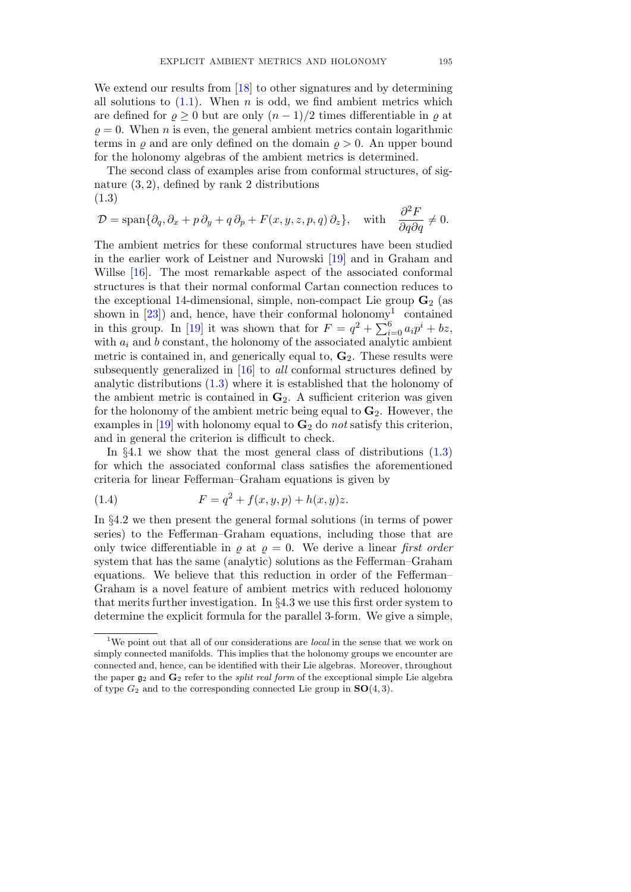We extend our results from [18] to other signatures and by determining all solutions to (1.1). When $n$ is odd, we find ambient metrics which are defined for $\varrho \geq 0$ but are only $(n-1)/2$ times differentiable in $\varrho$ at $\varrho = 0$. When $n$ is even, the general ambient metrics contain logarithmic terms in $\varrho$ and are only defined on the domain $\varrho > 0$. An upper bound for the holonomy algebras of the ambient metrics is determined.

The second class of examples arise from conformal structures, of signature $(3, 2)$, defined by rank 2 distributions

(1.3)

$$\mathcal{D} = \text{span}\{\partial_q, \partial_x + p\,\partial_y + q\,\partial_p + F(x,y,z,p,q)\,\partial_z\}, \quad \text{with} \quad \frac{\partial^2 F}{\partial q \partial q} \neq 0.$$

The ambient metrics for these conformal structures have been studied in the earlier work of Leistner and Nurowski [19] and in Graham and Willse [16]. The most remarkable aspect of the associated conformal structures is that their normal conformal Cartan connection reduces to the exceptional 14-dimensional, simple, non-compact Lie group $\mathbf{G}_2$ (as shown in [23]) and, hence, have their conformal holonomy[1] contained in this group. In [19] it was shown that for $F = q^2 + \sum_{i=0}^{6} a_i p^i + bz$, with $a_i$ and $b$ constant, the holonomy of the associated analytic ambient metric is contained in, and generically equal to, $\mathbf{G}_2$. These results were subsequently generalized in [16] to *all* conformal structures defined by analytic distributions (1.3) where it is established that the holonomy of the ambient metric is contained in $\mathbf{G}_2$. A sufficient criterion was given for the holonomy of the ambient metric being equal to $\mathbf{G}_2$. However, the examples in [19] with holonomy equal to $\mathbf{G}_2$ do *not* satisfy this criterion, and in general the criterion is difficult to check.

In §4.1 we show that the most general class of distributions (1.3) for which the associated conformal class satisfies the aforementioned criteria for linear Fefferman–Graham equations is given by

$$F = q^2 + f(x,y,p) + h(x,y)z. \tag{1.4}$$

In §4.2 we then present the general formal solutions (in terms of power series) to the Fefferman–Graham equations, including those that are only twice differentiable in $\varrho$ at $\varrho = 0$. We derive a linear *first order* system that has the same (analytic) solutions as the Fefferman–Graham equations. We believe that this reduction in order of the Fefferman–Graham is a novel feature of ambient metrics with reduced holonomy that merits further investigation. In §4.3 we use this first order system to determine the explicit formula for the parallel 3-form. We give a simple,

[1] We point out that all of our considerations are *local* in the sense that we work on simply connected manifolds. This implies that the holonomy groups we encounter are connected and, hence, can be identified with their Lie algebras. Moreover, throughout the paper $\mathfrak{g}_2$ and $\mathbf{G}_2$ refer to the *split real form* of the exceptional simple Lie algebra of type $G_2$ and to the corresponding connected Lie group in $\mathbf{SO}(4, 3)$.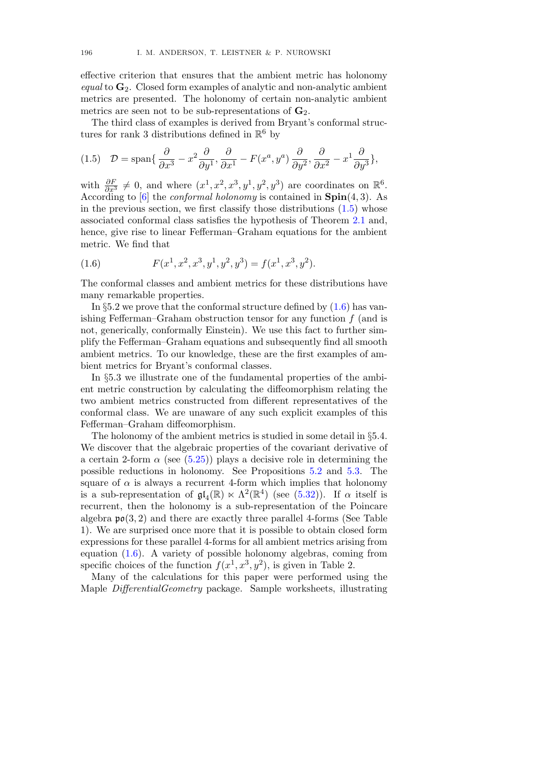effective criterion that ensures that the ambient metric has holonomy *equal* to $\mathbf{G}_2$. Closed form examples of analytic and non-analytic ambient metrics are presented. The holonomy of certain non-analytic ambient metrics are seen not to be sub-representations of $\mathbf{G}_2$.

The third class of examples is derived from Bryant's conformal structures for rank 3 distributions defined in $\mathbb{R}^6$ by

$$\mathcal{D} = \operatorname{span}\{ \frac{\partial}{\partial x^3} - x^2 \frac{\partial}{\partial y^1}, \frac{\partial}{\partial x^1} - F(x^a, y^a) \frac{\partial}{\partial y^2}, \frac{\partial}{\partial x^2} - x^1 \frac{\partial}{\partial y^3} \}, \tag{1.5}$$

with $\frac{\partial F}{\partial x^3} \neq 0$, and where $(x^1, x^2, x^3, y^1, y^2, y^3)$ are coordinates on $\mathbb{R}^6$. According to [6] the *conformal holonomy* is contained in $\mathbf{Spin}(4,3)$. As in the previous section, we first classify those distributions (1.5) whose associated conformal class satisfies the hypothesis of Theorem 2.1 and, hence, give rise to linear Fefferman–Graham equations for the ambient metric. We find that

$$F(x^1, x^2, x^3, y^1, y^2, y^3) = f(x^1, x^3, y^2). \tag{1.6}$$

The conformal classes and ambient metrics for these distributions have many remarkable properties.

In §5.2 we prove that the conformal structure defined by (1.6) has vanishing Fefferman–Graham obstruction tensor for any function $f$ (and is not, generically, conformally Einstein). We use this fact to further simplify the Fefferman–Graham equations and subsequently find all smooth ambient metrics. To our knowledge, these are the first examples of ambient metrics for Bryant's conformal classes.

In §5.3 we illustrate one of the fundamental properties of the ambient metric construction by calculating the diffeomorphism relating the two ambient metrics constructed from different representatives of the conformal class. We are unaware of any such explicit examples of this Fefferman–Graham diffeomorphism.

The holonomy of the ambient metrics is studied in some detail in §5.4. We discover that the algebraic properties of the covariant derivative of a certain 2-form $\alpha$ (see (5.25)) plays a decisive role in determining the possible reductions in holonomy. See Propositions 5.2 and 5.3. The square of $\alpha$ is always a recurrent 4-form which implies that holonomy is a sub-representation of $\mathfrak{gl}_4(\mathbb{R}) \ltimes \Lambda^2(\mathbb{R}^4)$ (see (5.32)). If $\alpha$ itself is recurrent, then the holonomy is a sub-representation of the Poincare algebra $\mathfrak{po}(3,2)$ and there are exactly three parallel 4-forms (See Table 1). We are surprised once more that it is possible to obtain closed form expressions for these parallel 4-forms for all ambient metrics arising from equation (1.6). A variety of possible holonomy algebras, coming from specific choices of the function $f(x^1, x^3, y^2)$, is given in Table 2.

Many of the calculations for this paper were performed using the Maple *DifferentialGeometry* package. Sample worksheets, illustrating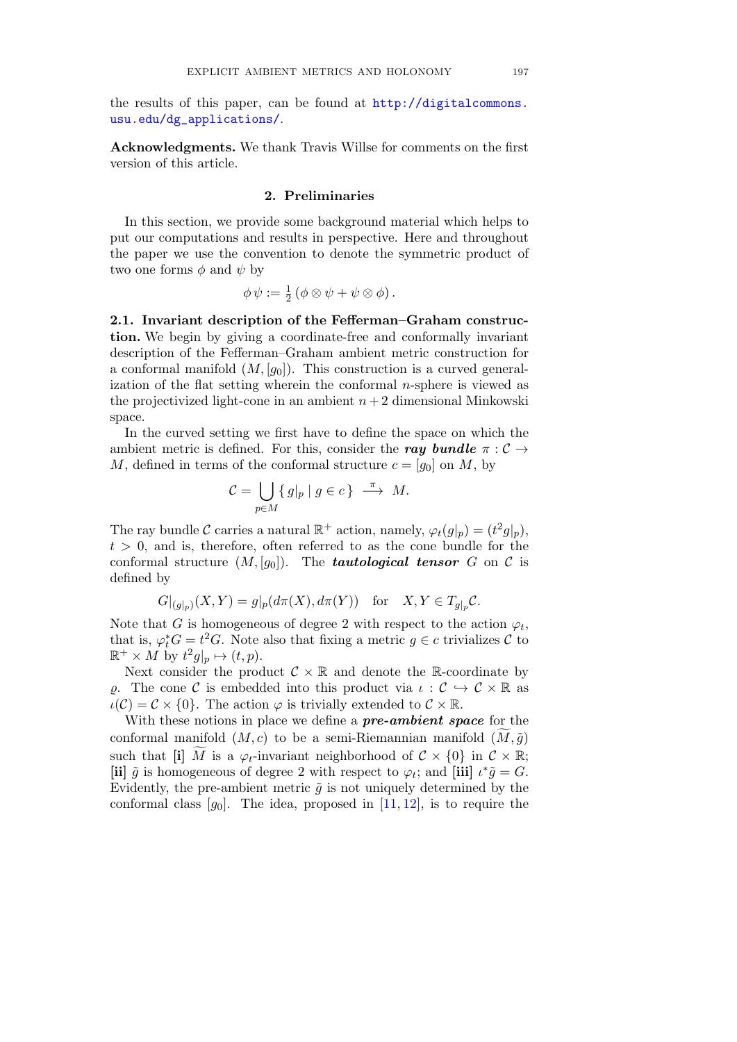the results of this paper, can be found at http://digitalcommons.usu.edu/dg_applications/.

**Acknowledgments.** We thank Travis Willse for comments on the first version of this article.

## 2. Preliminaries

In this section, we provide some background material which helps to put our computations and results in perspective. Here and throughout the paper we use the convention to denote the symmetric product of two one forms $\phi$ and $\psi$ by

$$\phi\,\psi := \tfrac{1}{2}\left(\phi \otimes \psi + \psi \otimes \phi\right).$$

**2.1. Invariant description of the Fefferman–Graham construction.** We begin by giving a coordinate-free and conformally invariant description of the Fefferman–Graham ambient metric construction for a conformal manifold $(M, [g_0])$. This construction is a curved generalization of the flat setting wherein the conformal $n$-sphere is viewed as the projectivized light-cone in an ambient $n+2$ dimensional Minkowski space.

In the curved setting we first have to define the space on which the ambient metric is defined. For this, consider the ***ray bundle*** $\pi : \mathcal{C} \to M$, defined in terms of the conformal structure $c = [g_0]$ on $M$, by

$$\mathcal{C} = \bigcup_{p \in M} \{\, g|_p \mid g \in c \,\} \ \stackrel{\pi}{\longrightarrow}\ M.$$

The ray bundle $\mathcal{C}$ carries a natural $\mathbb{R}^+$ action, namely, $\varphi_t(g|_p) = (t^2 g|_p)$, $t > 0$, and is, therefore, often referred to as the cone bundle for the conformal structure $(M, [g_0])$. The ***tautological tensor*** $G$ on $\mathcal{C}$ is defined by

$$G|_{(g|_p)}(X, Y) = g|_p(d\pi(X), d\pi(Y)) \quad \text{for} \quad X, Y \in T_{g|_p}\mathcal{C}.$$

Note that $G$ is homogeneous of degree 2 with respect to the action $\varphi_t$, that is, $\varphi_t^* G = t^2 G$. Note also that fixing a metric $g \in c$ trivializes $\mathcal{C}$ to $\mathbb{R}^+ \times M$ by $t^2 g|_p \mapsto (t, p)$.

Next consider the product $\mathcal{C} \times \mathbb{R}$ and denote the $\mathbb{R}$-coordinate by $\varrho$. The cone $\mathcal{C}$ is embedded into this product via $\iota : \mathcal{C} \hookrightarrow \mathcal{C} \times \mathbb{R}$ as $\iota(\mathcal{C}) = \mathcal{C} \times \{0\}$. The action $\varphi$ is trivially extended to $\mathcal{C} \times \mathbb{R}$.

With these notions in place we define a ***pre-ambient space*** for the conformal manifold $(M, c)$ to be a semi-Riemannian manifold $(\widetilde{M}, \tilde{g})$ such that **[i]** $\widetilde{M}$ is a $\varphi_t$-invariant neighborhood of $\mathcal{C} \times \{0\}$ in $\mathcal{C} \times \mathbb{R}$; **[ii]** $\tilde{g}$ is homogeneous of degree 2 with respect to $\varphi_t$; and **[iii]** $\iota^* \tilde{g} = G$. Evidently, the pre-ambient metric $\tilde{g}$ is not uniquely determined by the conformal class $[g_0]$. The idea, proposed in [11, 12], is to require the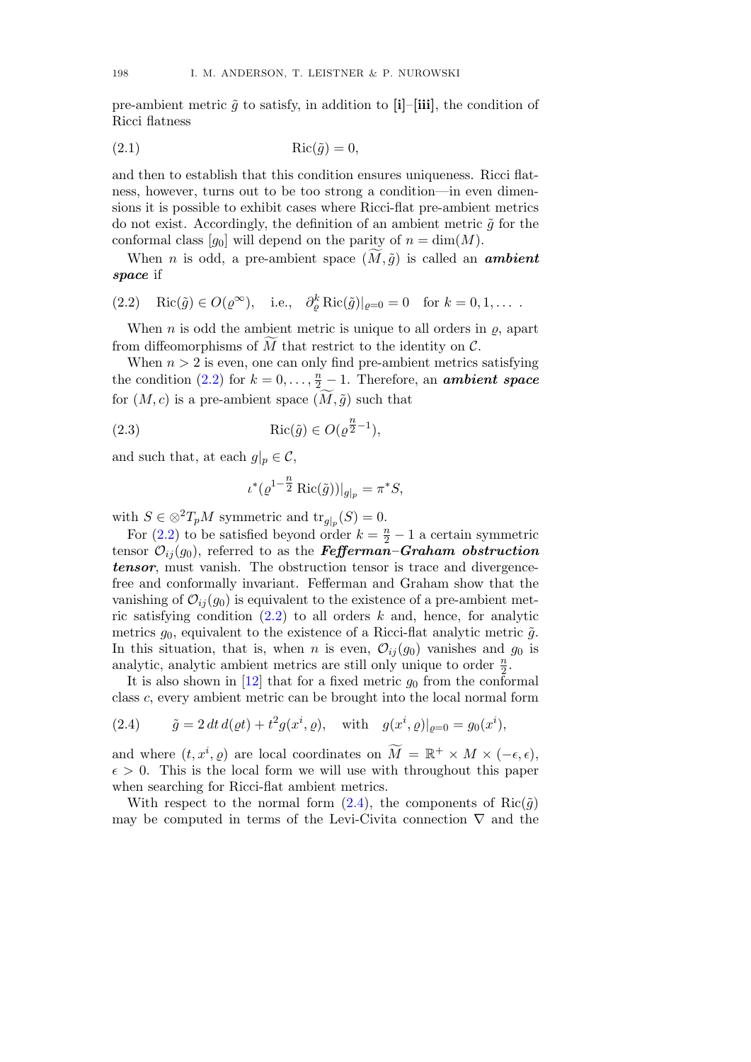pre-ambient metric $\tilde{g}$ to satisfy, in addition to **[i]**–**[iii]**, the condition of Ricci flatness

$$\mathrm{Ric}(\tilde{g}) = 0, \tag{2.1}$$

and then to establish that this condition ensures uniqueness. Ricci flatness, however, turns out to be too strong a condition—in even dimensions it is possible to exhibit cases where Ricci-flat pre-ambient metrics do not exist. Accordingly, the definition of an ambient metric $\tilde{g}$ for the conformal class $[g_0]$ will depend on the parity of $n = \dim(M)$.

When $n$ is odd, a pre-ambient space $(\widetilde{M}, \tilde{g})$ is called an ***ambient space*** if

$$\mathrm{Ric}(\tilde{g}) \in O(\varrho^\infty), \quad \text{i.e.,} \quad \partial_\varrho^k \,\mathrm{Ric}(\tilde{g})|_{\varrho=0} = 0 \quad \text{for } k = 0, 1, \dots . \tag{2.2}$$

When $n$ is odd the ambient metric is unique to all orders in $\varrho$, apart from diffeomorphisms of $\widetilde{M}$ that restrict to the identity on $\mathcal{C}$.

When $n > 2$ is even, one can only find pre-ambient metrics satisfying the condition (2.2) for $k = 0, \dots, \frac{n}{2} - 1$. Therefore, an ***ambient space*** for $(M, c)$ is a pre-ambient space $(\widetilde{M}, \tilde{g})$ such that

$$\mathrm{Ric}(\tilde{g}) \in O(\varrho^{\frac{n}{2}-1}), \tag{2.3}$$

and such that, at each $g|_p \in \mathcal{C}$,

$$\iota^*(\varrho^{1-\frac{n}{2}} \,\mathrm{Ric}(\tilde{g}))|_{g|_p} = \pi^* S,$$

with $S \in \otimes^2 T_p M$ symmetric and $\mathrm{tr}_{g|_p}(S) = 0$.

For (2.2) to be satisfied beyond order $k = \frac{n}{2} - 1$ a certain symmetric tensor $\mathcal{O}_{ij}(g_0)$, referred to as the ***Fefferman–Graham obstruction tensor***, must vanish. The obstruction tensor is trace and divergence-free and conformally invariant. Fefferman and Graham show that the vanishing of $\mathcal{O}_{ij}(g_0)$ is equivalent to the existence of a pre-ambient metric satisfying condition (2.2) to all orders $k$ and, hence, for analytic metrics $g_0$, equivalent to the existence of a Ricci-flat analytic metric $\tilde{g}$. In this situation, that is, when $n$ is even, $\mathcal{O}_{ij}(g_0)$ vanishes and $g_0$ is analytic, analytic ambient metrics are still only unique to order $\frac{n}{2}$.

It is also shown in [12] that for a fixed metric $g_0$ from the conformal class $c$, every ambient metric can be brought into the local normal form

$$\tilde{g} = 2\, dt\, d(\varrho t) + t^2 g(x^i, \varrho), \quad \text{with} \quad g(x^i, \varrho)|_{\varrho=0} = g_0(x^i), \tag{2.4}$$

and where $(t, x^i, \varrho)$ are local coordinates on $\widetilde{M} = \mathbb{R}^+ \times M \times (-\epsilon, \epsilon)$, $\epsilon > 0$. This is the local form we will use with throughout this paper when searching for Ricci-flat ambient metrics.

With respect to the normal form (2.4), the components of $\mathrm{Ric}(\tilde{g})$ may be computed in terms of the Levi-Civita connection $\nabla$ and the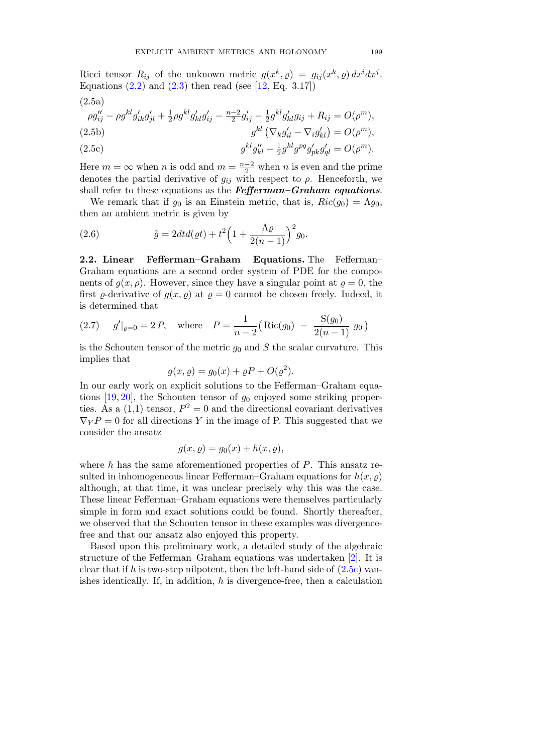Ricci tensor $R_{ij}$ of the unknown metric $g(x^k, \varrho) = g_{ij}(x^k, \varrho)\, dx^i dx^j$. Equations (2.2) and (2.3) then read (see [12, Eq. 3.17])

$$\rho g''_{ij} - \rho g^{kl} g'_{ik} g'_{jl} + \tfrac{1}{2}\rho g^{kl} g'_{kl} g'_{ij} - \tfrac{n-2}{2} g'_{ij} - \tfrac{1}{2} g^{kl} g'_{kl} g_{ij} + R_{ij} = O(\rho^m), \tag{2.5a}$$

$$g^{kl}\left(\nabla_k g'_{il} - \nabla_i g'_{kl}\right) = O(\rho^m), \tag{2.5b}$$

$$g^{kl} g''_{kl} + \tfrac{1}{2} g^{kl} g^{pq} g'_{pk} g'_{ql} = O(\rho^m). \tag{2.5c}$$

Here $m = \infty$ when $n$ is odd and $m = \frac{n-2}{2}$ when $n$ is even and the prime denotes the partial derivative of $g_{ij}$ with respect to $\rho$. Henceforth, we shall refer to these equations as the ***Fefferman–Graham equations***.

We remark that if $g_0$ is an Einstein metric, that is, $Ric(g_0) = \Lambda g_0$, then an ambient metric is given by

$$\tilde{g} = 2dtd(\varrho t) + t^2\Big(1 + \frac{\Lambda \varrho}{2(n-1)}\Big)^2 g_0. \tag{2.6}$$

**2.2. Linear Fefferman–Graham Equations.** The Fefferman–Graham equations are a second order system of PDE for the components of $g(x, \rho)$. However, since they have a singular point at $\varrho = 0$, the first $\varrho$-derivative of $g(x, \varrho)$ at $\varrho = 0$ cannot be chosen freely. Indeed, it is determined that

$$g'|_{\varrho=0} = 2\, P, \quad \text{where} \quad P = \frac{1}{n-2}\big(\operatorname{Ric}(g_0) \;-\; \frac{\operatorname{S}(g_0)}{2(n-1)}\; g_0\,\big) \tag{2.7}$$

is the Schouten tensor of the metric $g_0$ and $S$ the scalar curvature. This implies that

$$g(x, \varrho) = g_0(x) + \varrho P + O(\varrho^2).$$

In our early work on explicit solutions to the Fefferman–Graham equations [19, 20], the Schouten tensor of $g_0$ enjoyed some striking properties. As a (1,1) tensor, $P^2 = 0$ and the directional covariant derivatives $\nabla_Y P = 0$ for all directions $Y$ in the image of P. This suggested that we consider the ansatz

$$g(x, \varrho) = g_0(x) + h(x, \varrho),$$

where $h$ has the same aforementioned properties of $P$. This ansatz resulted in inhomogeneous linear Fefferman–Graham equations for $h(x, \varrho)$ although, at that time, it was unclear precisely why this was the case. These linear Fefferman–Graham equations were themselves particularly simple in form and exact solutions could be found. Shortly thereafter, we observed that the Schouten tensor in these examples was divergence-free and that our ansatz also enjoyed this property.

Based upon this preliminary work, a detailed study of the algebraic structure of the Fefferman–Graham equations was undertaken [2]. It is clear that if $h$ is two-step nilpotent, then the left-hand side of (2.5c) vanishes identically. If, in addition, $h$ is divergence-free, then a calculation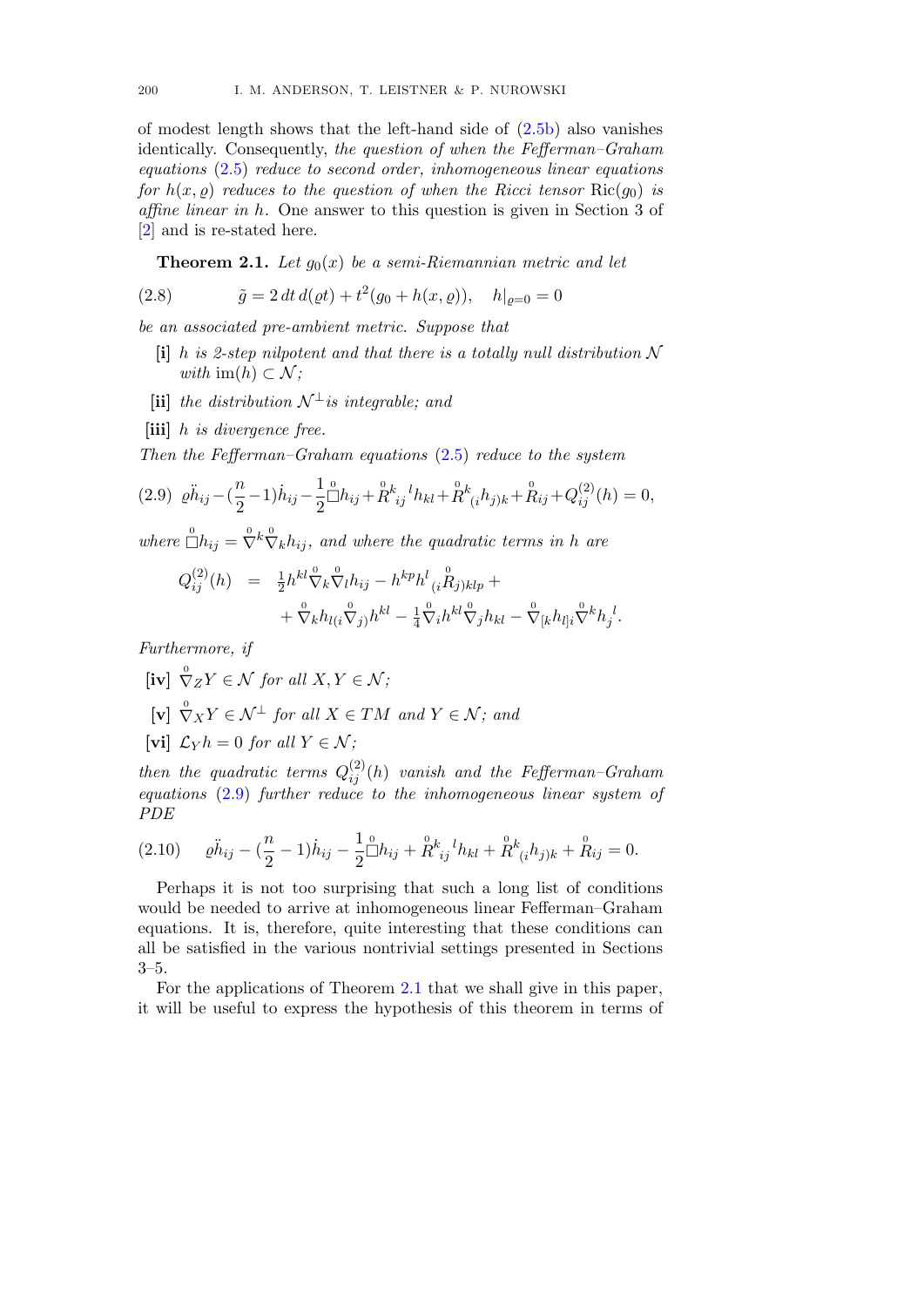of modest length shows that the left-hand side of (2.5b) also vanishes identically. Consequently, *the question of when the Fefferman–Graham equations* (2.5) *reduce to second order, inhomogeneous linear equations for* $h(x,\varrho)$ *reduces to the question of when the Ricci tensor* $\mathrm{Ric}(g_0)$ *is affine linear in* $h$. One answer to this question is given in Section 3 of [2] and is re-stated here.

**Theorem 2.1.** *Let $g_0(x)$ be a semi-Riemannian metric and let*

$$\tilde g = 2\,dt\,d(\varrho t) + t^2(g_0 + h(x,\varrho)), \quad h|_{\varrho=0} = 0 \tag{2.8}$$

*be an associated pre-ambient metric. Suppose that*

- **[i]** *$h$ is 2-step nilpotent and that there is a totally null distribution $\mathcal{N}$ with $\mathrm{im}(h) \subset \mathcal{N}$;*
- **[ii]** *the distribution $\mathcal{N}^\perp$ is integrable; and*
- **[iii]** *$h$ is divergence free.*

*Then the Fefferman–Graham equations* (2.5) *reduce to the system*

$$\varrho\ddot h_{ij} - (\frac{n}{2}-1)\dot h_{ij} - \frac{1}{2}\overset{0}{\Box} h_{ij} + \overset{0}{R}{}^k{}_{ij}{}^l h_{kl} + \overset{0}{R}{}^k{}_{(i}h_{j)k} + \overset{0}{R}_{ij} + Q^{(2)}_{ij}(h) = 0, \tag{2.9}$$

*where $\overset{0}{\Box} h_{ij} = \overset{0}{\nabla}{}^k \overset{0}{\nabla}_k h_{ij}$, and where the quadratic terms in $h$ are*

$$\begin{aligned} Q^{(2)}_{ij}(h) \;\; = \;\; & \tfrac{1}{2} h^{kl} \overset{0}{\nabla}_k \overset{0}{\nabla}_l h_{ij} - h^{kp} h^l{}_{(i} \overset{0}{R}_{j)klp} + \\ & + \overset{0}{\nabla}_k h_{l(i} \overset{0}{\nabla}_{j)} h^{kl} - \tfrac{1}{4} \overset{0}{\nabla}_i h^{kl} \overset{0}{\nabla}_j h_{kl} - \overset{0}{\nabla}_{[k} h_{l]i} \overset{0}{\nabla}{}^k h_j{}^l. \end{aligned}$$

*Furthermore, if*

- **[iv]** *$\overset{0}{\nabla}_Z Y \in \mathcal{N}$ for all $X, Y \in \mathcal{N}$;*
- **[v]** *$\overset{0}{\nabla}_X Y \in \mathcal{N}^\perp$ for all $X \in TM$ and $Y \in \mathcal{N}$; and*
- **[vi]** *$\mathcal{L}_Y h = 0$ for all $Y \in \mathcal{N}$;*

*then the quadratic terms $Q^{(2)}_{ij}(h)$ vanish and the Fefferman–Graham equations* (2.9) *further reduce to the inhomogeneous linear system of PDE*

$$\varrho\ddot h_{ij} - (\frac{n}{2}-1)\dot h_{ij} - \frac{1}{2}\overset{0}{\Box} h_{ij} + \overset{0}{R}{}^k{}_{ij}{}^l h_{kl} + \overset{0}{R}{}^k{}_{(i}h_{j)k} + \overset{0}{R}_{ij} = 0. \tag{2.10}$$

Perhaps it is not too surprising that such a long list of conditions would be needed to arrive at inhomogeneous linear Fefferman–Graham equations. It is, therefore, quite interesting that these conditions can all be satisfied in the various nontrivial settings presented in Sections 3–5.

For the applications of Theorem 2.1 that we shall give in this paper, it will be useful to express the hypothesis of this theorem in terms of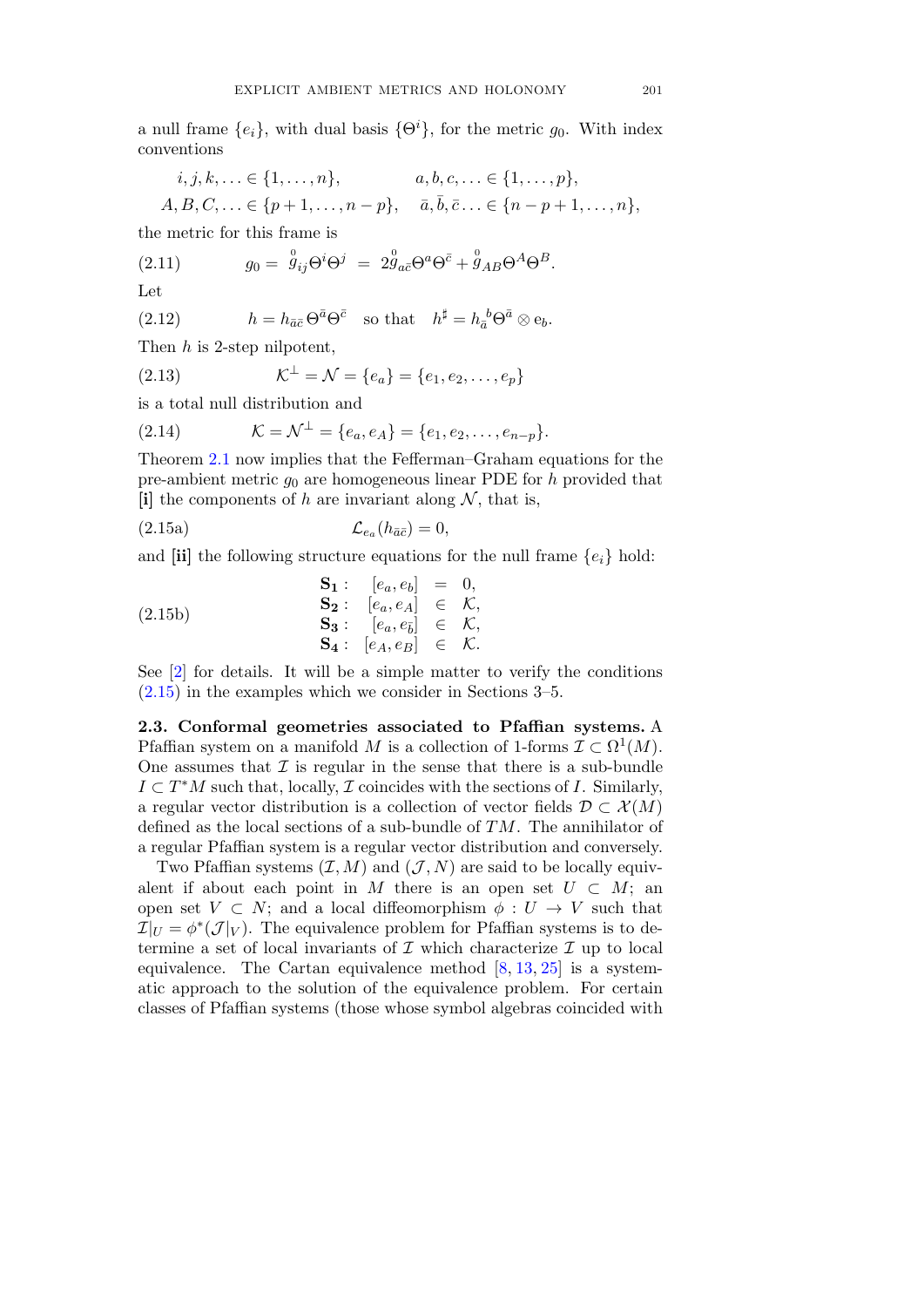a null frame $\{e_i\}$, with dual basis $\{\Theta^i\}$, for the metric $g_0$. With index conventions

$$
\begin{aligned}
&i, j, k, \ldots \in \{1, \ldots, n\}, \qquad\qquad a, b, c, \ldots \in \{1, \ldots, p\}, \\
&A, B, C, \ldots \in \{p+1, \ldots, n-p\}, \quad \bar{a}, \bar{b}, \bar{c} \ldots \in \{n-p+1, \ldots, n\},
\end{aligned}
$$

the metric for this frame is

$$
g_0 = \overset{0}{g}_{ij}\Theta^i\Theta^j \;=\; 2\overset{0}{g}_{a\bar{c}}\Theta^a\Theta^{\bar{c}} + \overset{0}{g}_{AB}\Theta^A\Theta^B. \tag{2.11}
$$

Let

$$
h = h_{\bar{a}\bar{c}}\,\Theta^{\bar{a}}\Theta^{\bar{c}} \quad \text{so that} \quad h^\sharp = h_{\bar{a}}{}^{b}\Theta^{\bar{a}} \otimes \mathrm{e}_b. \tag{2.12}
$$

Then $h$ is 2-step nilpotent,

$$
\mathcal{K}^\perp = \mathcal{N} = \{e_a\} = \{e_1, e_2, \ldots, e_p\} \tag{2.13}
$$

is a total null distribution and

$$
\mathcal{K} = \mathcal{N}^\perp = \{e_a, e_A\} = \{e_1, e_2, \ldots, e_{n-p}\}. \tag{2.14}
$$

Theorem 2.1 now implies that the Fefferman–Graham equations for the pre-ambient metric $g_0$ are homogeneous linear PDE for $h$ provided that **[i]** the components of $h$ are invariant along $\mathcal{N}$, that is,

$$
\mathcal{L}_{e_a}(h_{\bar{a}\bar{c}}) = 0, \tag{2.15a}
$$

and **[ii]** the following structure equations for the null frame $\{e_i\}$ hold:

$$
\begin{aligned}
\mathbf{S_1}:&\quad [e_a, e_b] \;=\; 0, \\
\mathbf{S_2}:&\quad [e_a, e_A] \;\in\; \mathcal{K}, \\
\mathbf{S_3}:&\quad [e_a, e_{\bar{b}}] \;\in\; \mathcal{K}, \\
\mathbf{S_4}:&\quad [e_A, e_B] \;\in\; \mathcal{K}.
\end{aligned} \tag{2.15b}
$$

See [2] for details. It will be a simple matter to verify the conditions (2.15) in the examples which we consider in Sections 3–5.

**2.3. Conformal geometries associated to Pfaffian systems.** A Pfaffian system on a manifold $M$ is a collection of 1-forms $\mathcal{I} \subset \Omega^1(M)$. One assumes that $\mathcal{I}$ is regular in the sense that there is a sub-bundle $I \subset T^*M$ such that, locally, $\mathcal{I}$ coincides with the sections of $I$. Similarly, a regular vector distribution is a collection of vector fields $\mathcal{D} \subset \mathcal{X}(M)$ defined as the local sections of a sub-bundle of $TM$. The annihilator of a regular Pfaffian system is a regular vector distribution and conversely.

Two Pfaffian systems $(\mathcal{I}, M)$ and $(\mathcal{J}, N)$ are said to be locally equivalent if about each point in $M$ there is an open set $U \subset M$; an open set $V \subset N$; and a local diffeomorphism $\phi : U \to V$ such that $\mathcal{I}|_U = \phi^*(\mathcal{J}|_V)$. The equivalence problem for Pfaffian systems is to determine a set of local invariants of $\mathcal{I}$ which characterize $\mathcal{I}$ up to local equivalence. The Cartan equivalence method [8, 13, 25] is a systematic approach to the solution of the equivalence problem. For certain classes of Pfaffian systems (those whose symbol algebras coincided with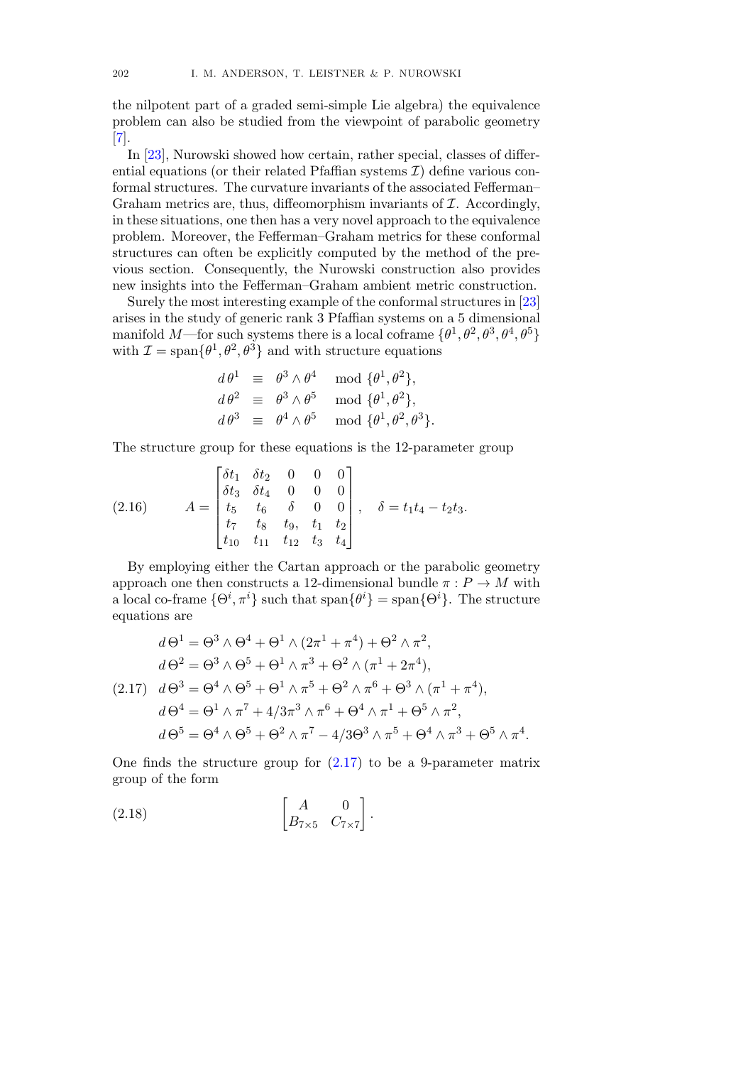the nilpotent part of a graded semi-simple Lie algebra) the equivalence problem can also be studied from the viewpoint of parabolic geometry [7].

In [23], Nurowski showed how certain, rather special, classes of differential equations (or their related Pfaffian systems $\mathcal{I}$) define various conformal structures. The curvature invariants of the associated Fefferman–Graham metrics are, thus, diffeomorphism invariants of $\mathcal{I}$. Accordingly, in these situations, one then has a very novel approach to the equivalence problem. Moreover, the Fefferman–Graham metrics for these conformal structures can often be explicitly computed by the method of the previous section. Consequently, the Nurowski construction also provides new insights into the Fefferman–Graham ambient metric construction.

Surely the most interesting example of the conformal structures in [23] arises in the study of generic rank 3 Pfaffian systems on a 5 dimensional manifold $M$—for such systems there is a local coframe $\{\theta^1, \theta^2, \theta^3, \theta^4, \theta^5\}$ with $\mathcal{I} = \text{span}\{\theta^1, \theta^2, \theta^3\}$ and with structure equations

$$
\begin{aligned}
d\,\theta^1 &\equiv \theta^3 \wedge \theta^4 \quad \text{mod } \{\theta^1, \theta^2\},\\
d\,\theta^2 &\equiv \theta^3 \wedge \theta^5 \quad \text{mod } \{\theta^1, \theta^2\},\\
d\,\theta^3 &\equiv \theta^4 \wedge \theta^5 \quad \text{mod } \{\theta^1, \theta^2, \theta^3\}.
\end{aligned}
$$

The structure group for these equations is the 12-parameter group

$$
A = \begin{bmatrix} \delta t_1 & \delta t_2 & 0 & 0 & 0 \\ \delta t_3 & \delta t_4 & 0 & 0 & 0 \\ t_5 & t_6 & \delta & 0 & 0 \\ t_7 & t_8 & t_9, & t_1 & t_2 \\ t_{10} & t_{11} & t_{12} & t_3 & t_4 \end{bmatrix}, \quad \delta = t_1 t_4 - t_2 t_3. \tag{2.16}
$$

By employing either the Cartan approach or the parabolic geometry approach one then constructs a 12-dimensional bundle $\pi : P \to M$ with a local co-frame $\{\Theta^i, \pi^i\}$ such that $\text{span}\{\theta^i\} = \text{span}\{\Theta^i\}$. The structure equations are

$$
\begin{aligned}
d\,\Theta^1 &= \Theta^3 \wedge \Theta^4 + \Theta^1 \wedge (2\pi^1 + \pi^4) + \Theta^2 \wedge \pi^2,\\
d\,\Theta^2 &= \Theta^3 \wedge \Theta^5 + \Theta^1 \wedge \pi^3 + \Theta^2 \wedge (\pi^1 + 2\pi^4),\\
d\,\Theta^3 &= \Theta^4 \wedge \Theta^5 + \Theta^1 \wedge \pi^5 + \Theta^2 \wedge \pi^6 + \Theta^3 \wedge (\pi^1 + \pi^4),\\
d\,\Theta^4 &= \Theta^1 \wedge \pi^7 + 4/3\pi^3 \wedge \pi^6 + \Theta^4 \wedge \pi^1 + \Theta^5 \wedge \pi^2,\\
d\,\Theta^5 &= \Theta^4 \wedge \Theta^5 + \Theta^2 \wedge \pi^7 - 4/3\Theta^3 \wedge \pi^5 + \Theta^4 \wedge \pi^3 + \Theta^5 \wedge \pi^4.
\end{aligned} \tag{2.17}
$$

One finds the structure group for (2.17) to be a 9-parameter matrix group of the form

$$
\begin{bmatrix} A & 0 \\ B_{7\times 5} & C_{7\times 7} \end{bmatrix}. \tag{2.18}
$$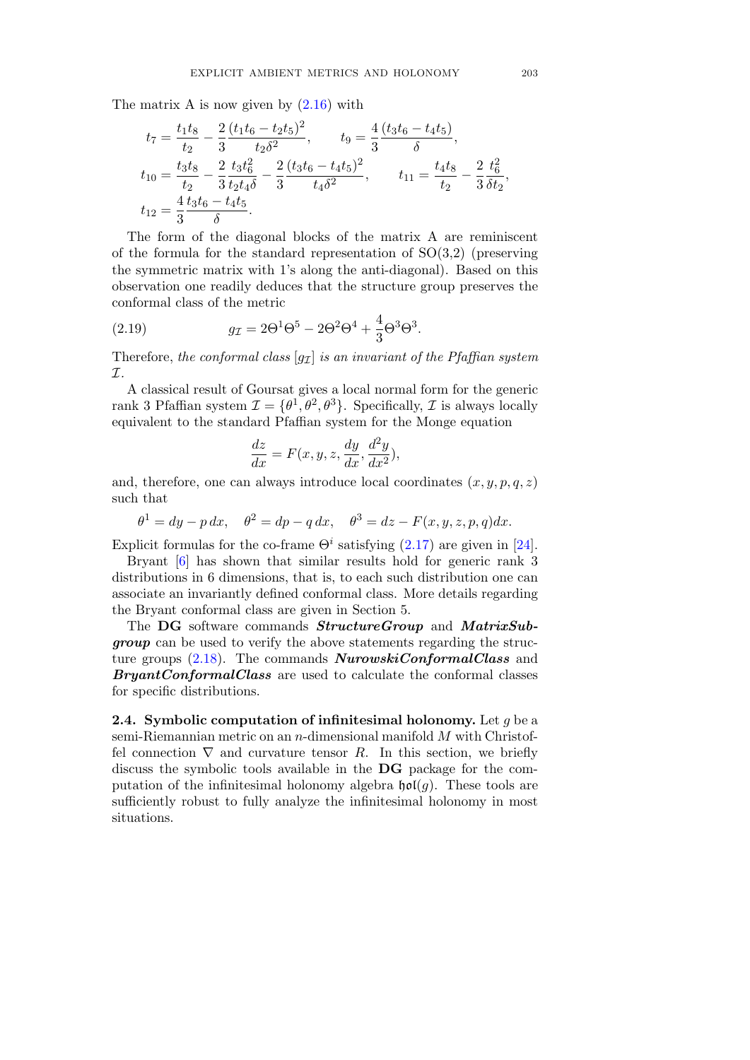The matrix A is now given by (2.16) with

$$t_7 = \frac{t_1 t_8}{t_2} - \frac{2}{3}\frac{(t_1 t_6 - t_2 t_5)^2}{t_2 \delta^2}, \qquad t_9 = \frac{4}{3}\frac{(t_3 t_6 - t_4 t_5)}{\delta},$$

$$t_{10} = \frac{t_3 t_8}{t_2} - \frac{2}{3}\frac{t_3 t_6^2}{t_2 t_4 \delta} - \frac{2}{3}\frac{(t_3 t_6 - t_4 t_5)^2}{t_4 \delta^2}, \qquad t_{11} = \frac{t_4 t_8}{t_2} - \frac{2}{3}\frac{t_6^2}{\delta t_2},$$

$$t_{12} = \frac{4}{3}\frac{t_3 t_6 - t_4 t_5}{\delta}.$$

The form of the diagonal blocks of the matrix A are reminiscent of the formula for the standard representation of SO(3,2) (preserving the symmetric matrix with 1's along the anti-diagonal). Based on this observation one readily deduces that the structure group preserves the conformal class of the metric

$$g_{\mathcal{I}} = 2\Theta^1\Theta^5 - 2\Theta^2\Theta^4 + \frac{4}{3}\Theta^3\Theta^3. \tag{2.19}$$

Therefore, *the conformal class $[g_{\mathcal{I}}]$ is an invariant of the Pfaffian system $\mathcal{I}$.*

A classical result of Goursat gives a local normal form for the generic rank 3 Pfaffian system $\mathcal{I} = \{\theta^1, \theta^2, \theta^3\}$. Specifically, $\mathcal{I}$ is always locally equivalent to the standard Pfaffian system for the Monge equation

$$\frac{dz}{dx} = F(x, y, z, \frac{dy}{dx}, \frac{d^2y}{dx^2}),$$

and, therefore, one can always introduce local coordinates $(x, y, p, q, z)$ such that

$$\theta^1 = dy - p\,dx, \quad \theta^2 = dp - q\,dx, \quad \theta^3 = dz - F(x, y, z, p, q)dx.$$

Explicit formulas for the co-frame $\Theta^i$ satisfying (2.17) are given in [24].

Bryant [6] has shown that similar results hold for generic rank 3 distributions in 6 dimensions, that is, to each such distribution one can associate an invariantly defined conformal class. More details regarding the Bryant conformal class are given in Section 5.

The **DG** software commands ***StructureGroup*** and ***MatrixSubgroup*** can be used to verify the above statements regarding the structure groups (2.18). The commands ***NurowskiConformalClass*** and ***BryantConformalClass*** are used to calculate the conformal classes for specific distributions.

**2.4. Symbolic computation of infinitesimal holonomy.** Let $g$ be a semi-Riemannian metric on an $n$-dimensional manifold $M$ with Christoffel connection $\nabla$ and curvature tensor $R$. In this section, we briefly discuss the symbolic tools available in the **DG** package for the computation of the infinitesimal holonomy algebra $\mathfrak{hol}(g)$. These tools are sufficiently robust to fully analyze the infinitesimal holonomy in most situations.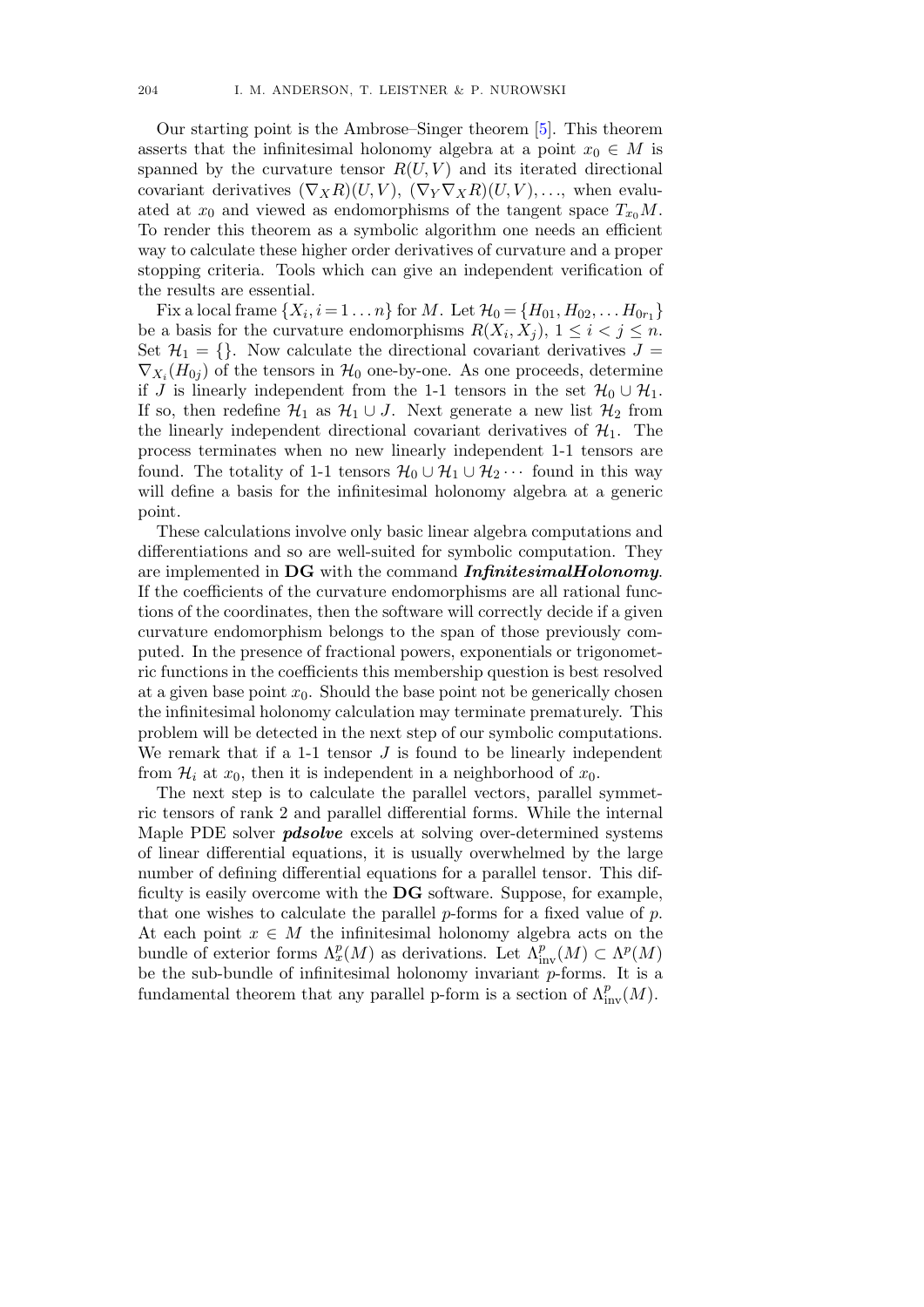Our starting point is the Ambrose–Singer theorem [5]. This theorem asserts that the infinitesimal holonomy algebra at a point $x_0 \in M$ is spanned by the curvature tensor $R(U, V)$ and its iterated directional covariant derivatives $(\nabla_X R)(U, V)$, $(\nabla_Y \nabla_X R)(U, V), \ldots$, when evaluated at $x_0$ and viewed as endomorphisms of the tangent space $T_{x_0}M$. To render this theorem as a symbolic algorithm one needs an efficient way to calculate these higher order derivatives of curvature and a proper stopping criteria. Tools which can give an independent verification of the results are essential.

Fix a local frame $\{X_i, i = 1 \ldots n\}$ for $M$. Let $\mathcal{H}_0 = \{H_{01}, H_{02}, \ldots H_{0r_1}\}$ be a basis for the curvature endomorphisms $R(X_i, X_j)$, $1 \leq i < j \leq n$. Set $\mathcal{H}_1 = \{\}$. Now calculate the directional covariant derivatives $J = \nabla_{X_i}(H_{0j})$ of the tensors in $\mathcal{H}_0$ one-by-one. As one proceeds, determine if $J$ is linearly independent from the 1-1 tensors in the set $\mathcal{H}_0 \cup \mathcal{H}_1$. If so, then redefine $\mathcal{H}_1$ as $\mathcal{H}_1 \cup J$. Next generate a new list $\mathcal{H}_2$ from the linearly independent directional covariant derivatives of $\mathcal{H}_1$. The process terminates when no new linearly independent 1-1 tensors are found. The totality of 1-1 tensors $\mathcal{H}_0 \cup \mathcal{H}_1 \cup \mathcal{H}_2 \cdots$ found in this way will define a basis for the infinitesimal holonomy algebra at a generic point.

These calculations involve only basic linear algebra computations and differentiations and so are well-suited for symbolic computation. They are implemented in **DG** with the command ***InfinitesimalHolonomy***. If the coefficients of the curvature endomorphisms are all rational functions of the coordinates, then the software will correctly decide if a given curvature endomorphism belongs to the span of those previously computed. In the presence of fractional powers, exponentials or trigonometric functions in the coefficients this membership question is best resolved at a given base point $x_0$. Should the base point not be generically chosen the infinitesimal holonomy calculation may terminate prematurely. This problem will be detected in the next step of our symbolic computations. We remark that if a 1-1 tensor $J$ is found to be linearly independent from $\mathcal{H}_i$ at $x_0$, then it is independent in a neighborhood of $x_0$.

The next step is to calculate the parallel vectors, parallel symmetric tensors of rank 2 and parallel differential forms. While the internal Maple PDE solver ***pdsolve*** excels at solving over-determined systems of linear differential equations, it is usually overwhelmed by the large number of defining differential equations for a parallel tensor. This difficulty is easily overcome with the **DG** software. Suppose, for example, that one wishes to calculate the parallel $p$-forms for a fixed value of $p$. At each point $x \in M$ the infinitesimal holonomy algebra acts on the bundle of exterior forms $\Lambda^p_x(M)$ as derivations. Let $\Lambda^p_{\rm inv}(M) \subset \Lambda^p(M)$ be the sub-bundle of infinitesimal holonomy invariant $p$-forms. It is a fundamental theorem that any parallel p-form is a section of $\Lambda^p_{\rm inv}(M)$.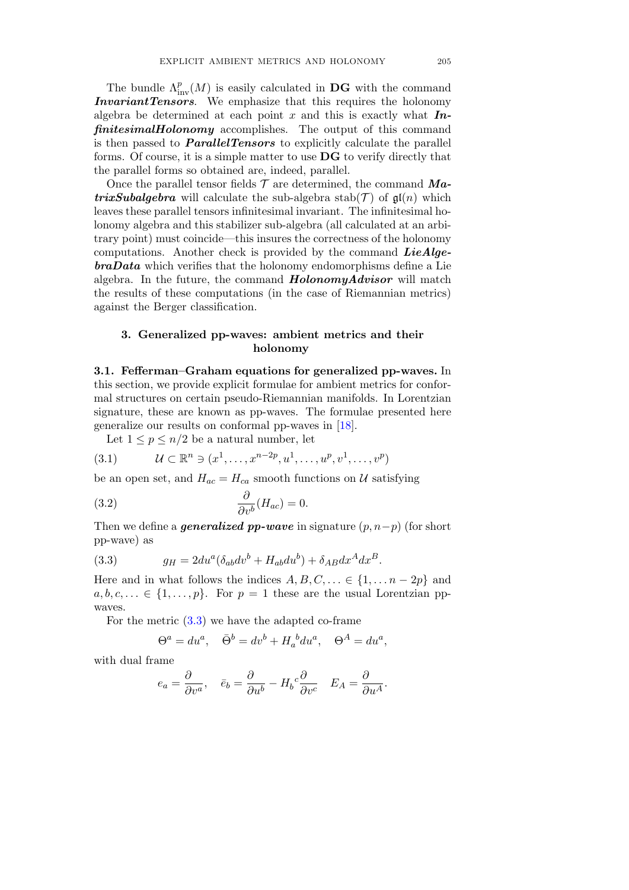The bundle $\Lambda^p_{\mathrm{inv}}(M)$ is easily calculated in **DG** with the command ***InvariantTensors***. We emphasize that this requires the holonomy algebra be determined at each point $x$ and this is exactly what ***InfinitesimalHolonomy*** accomplishes. The output of this command is then passed to ***ParallelTensors*** to explicitly calculate the parallel forms. Of course, it is a simple matter to use **DG** to verify directly that the parallel forms so obtained are, indeed, parallel.

Once the parallel tensor fields $\mathcal{T}$ are determined, the command ***MatrixSubalgebra*** will calculate the sub-algebra $\mathrm{stab}(\mathcal{T})$ of $\mathfrak{gl}(n)$ which leaves these parallel tensors infinitesimal invariant. The infinitesimal holonomy algebra and this stabilizer sub-algebra (all calculated at an arbitrary point) must coincide—this insures the correctness of the holonomy computations. Another check is provided by the command ***LieAlgebraData*** which verifies that the holonomy endomorphisms define a Lie algebra. In the future, the command ***HolonomyAdvisor*** will match the results of these computations (in the case of Riemannian metrics) against the Berger classification.

## 3. Generalized pp-waves: ambient metrics and their holonomy

**3.1. Fefferman–Graham equations for generalized pp-waves.** In this section, we provide explicit formulae for ambient metrics for conformal structures on certain pseudo-Riemannian manifolds. In Lorentzian signature, these are known as pp-waves. The formulae presented here generalize our results on conformal pp-waves in [18].

Let $1 \leq p \leq n/2$ be a natural number, let

$$\mathcal{U} \subset \mathbb{R}^n \ni (x^1, \ldots, x^{n-2p}, u^1, \ldots, u^p, v^1, \ldots, v^p) \tag{3.1}$$

be an open set, and $H_{ac} = H_{ca}$ smooth functions on $\mathcal{U}$ satisfying

$$\frac{\partial}{\partial v^b}(H_{ac}) = 0. \tag{3.2}$$

Then we define a ***generalized pp-wave*** in signature $(p, n-p)$ (for short pp-wave) as

$$g_H = 2du^a(\delta_{ab}dv^b + H_{ab}du^b) + \delta_{AB}dx^A dx^B. \tag{3.3}$$

Here and in what follows the indices $A, B, C, \ldots \in \{1, \ldots n-2p\}$ and $a, b, c, \ldots \in \{1, \ldots, p\}$. For $p = 1$ these are the usual Lorentzian pp-waves.

For the metric (3.3) we have the adapted co-frame

$$\Theta^a = du^a, \quad \bar{\Theta}^b = dv^b + H_a{}^b du^a, \quad \Theta^A = du^a,$$

with dual frame

$$e_a = \frac{\partial}{\partial v^a}, \quad \bar{e}_b = \frac{\partial}{\partial u^b} - H_b{}^c \frac{\partial}{\partial v^c} \quad E_A = \frac{\partial}{\partial u^A}.$$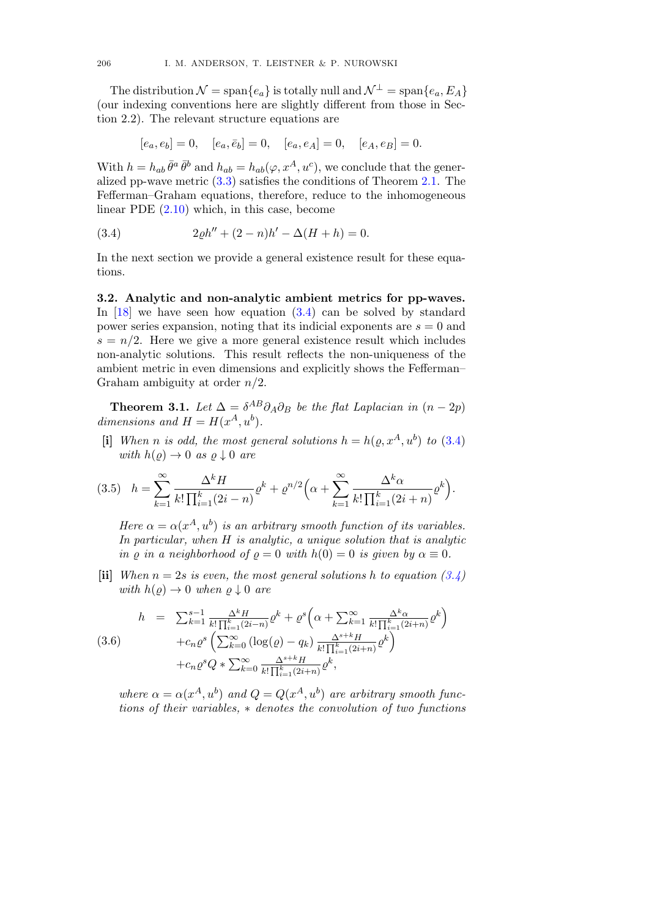The distribution $\mathcal{N} = \text{span}\{e_a\}$ is totally null and $\mathcal{N}^\perp = \text{span}\{e_a, E_A\}$ (our indexing conventions here are slightly different from those in Section 2.2). The relevant structure equations are

$$[e_a, e_b] = 0, \quad [e_a, \bar{e}_b] = 0, \quad [e_a, e_A] = 0, \quad [e_A, e_B] = 0.$$

With $h = h_{ab}\,\bar{\theta}^a\,\bar{\theta}^b$ and $h_{ab} = h_{ab}(\varphi, x^A, u^c)$, we conclude that the generalized pp-wave metric (3.3) satisfies the conditions of Theorem 2.1. The Fefferman–Graham equations, therefore, reduce to the inhomogeneous linear PDE (2.10) which, in this case, become

$$2\varrho h'' + (2-n)h' - \Delta(H+h) = 0. \tag{3.4}$$

In the next section we provide a general existence result for these equations.

**3.2. Analytic and non-analytic ambient metrics for pp-waves.** In [18] we have seen how equation (3.4) can be solved by standard power series expansion, noting that its indicial exponents are $s = 0$ and $s = n/2$. Here we give a more general existence result which includes non-analytic solutions. This result reflects the non-uniqueness of the ambient metric in even dimensions and explicitly shows the Fefferman–Graham ambiguity at order $n/2$.

**Theorem 3.1.** *Let $\Delta = \delta^{AB}\partial_A\partial_B$ be the flat Laplacian in $(n-2p)$ dimensions and $H = H(x^A, u^b)$.*

**[i]** *When $n$ is odd, the most general solutions $h = h(\varrho, x^A, u^b)$ to (3.4) with $h(\varrho) \to 0$ as $\varrho \downarrow 0$ are*

$$h = \sum_{k=1}^{\infty} \frac{\Delta^k H}{k!\prod_{i=1}^k (2i-n)}\varrho^k + \varrho^{n/2}\Big(\alpha + \sum_{k=1}^{\infty} \frac{\Delta^k \alpha}{k!\prod_{i=1}^k (2i+n)}\varrho^k\Big). \tag{3.5}$$

*Here $\alpha = \alpha(x^A, u^b)$ is an arbitrary smooth function of its variables. In particular, when $H$ is analytic, a unique solution that is analytic in $\varrho$ in a neighborhood of $\varrho = 0$ with $h(0) = 0$ is given by $\alpha \equiv 0$.*

**[ii]** *When $n = 2s$ is even, the most general solutions $h$ to equation (3.4) with $h(\varrho) \to 0$ when $\varrho \downarrow 0$ are*

$$\begin{aligned} h \;=\; & \sum_{k=1}^{s-1} \tfrac{\Delta^k H}{k!\prod_{i=1}^k (2i-n)}\varrho^k + \varrho^s\Big(\alpha + \sum_{k=1}^{\infty} \tfrac{\Delta^k \alpha}{k!\prod_{i=1}^k (2i+n)}\varrho^k\Big) \\ & + c_n \varrho^s \Big(\sum_{k=0}^{\infty} \left(\log(\varrho) - q_k\right) \tfrac{\Delta^{s+k} H}{k!\prod_{i=1}^k (2i+n)}\varrho^k\Big) \\ & + c_n \varrho^s Q * \sum_{k=0}^{\infty} \tfrac{\Delta^{s+k} H}{k!\prod_{i=1}^k (2i+n)}\varrho^k, \end{aligned} \tag{3.6}$$

*where $\alpha = \alpha(x^A, u^b)$ and $Q = Q(x^A, u^b)$ are arbitrary smooth functions of their variables, $*$ denotes the convolution of two functions*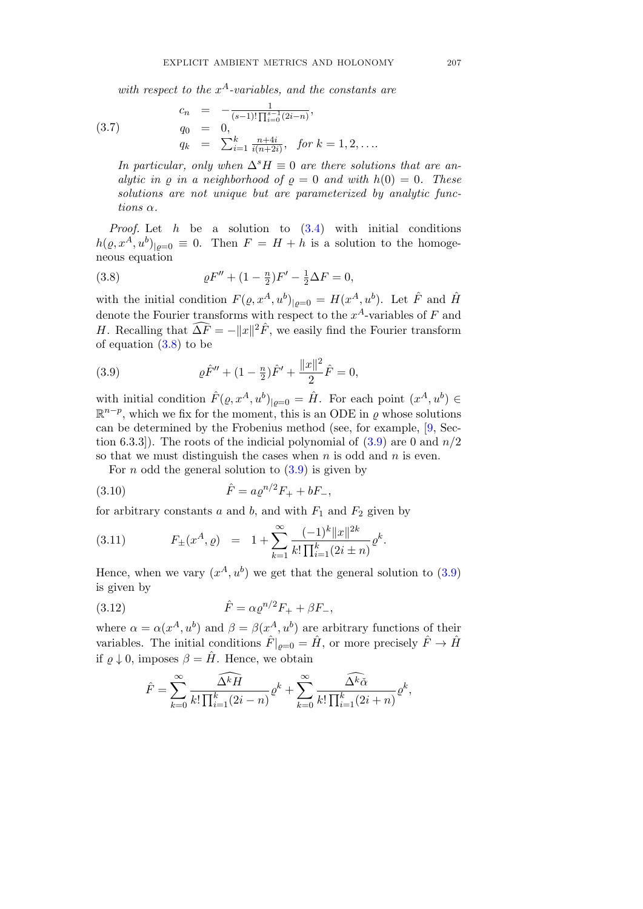*with respect to the $x^A$-variables, and the constants are*

$$
\begin{array}{rcl}
c_n & = & -\frac{1}{(s-1)!\prod_{i=0}^{s-1}(2i-n)}, \\
q_0 & = & 0, \\
q_k & = & \sum_{i=1}^{k} \frac{n+4i}{i(n+2i)}, \quad \textit{for } k=1,2,\ldots.
\end{array}
\tag{3.7}
$$

*In particular, only when $\Delta^s H \equiv 0$ are there solutions that are analytic in $\varrho$ in a neighborhood of $\varrho = 0$ and with $h(0) = 0$. These solutions are not unique but are parameterized by analytic functions $\alpha$.*

*Proof.* Let $h$ be a solution to (3.4) with initial conditions $h(\varrho, x^A, u^b)_{|\varrho=0} \equiv 0$. Then $F = H + h$ is a solution to the homogeneous equation

$$
\varrho F'' + (1 - \tfrac{n}{2})F' - \tfrac{1}{2}\Delta F = 0, \tag{3.8}
$$

with the initial condition $F(\varrho, x^A, u^b)_{|\varrho=0} = H(x^A, u^b)$. Let $\hat{F}$ and $\hat{H}$ denote the Fourier transforms with respect to the $x^A$-variables of $F$ and $H$. Recalling that $\widehat{\Delta F} = -\|x\|^2 \hat{F}$, we easily find the Fourier transform of equation (3.8) to be

$$
\varrho \hat{F}'' + (1 - \tfrac{n}{2})\hat{F}' + \frac{\|x\|^2}{2}\hat{F} = 0, \tag{3.9}
$$

with initial condition $\hat{F}(\varrho, x^A, u^b)_{|\varrho=0} = \hat{H}$. For each point $(x^A, u^b) \in \mathbb{R}^{n-p}$, which we fix for the moment, this is an ODE in $\varrho$ whose solutions can be determined by the Frobenius method (see, for example, [9, Section 6.3.3]). The roots of the indicial polynomial of (3.9) are 0 and $n/2$ so that we must distinguish the cases when $n$ is odd and $n$ is even.

For $n$ odd the general solution to (3.9) is given by

$$
\hat{F} = a\varrho^{n/2}F_+ + bF_-, \tag{3.10}
$$

for arbitrary constants $a$ and $b$, and with $F_1$ and $F_2$ given by

$$
F_\pm(x^A, \varrho) \;\; = \;\; 1 + \sum_{k=1}^{\infty} \frac{(-1)^k \|x\|^{2k}}{k! \prod_{i=1}^{k}(2i \pm n)} \varrho^k. \tag{3.11}
$$

Hence, when we vary $(x^A, u^b)$ we get that the general solution to (3.9) is given by

$$
\hat{F} = \alpha\varrho^{n/2}F_+ + \beta F_-, \tag{3.12}
$$

where $\alpha = \alpha(x^A, u^b)$ and $\beta = \beta(x^A, u^b)$ are arbitrary functions of their variables. The initial conditions $\hat{F}|_{\varrho=0} = \hat{H}$, or more precisely $\hat{F} \to \hat{H}$ if $\varrho \downarrow 0$, imposes $\beta = \hat{H}$. Hence, we obtain

$$
\hat{F} = \sum_{k=0}^{\infty} \frac{\widehat{\Delta^k H}}{k! \prod_{i=1}^{k}(2i-n)} \varrho^k + \sum_{k=0}^{\infty} \frac{\widehat{\Delta^k \check{\alpha}}}{k! \prod_{i=1}^{k}(2i+n)} \varrho^k,
$$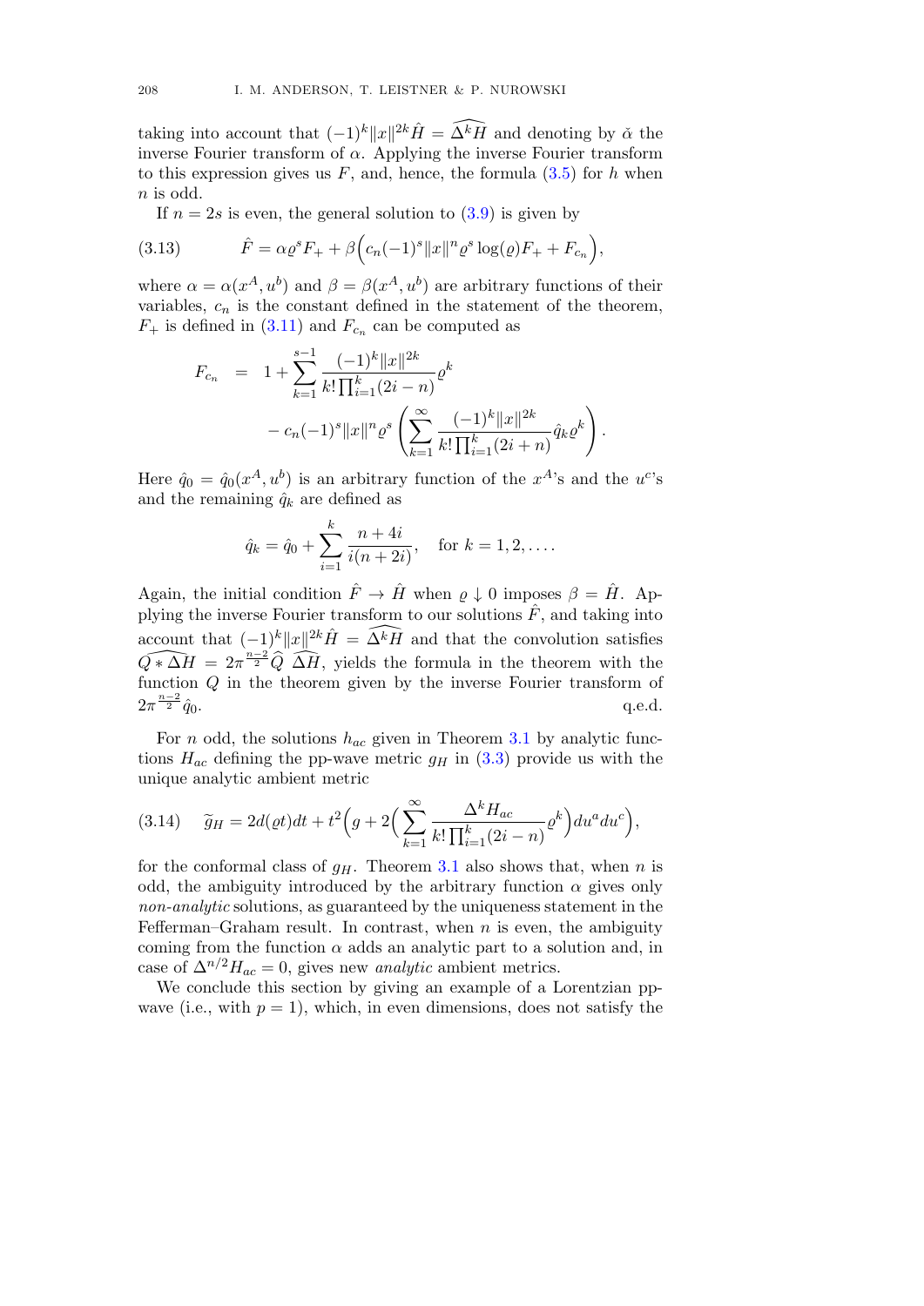taking into account that $(-1)^k\|x\|^{2k}\hat{H} = \widehat{\Delta^k H}$ and denoting by $\check{\alpha}$ the inverse Fourier transform of $\alpha$. Applying the inverse Fourier transform to this expression gives us $F$, and, hence, the formula (3.5) for $h$ when $n$ is odd.

If $n = 2s$ is even, the general solution to (3.9) is given by

$$\hat{F} = \alpha\varrho^s F_+ + \beta\Big(c_n(-1)^s\|x\|^n\varrho^s\log(\varrho)F_+ + F_{c_n}\Big), \tag{3.13}$$

where $\alpha = \alpha(x^A, u^b)$ and $\beta = \beta(x^A, u^b)$ are arbitrary functions of their variables, $c_n$ is the constant defined in the statement of the theorem, $F_+$ is defined in (3.11) and $F_{c_n}$ can be computed as

$$\begin{aligned}
F_{c_n} &= 1 + \sum_{k=1}^{s-1}\frac{(-1)^k\|x\|^{2k}}{k!\prod_{i=1}^k(2i-n)}\varrho^k \\
&\quad - c_n(-1)^s\|x\|^n\varrho^s\left(\sum_{k=1}^{\infty}\frac{(-1)^k\|x\|^{2k}}{k!\prod_{i=1}^k(2i+n)}\hat{q}_k\varrho^k\right).
\end{aligned}$$

Here $\hat{q}_0 = \hat{q}_0(x^A, u^b)$ is an arbitrary function of the $x^A$'s and the $u^c$'s and the remaining $\hat{q}_k$ are defined as

$$\hat{q}_k = \hat{q}_0 + \sum_{i=1}^k\frac{n+4i}{i(n+2i)}, \quad \text{for } k = 1, 2, \ldots.$$

Again, the initial condition $\hat{F} \to \hat{H}$ when $\varrho \downarrow 0$ imposes $\beta = \hat{H}$. Applying the inverse Fourier transform to our solutions $\hat{F}$, and taking into account that $(-1)^k\|x\|^{2k}\hat{H} = \widehat{\Delta^k H}$ and that the convolution satisfies $\widehat{Q * \Delta H} = 2\pi^{\frac{n-2}{2}}\widehat{Q}\,\widehat{\Delta H}$, yields the formula in the theorem with the function $Q$ in the theorem given by the inverse Fourier transform of $2\pi^{\frac{n-2}{2}}\hat{q}_0$. q.e.d.

For $n$ odd, the solutions $h_{ac}$ given in Theorem 3.1 by analytic functions $H_{ac}$ defining the pp-wave metric $g_H$ in (3.3) provide us with the unique analytic ambient metric

$$\widetilde{g}_H = 2d(\varrho t)dt + t^2\Big(g + 2\Big(\sum_{k=1}^{\infty}\frac{\Delta^k H_{ac}}{k!\prod_{i=1}^k(2i-n)}\varrho^k\Big)du^a du^c\Big), \tag{3.14}$$

for the conformal class of $g_H$. Theorem 3.1 also shows that, when $n$ is odd, the ambiguity introduced by the arbitrary function $\alpha$ gives only *non-analytic* solutions, as guaranteed by the uniqueness statement in the Fefferman–Graham result. In contrast, when $n$ is even, the ambiguity coming from the function $\alpha$ adds an analytic part to a solution and, in case of $\Delta^{n/2}H_{ac} = 0$, gives new *analytic* ambient metrics.

We conclude this section by giving an example of a Lorentzian pp-wave (i.e., with $p = 1$), which, in even dimensions, does not satisfy the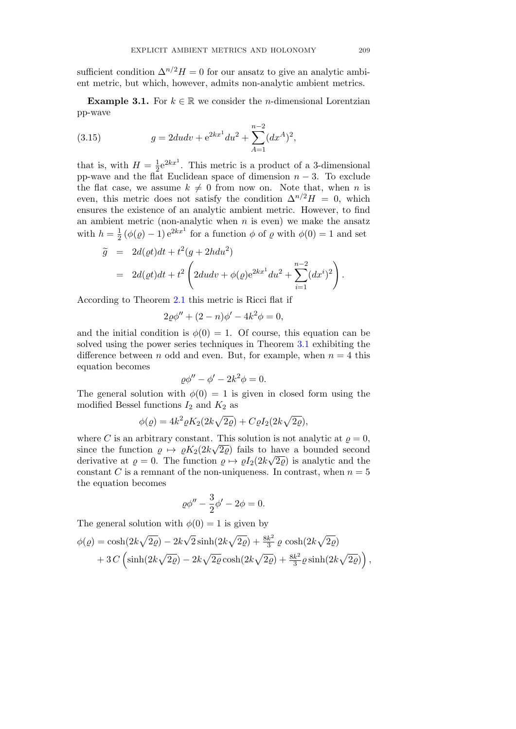sufficient condition $\Delta^{n/2}H = 0$ for our ansatz to give an analytic ambient metric, but which, however, admits non-analytic ambient metrics.

**Example 3.1.** For $k \in \mathbb{R}$ we consider the $n$-dimensional Lorentzian pp-wave

$$g = 2dudv + \mathrm{e}^{2kx^1}du^2 + \sum_{A=1}^{n-2}(dx^A)^2, \tag{3.15}$$

that is, with $H = \frac{1}{2}\mathrm{e}^{2kx^1}$. This metric is a product of a 3-dimensional pp-wave and the flat Euclidean space of dimension $n-3$. To exclude the flat case, we assume $k \neq 0$ from now on. Note that, when $n$ is even, this metric does not satisfy the condition $\Delta^{n/2}H = 0$, which ensures the existence of an analytic ambient metric. However, to find an ambient metric (non-analytic when $n$ is even) we make the ansatz with $h = \frac{1}{2}\left(\phi(\varrho) - 1\right)\mathrm{e}^{2kx^1}$ for a function $\phi$ of $\varrho$ with $\phi(0) = 1$ and set

$$\begin{aligned}
\widetilde{g} &= 2d(\varrho t)dt + t^2(g + 2hdu^2) \\
&= 2d(\varrho t)dt + t^2\left(2dudv + \phi(\varrho)\mathrm{e}^{2kx^1}du^2 + \sum_{i=1}^{n-2}(dx^i)^2\right).
\end{aligned}$$

According to Theorem 2.1 this metric is Ricci flat if

$$2\varrho\phi'' + (2-n)\phi' - 4k^2\phi = 0,$$

and the initial condition is $\phi(0) = 1$. Of course, this equation can be solved using the power series techniques in Theorem 3.1 exhibiting the difference between $n$ odd and even. But, for example, when $n = 4$ this equation becomes

$$\varrho\phi'' - \phi' - 2k^2\phi = 0.$$

The general solution with $\phi(0) = 1$ is given in closed form using the modified Bessel functions $I_2$ and $K_2$ as

$$\phi(\varrho) = 4k^2\varrho K_2(2k\sqrt{2\varrho}) + C\varrho I_2(2k\sqrt{2\varrho}),$$

where $C$ is an arbitrary constant. This solution is not analytic at $\varrho = 0$, since the function $\varrho \mapsto \varrho K_2(2k\sqrt{2\varrho})$ fails to have a bounded second derivative at $\varrho = 0$. The function $\varrho \mapsto \varrho I_2(2k\sqrt{2\varrho})$ is analytic and the constant $C$ is a remnant of the non-uniqueness. In contrast, when $n = 5$ the equation becomes

$$\varrho\phi'' - \frac{3}{2}\phi' - 2\phi = 0.$$

The general solution with $\phi(0) = 1$ is given by

$$\begin{aligned}
\phi(\varrho) = {} & \cosh(2k\sqrt{2\varrho}) - 2k\sqrt{2}\sinh(2k\sqrt{2\varrho}) + \tfrac{8k^2}{3}\,\varrho\,\cosh(2k\sqrt{2\varrho}) \\
& + 3\,C\left(\sinh(2k\sqrt{2\varrho}) - 2k\sqrt{2\varrho}\cosh(2k\sqrt{2\varrho}) + \tfrac{8k^2}{3}\varrho\sinh(2k\sqrt{2\varrho})\right),
\end{aligned}$$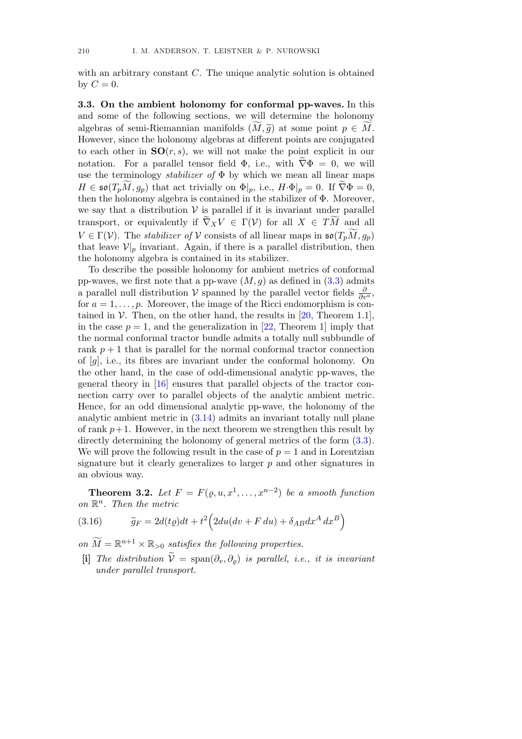with an arbitrary constant $C$. The unique analytic solution is obtained by $C = 0$.

**3.3. On the ambient holonomy for conformal pp-waves.** In this and some of the following sections, we will determine the holonomy algebras of semi-Riemannian manifolds $(\widetilde{M}, \widetilde{g})$ at some point $p \in \widetilde{M}$. However, since the holonomy algebras at different points are conjugated to each other in $\mathbf{SO}(r,s)$, we will not make the point explicit in our notation. For a parallel tensor field $\Phi$, i.e., with $\widetilde{\nabla}\Phi = 0$, we will use the terminology *stabilizer of* $\Phi$ by which we mean all linear maps $H \in \mathfrak{so}(T_p\widetilde{M}, g_p)$ that act trivially on $\Phi|_p$, i.e., $H{\cdot}\Phi|_p = 0$. If $\widetilde{\nabla}\Phi = 0$, then the holonomy algebra is contained in the stabilizer of $\Phi$. Moreover, we say that a distribution $\mathcal{V}$ is parallel if it is invariant under parallel transport, or equivalently if $\widetilde{\nabla}_X V \in \Gamma(\mathcal{V})$ for all $X \in T\widetilde{M}$ and all $V \in \Gamma(\mathcal{V})$. The *stabilizer of* $\mathcal{V}$ consists of all linear maps in $\mathfrak{so}(T_p\widetilde{M}, g_p)$ that leave $\mathcal{V}|_p$ invariant. Again, if there is a parallel distribution, then the holonomy algebra is contained in its stabilizer.

To describe the possible holonomy for ambient metrics of conformal pp-waves, we first note that a pp-wave $(M,g)$ as defined in (3.3) admits a parallel null distribution $\mathcal{V}$ spanned by the parallel vector fields $\frac{\partial}{\partial v^a}$, for $a = 1, \ldots, p$. Moreover, the image of the Ricci endomorphism is contained in $\mathcal{V}$. Then, on the other hand, the results in [20, Theorem 1.1], in the case $p = 1$, and the generalization in [22, Theorem 1] imply that the normal conformal tractor bundle admits a totally null subbundle of rank $p+1$ that is parallel for the normal conformal tractor connection of $[g]$, i.e., its fibres are invariant under the conformal holonomy. On the other hand, in the case of odd-dimensional analytic pp-waves, the general theory in [16] ensures that parallel objects of the tractor connection carry over to parallel objects of the analytic ambient metric. Hence, for an odd dimensional analytic pp-wave, the holonomy of the analytic ambient metric in (3.14) admits an invariant totally null plane of rank $p+1$. However, in the next theorem we strengthen this result by directly determining the holonomy of general metrics of the form (3.3). We will prove the following result in the case of $p = 1$ and in Lorentzian signature but it clearly generalizes to larger $p$ and other signatures in an obvious way.

**Theorem 3.2.** *Let $F = F(\varrho, u, x^1, \ldots, x^{n-2})$ be a smooth function on $\mathbb{R}^n$. Then the metric*

$$\widetilde{g}_F = 2d(t\varrho)dt + t^2\Big(2du(dv + F\,du) + \delta_{AB}dx^A\,dx^B\Big) \tag{3.16}$$

*on $\widetilde{M} = \mathbb{R}^{n+1} \times \mathbb{R}_{>0}$ satisfies the following properties.*

- **[i]** *The distribution $\widetilde{\mathcal{V}} = \operatorname{span}(\partial_v, \partial_\varrho)$ is parallel, i.e., it is invariant under parallel transport.*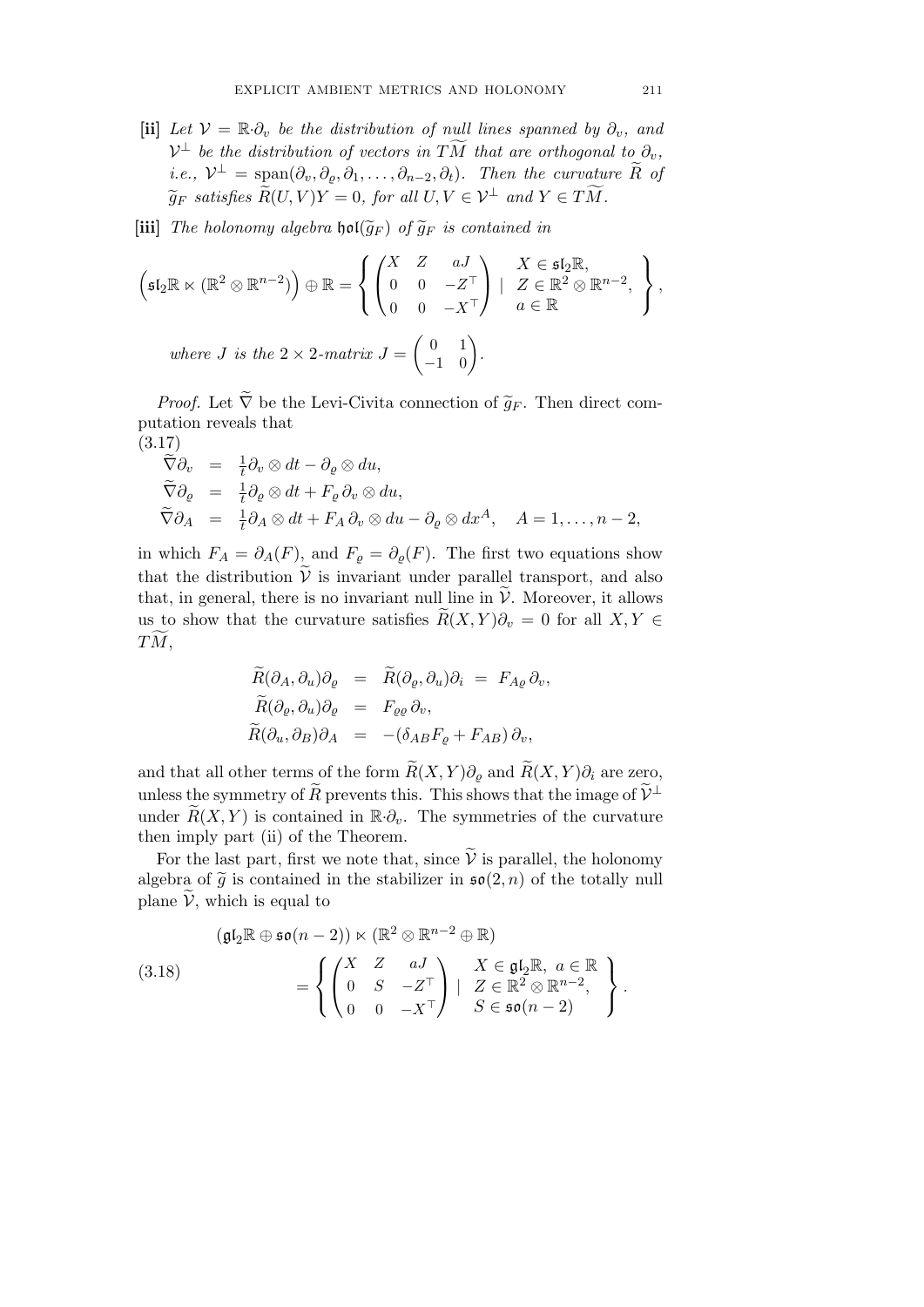**[ii]** *Let $\mathcal{V} = \mathbb{R}{\cdot}\partial_v$ be the distribution of null lines spanned by $\partial_v$, and $\mathcal{V}^\perp$ be the distribution of vectors in $T\widetilde{M}$ that are orthogonal to $\partial_v$, i.e., $\mathcal{V}^\perp = \operatorname{span}(\partial_v, \partial_\varrho, \partial_1, \ldots, \partial_{n-2}, \partial_t)$. Then the curvature $\widetilde{R}$ of $\widetilde{g}_F$ satisfies $\widetilde{R}(U,V)Y = 0$, for all $U, V \in \mathcal{V}^\perp$ and $Y \in T\widetilde{M}$.*

**[iii]** *The holonomy algebra $\mathfrak{hol}(\widetilde{g}_F)$ of $\widetilde{g}_F$ is contained in*

$$\left(\mathfrak{sl}_2\mathbb{R} \ltimes (\mathbb{R}^2 \otimes \mathbb{R}^{n-2})\right) \oplus \mathbb{R} = \left\{ \begin{pmatrix} X & Z & aJ \\ 0 & 0 & -Z^\top \\ 0 & 0 & -X^\top \end{pmatrix} \mid \begin{array}{l} X \in \mathfrak{sl}_2\mathbb{R}, \\ Z \in \mathbb{R}^2 \otimes \mathbb{R}^{n-2}, \\ a \in \mathbb{R} \end{array} \right\},$$

*where $J$ is the $2 \times 2$-matrix $J = \begin{pmatrix} 0 & 1 \\ -1 & 0 \end{pmatrix}$.*

*Proof.* Let $\widetilde{\nabla}$ be the Levi-Civita connection of $\widetilde{g}_F$. Then direct computation reveals that

(3.17)
$$\begin{aligned}
\widetilde{\nabla}\partial_v &= \tfrac{1}{t}\partial_v \otimes dt - \partial_\varrho \otimes du, \\
\widetilde{\nabla}\partial_\varrho &= \tfrac{1}{t}\partial_\varrho \otimes dt + F_\varrho\, \partial_v \otimes du, \\
\widetilde{\nabla}\partial_A &= \tfrac{1}{t}\partial_A \otimes dt + F_A\, \partial_v \otimes du - \partial_\varrho \otimes dx^A, \quad A = 1, \ldots, n-2,
\end{aligned}$$

in which $F_A = \partial_A(F)$, and $F_\varrho = \partial_\varrho(F)$. The first two equations show that the distribution $\widetilde{\mathcal{V}}$ is invariant under parallel transport, and also that, in general, there is no invariant null line in $\widetilde{\mathcal{V}}$. Moreover, it allows us to show that the curvature satisfies $\widetilde{R}(X,Y)\partial_v = 0$ for all $X, Y \in T\widetilde{M}$,

$$\begin{aligned}
\widetilde{R}(\partial_A, \partial_u)\partial_\varrho &= \widetilde{R}(\partial_\varrho, \partial_u)\partial_i \;=\; F_{A\varrho}\, \partial_v, \\
\widetilde{R}(\partial_\varrho, \partial_u)\partial_\varrho &= F_{\varrho\varrho}\, \partial_v, \\
\widetilde{R}(\partial_u, \partial_B)\partial_A &= -(\delta_{AB} F_\varrho + F_{AB})\, \partial_v,
\end{aligned}$$

and that all other terms of the form $\widetilde{R}(X,Y)\partial_\varrho$ and $\widetilde{R}(X,Y)\partial_i$ are zero, unless the symmetry of $\widetilde{R}$ prevents this. This shows that the image of $\widetilde{\mathcal{V}}^\perp$ under $\widetilde{R}(X,Y)$ is contained in $\mathbb{R}{\cdot}\partial_v$. The symmetries of the curvature then imply part (ii) of the Theorem.

For the last part, first we note that, since $\widetilde{\mathcal{V}}$ is parallel, the holonomy algebra of $\widetilde{g}$ is contained in the stabilizer in $\mathfrak{so}(2,n)$ of the totally null plane $\widetilde{\mathcal{V}}$, which is equal to

$$\begin{aligned}
&(\mathfrak{gl}_2\mathbb{R} \oplus \mathfrak{so}(n-2)) \ltimes (\mathbb{R}^2 \otimes \mathbb{R}^{n-2} \oplus \mathbb{R}) \\
&\qquad = \left\{ \begin{pmatrix} X & Z & aJ \\ 0 & S & -Z^\top \\ 0 & 0 & -X^\top \end{pmatrix} \mid \begin{array}{l} X \in \mathfrak{gl}_2\mathbb{R},\ a \in \mathbb{R} \\ Z \in \mathbb{R}^2 \otimes \mathbb{R}^{n-2}, \\ S \in \mathfrak{so}(n-2) \end{array} \right\}.
\end{aligned} \tag{3.18}$$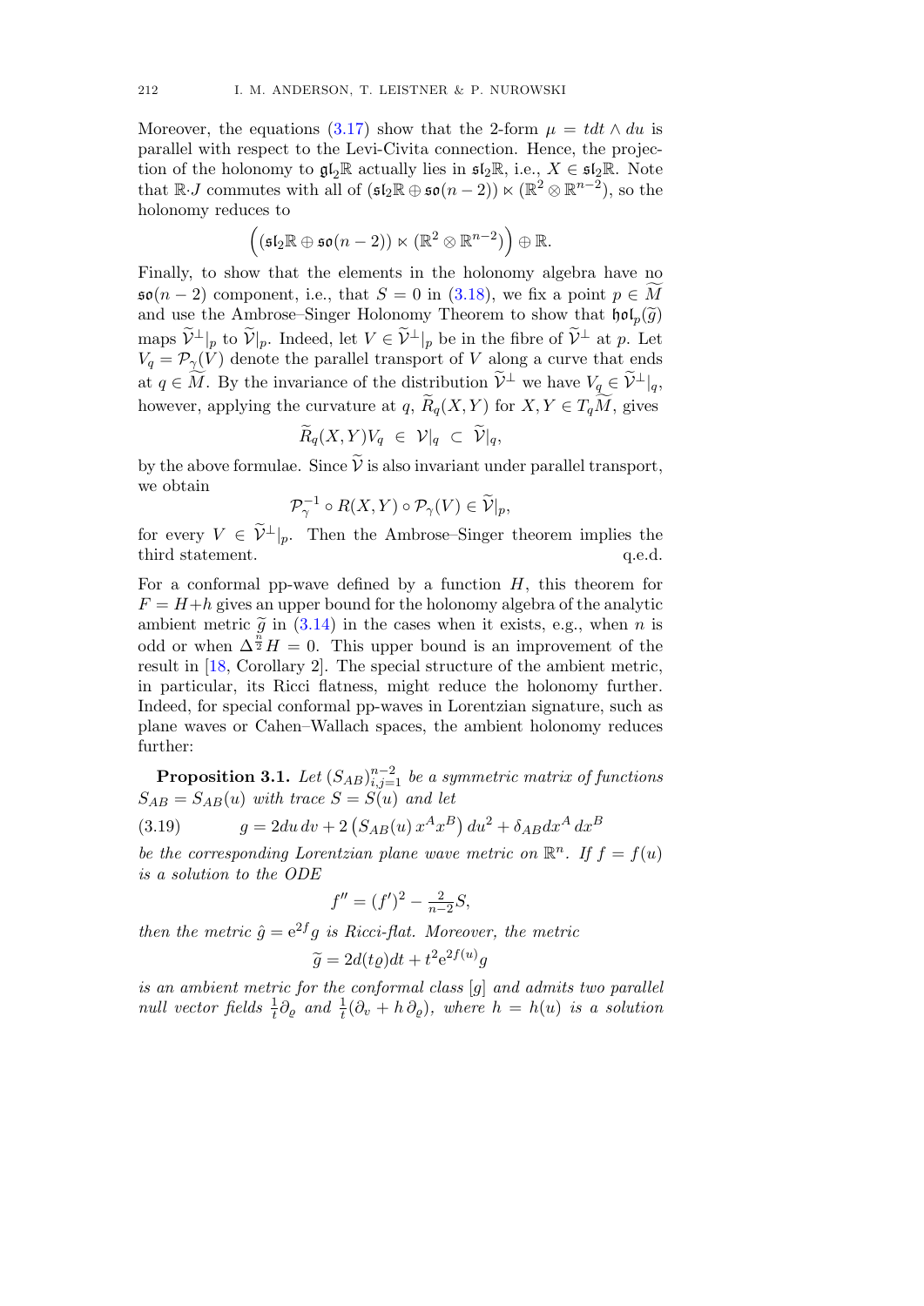Moreover, the equations (3.17) show that the 2-form $\mu = tdt \wedge du$ is parallel with respect to the Levi-Civita connection. Hence, the projection of the holonomy to $\mathfrak{gl}_2\mathbb{R}$ actually lies in $\mathfrak{sl}_2\mathbb{R}$, i.e., $X \in \mathfrak{sl}_2\mathbb{R}$. Note that $\mathbb{R}{\cdot}J$ commutes with all of $(\mathfrak{sl}_2\mathbb{R} \oplus \mathfrak{so}(n-2)) \ltimes (\mathbb{R}^2 \otimes \mathbb{R}^{n-2})$, so the holonomy reduces to

$$\Big( (\mathfrak{sl}_2\mathbb{R} \oplus \mathfrak{so}(n-2)) \ltimes (\mathbb{R}^2 \otimes \mathbb{R}^{n-2}) \Big) \oplus \mathbb{R}.$$

Finally, to show that the elements in the holonomy algebra have no $\mathfrak{so}(n-2)$ component, i.e., that $S = 0$ in (3.18), we fix a point $p \in \widetilde{M}$ and use the Ambrose–Singer Holonomy Theorem to show that $\mathfrak{hol}_p(\widetilde{g})$ maps $\widetilde{\mathcal{V}}^\perp|_p$ to $\widetilde{\mathcal{V}}|_p$. Indeed, let $V \in \widetilde{\mathcal{V}}^\perp|_p$ be in the fibre of $\widetilde{\mathcal{V}}^\perp$ at $p$. Let $V_q = \mathcal{P}_\gamma(V)$ denote the parallel transport of $V$ along a curve that ends at $q \in \widetilde{M}$. By the invariance of the distribution $\widetilde{\mathcal{V}}^\perp$ we have $V_q \in \widetilde{\mathcal{V}}^\perp|_q$, however, applying the curvature at $q$, $\widetilde{R}_q(X,Y)$ for $X, Y \in T_q\widetilde{M}$, gives

$$\widetilde{R}_q(X,Y)V_q \;\in\; \mathcal{V}|_q \;\subset\; \widetilde{\mathcal{V}}|_q,$$

by the above formulae. Since $\widetilde{\mathcal{V}}$ is also invariant under parallel transport, we obtain

$$\mathcal{P}_\gamma^{-1} \circ R(X,Y) \circ \mathcal{P}_\gamma(V) \in \widetilde{\mathcal{V}}|_p,$$

for every $V \in \widetilde{\mathcal{V}}^\perp|_p$. Then the Ambrose–Singer theorem implies the third statement. q.e.d.

For a conformal pp-wave defined by a function $H$, this theorem for $F = H + h$ gives an upper bound for the holonomy algebra of the analytic ambient metric $\widetilde{g}$ in (3.14) in the cases when it exists, e.g., when $n$ is odd or when $\Delta^{\frac{n}{2}} H = 0$. This upper bound is an improvement of the result in [18, Corollary 2]. The special structure of the ambient metric, in particular, its Ricci flatness, might reduce the holonomy further. Indeed, for special conformal pp-waves in Lorentzian signature, such as plane waves or Cahen–Wallach spaces, the ambient holonomy reduces further:

**Proposition 3.1.** *Let $(S_{AB})_{i,j=1}^{n-2}$ be a symmetric matrix of functions $S_{AB} = S_{AB}(u)$ with trace $S = S(u)$ and let*

$$g = 2du\,dv + 2\left(S_{AB}(u)\,x^A x^B\right) du^2 + \delta_{AB} dx^A\, dx^B \tag{3.19}$$

*be the corresponding Lorentzian plane wave metric on $\mathbb{R}^n$. If $f = f(u)$ is a solution to the ODE*

$$f'' = (f')^2 - \tfrac{2}{n-2} S,$$

*then the metric $\hat{g} = \mathrm{e}^{2f} g$ is Ricci-flat. Moreover, the metric*

$$\widetilde{g} = 2d(t\varrho)dt + t^2 \mathrm{e}^{2f(u)} g$$

*is an ambient metric for the conformal class $[g]$ and admits two parallel null vector fields $\frac{1}{t}\partial_\varrho$ and $\frac{1}{t}(\partial_v + h\,\partial_\varrho)$, where $h = h(u)$ is a solution*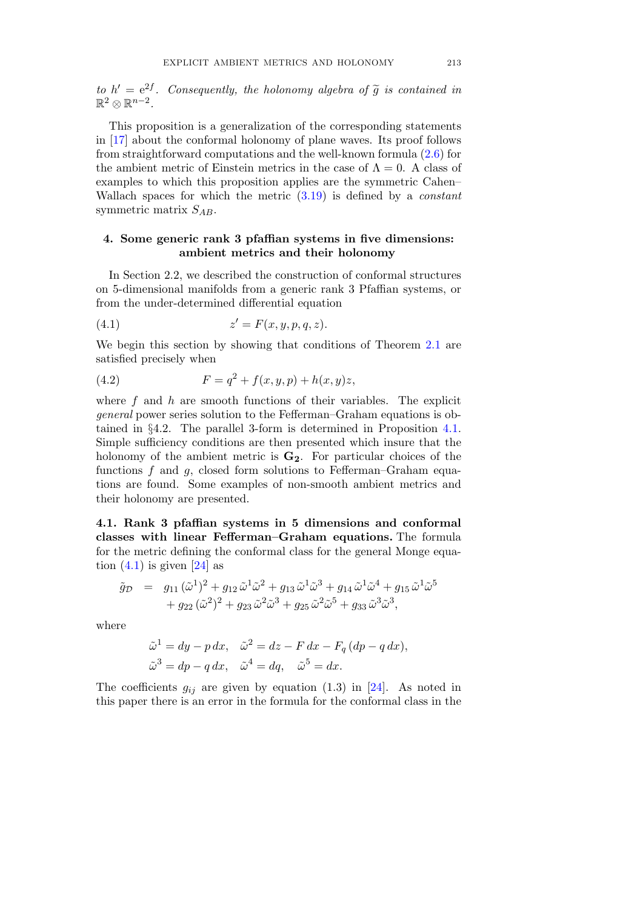*to $h' = e^{2f}$. Consequently, the holonomy algebra of $\widetilde{g}$ is contained in $\mathbb{R}^2 \otimes \mathbb{R}^{n-2}$.*

This proposition is a generalization of the corresponding statements in [17] about the conformal holonomy of plane waves. Its proof follows from straightforward computations and the well-known formula (2.6) for the ambient metric of Einstein metrics in the case of $\Lambda = 0$. A class of examples to which this proposition applies are the symmetric Cahen–Wallach spaces for which the metric (3.19) is defined by a *constant* symmetric matrix $S_{AB}$.

## 4. Some generic rank 3 pfaffian systems in five dimensions: ambient metrics and their holonomy

In Section 2.2, we described the construction of conformal structures on 5-dimensional manifolds from a generic rank 3 Pfaffian systems, or from the under-determined differential equation

$$z' = F(x, y, p, q, z). \tag{4.1}$$

We begin this section by showing that conditions of Theorem 2.1 are satisfied precisely when

$$F = q^2 + f(x, y, p) + h(x, y)z, \tag{4.2}$$

where $f$ and $h$ are smooth functions of their variables. The explicit *general* power series solution to the Fefferman–Graham equations is obtained in §4.2. The parallel 3-form is determined in Proposition 4.1. Simple sufficiency conditions are then presented which insure that the holonomy of the ambient metric is $\mathbf{G_2}$. For particular choices of the functions $f$ and $g$, closed form solutions to Fefferman–Graham equations are found. Some examples of non-smooth ambient metrics and their holonomy are presented.

**4.1. Rank 3 pfaffian systems in 5 dimensions and conformal classes with linear Fefferman–Graham equations.** The formula for the metric defining the conformal class for the general Monge equation (4.1) is given [24] as

$$\begin{aligned}
\tilde{g}_{\mathcal{D}} \;\; = \;\; & g_{11}\,(\tilde{\omega}^1)^2 + g_{12}\,\tilde{\omega}^1\tilde{\omega}^2 + g_{13}\,\tilde{\omega}^1\tilde{\omega}^3 + g_{14}\,\tilde{\omega}^1\tilde{\omega}^4 + g_{15}\,\tilde{\omega}^1\tilde{\omega}^5 \\
& + g_{22}\,(\tilde{\omega}^2)^2 + g_{23}\,\tilde{\omega}^2\tilde{\omega}^3 + g_{25}\,\tilde{\omega}^2\tilde{\omega}^5 + g_{33}\,\tilde{\omega}^3\tilde{\omega}^3,
\end{aligned}$$

where

$$\begin{aligned}
&\tilde{\omega}^1 = dy - p\,dx, \quad \tilde{\omega}^2 = dz - F\,dx - F_q\,(dp - q\,dx), \\
&\tilde{\omega}^3 = dp - q\,dx, \quad \tilde{\omega}^4 = dq, \quad \tilde{\omega}^5 = dx.
\end{aligned}$$

The coefficients $g_{ij}$ are given by equation (1.3) in [24]. As noted in this paper there is an error in the formula for the conformal class in the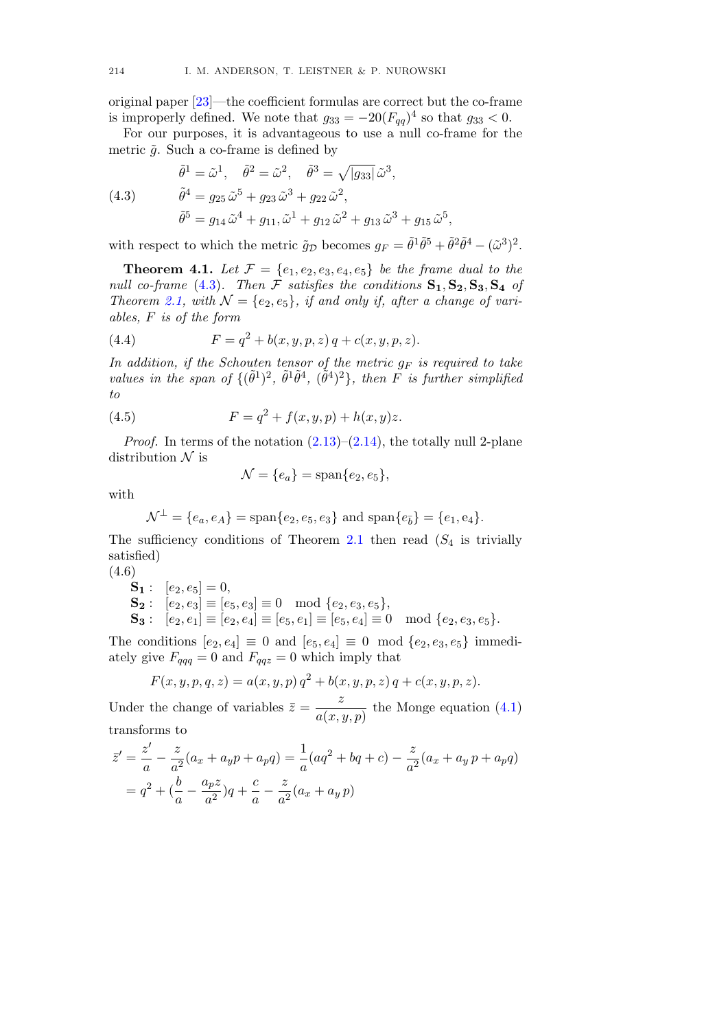original paper [23]—the coefficient formulas are correct but the co-frame is improperly defined. We note that $g_{33} = -20(F_{qq})^4$ so that $g_{33} < 0$.

For our purposes, it is advantageous to use a null co-frame for the metric $\tilde{g}$. Such a co-frame is defined by

$$
\begin{aligned}
&\tilde{\theta}^1 = \tilde{\omega}^1, \quad \tilde{\theta}^2 = \tilde{\omega}^2, \quad \tilde{\theta}^3 = \sqrt{|g_{33}|}\,\tilde{\omega}^3, \\
&\tilde{\theta}^4 = g_{25}\,\tilde{\omega}^5 + g_{23}\,\tilde{\omega}^3 + g_{22}\,\tilde{\omega}^2, \\
&\tilde{\theta}^5 = g_{14}\,\tilde{\omega}^4 + g_{11},\tilde{\omega}^1 + g_{12}\,\tilde{\omega}^2 + g_{13}\,\tilde{\omega}^3 + g_{15}\,\tilde{\omega}^5,
\end{aligned}
\tag{4.3}
$$

with respect to which the metric $\tilde{g}_{\mathcal{D}}$ becomes $g_F = \tilde{\theta}^1\tilde{\theta}^5 + \tilde{\theta}^2\tilde{\theta}^4 - (\tilde{\omega}^3)^2$.

**Theorem 4.1.** *Let $\mathcal{F} = \{e_1, e_2, e_3, e_4, e_5\}$ be the frame dual to the null co-frame (4.3). Then $\mathcal{F}$ satisfies the conditions $\mathbf{S_1}, \mathbf{S_2}, \mathbf{S_3}, \mathbf{S_4}$ of Theorem 2.1, with $\mathcal{N} = \{e_2, e_5\}$, if and only if, after a change of variables, $F$ is of the form*

$$
F = q^2 + b(x, y, p, z)\,q + c(x, y, p, z). \tag{4.4}
$$

*In addition, if the Schouten tensor of the metric $g_F$ is required to take values in the span of $\{(\tilde{\theta}^1)^2,\ \tilde{\theta}^1\tilde{\theta}^4,\ (\tilde{\theta}^4)^2\}$, then $F$ is further simplified to*

$$
F = q^2 + f(x, y, p) + h(x, y)z. \tag{4.5}
$$

*Proof.* In terms of the notation (2.13)–(2.14), the totally null 2-plane distribution $\mathcal{N}$ is

$$
\mathcal{N} = \{e_a\} = \operatorname{span}\{e_2, e_5\},
$$

with

$$
\mathcal{N}^\perp = \{e_a, e_A\} = \operatorname{span}\{e_2, e_5, e_3\} \text{ and } \operatorname{span}\{e_{\bar{b}}\} = \{e_1, e_4\}.
$$

The sufficiency conditions of Theorem 2.1 then read ($S_4$ is trivially satisfied)

$$
\begin{aligned}
&\mathbf{S_1}: \quad [e_2, e_5] = 0, \\
&\mathbf{S_2}: \quad [e_2, e_3] \equiv [e_5, e_3] \equiv 0 \mod \{e_2, e_3, e_5\}, \\
&\mathbf{S_3}: \quad [e_2, e_1] \equiv [e_2, e_4] \equiv [e_5, e_1] \equiv [e_5, e_4] \equiv 0 \mod \{e_2, e_3, e_5\}.
\end{aligned}
\tag{4.6}
$$

The conditions $[e_2, e_4] \equiv 0$ and $[e_5, e_4] \equiv 0 \mod \{e_2, e_3, e_5\}$ immediately give $F_{qqq} = 0$ and $F_{qqz} = 0$ which imply that

$$
F(x, y, p, q, z) = a(x, y, p)\,q^2 + b(x, y, p, z)\,q + c(x, y, p, z).
$$

Under the change of variables $\bar{z} = \dfrac{z}{a(x, y, p)}$ the Monge equation (4.1) transforms to

$$
\begin{aligned}
\bar{z}' &= \frac{z'}{a} - \frac{z}{a^2}(a_x + a_y p + a_p q) = \frac{1}{a}(aq^2 + bq + c) - \frac{z}{a^2}(a_x + a_y\,p + a_p q) \\
&= q^2 + (\frac{b}{a} - \frac{a_p z}{a^2})q + \frac{c}{a} - \frac{z}{a^2}(a_x + a_y\,p)
\end{aligned}
$$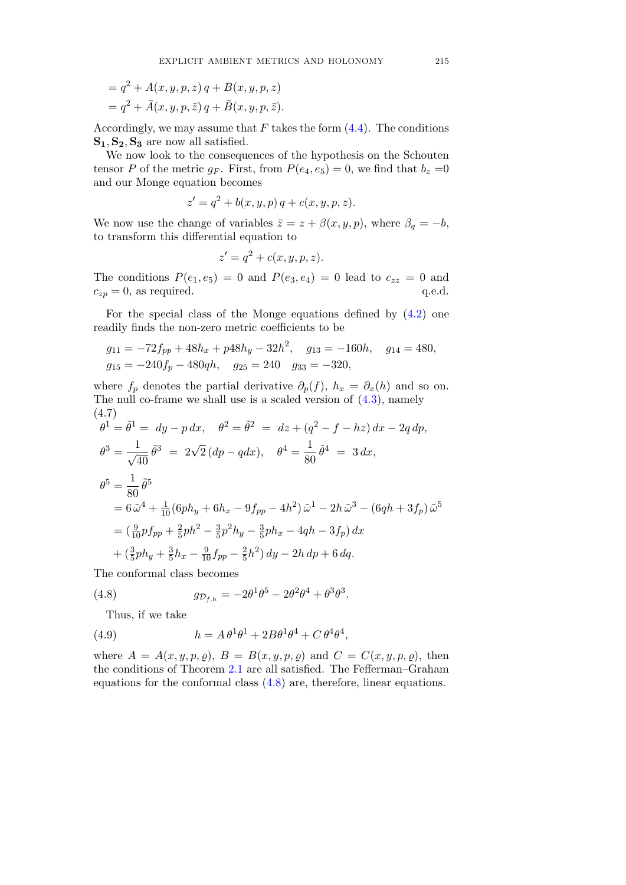$$
\begin{aligned}
&= q^2 + A(x,y,p,z)\,q + B(x,y,p,z)\\
&= q^2 + \bar{A}(x,y,p,\bar{z})\,q + \bar{B}(x,y,p,\bar{z}).
\end{aligned}
$$

Accordingly, we may assume that $F$ takes the form (4.4). The conditions $\mathbf{S_1}, \mathbf{S_2}, \mathbf{S_3}$ are now all satisfied.

We now look to the consequences of the hypothesis on the Schouten tensor $P$ of the metric $g_F$. First, from $P(e_4, e_5) = 0$, we find that $b_z = 0$ and our Monge equation becomes

$$
z' = q^2 + b(x,y,p)\,q + c(x,y,p,z).
$$

We now use the change of variables $\bar{z} = z + \beta(x,y,p)$, where $\beta_q = -b$, to transform this differential equation to

$$
z' = q^2 + c(x,y,p,z).
$$

The conditions $P(e_1, e_5) = 0$ and $P(e_3, e_4) = 0$ lead to $c_{zz} = 0$ and $c_{zp} = 0$, as required. q.e.d.

For the special class of the Monge equations defined by (4.2) one readily finds the non-zero metric coefficients to be

$$
\begin{aligned}
&g_{11} = -72 f_{pp} + 48 h_x + p48 h_y - 32 h^2, \quad g_{13} = -160 h, \quad g_{14} = 480,\\
&g_{15} = -240 f_p - 480 q h, \quad g_{25} = 240 \quad g_{33} = -320,
\end{aligned}
$$

where $f_p$ denotes the partial derivative $\partial_p(f)$, $h_x = \partial_x(h)$ and so on. The null co-frame we shall use is a scaled version of (4.3), namely

(4.7)

$$
\begin{aligned}
&\theta^1 = \tilde{\theta}^1 = \, dy - p\,dx, \quad \theta^2 = \tilde{\theta}^2 \, = \, dz + (q^2 - f - hz)\,dx - 2q\,dp,\\
&\theta^3 = \frac{1}{\sqrt{40}}\,\tilde{\theta}^3 \, = \, 2\sqrt{2}\,(dp - q dx), \quad \theta^4 = \frac{1}{80}\,\tilde{\theta}^4 \, = \, 3\,dx,\\
&\theta^5 = \frac{1}{80}\,\tilde{\theta}^5\\
&\quad = 6\,\tilde{\omega}^4 + \tfrac{1}{10}(6ph_y + 6h_x - 9f_{pp} - 4h^2)\,\tilde{\omega}^1 - 2h\,\tilde{\omega}^3 - (6qh + 3f_p)\,\tilde{\omega}^5\\
&\quad = (\tfrac{9}{10} p f_{pp} + \tfrac{2}{5} p h^2 - \tfrac{3}{5} p^2 h_y - \tfrac{3}{5} p h_x - 4qh - 3f_p)\,dx\\
&\quad\quad + (\tfrac{3}{5} p h_y + \tfrac{3}{5} h_x - \tfrac{9}{10} f_{pp} - \tfrac{2}{5} h^2)\,dy - 2h\,dp + 6\,dq.
\end{aligned}
$$

The conformal class becomes

$$
g_{\mathcal{D}_{f,h}} = -2\theta^1\theta^5 - 2\theta^2\theta^4 + \theta^3\theta^3. \tag{4.8}
$$

Thus, if we take

$$
h = A\,\theta^1\theta^1 + 2B\theta^1\theta^4 + C\,\theta^4\theta^4, \tag{4.9}
$$

where $A = A(x,y,p,\varrho)$, $B = B(x,y,p,\varrho)$ and $C = C(x,y,p,\varrho)$, then the conditions of Theorem 2.1 are all satisfied. The Fefferman–Graham equations for the conformal class (4.8) are, therefore, linear equations.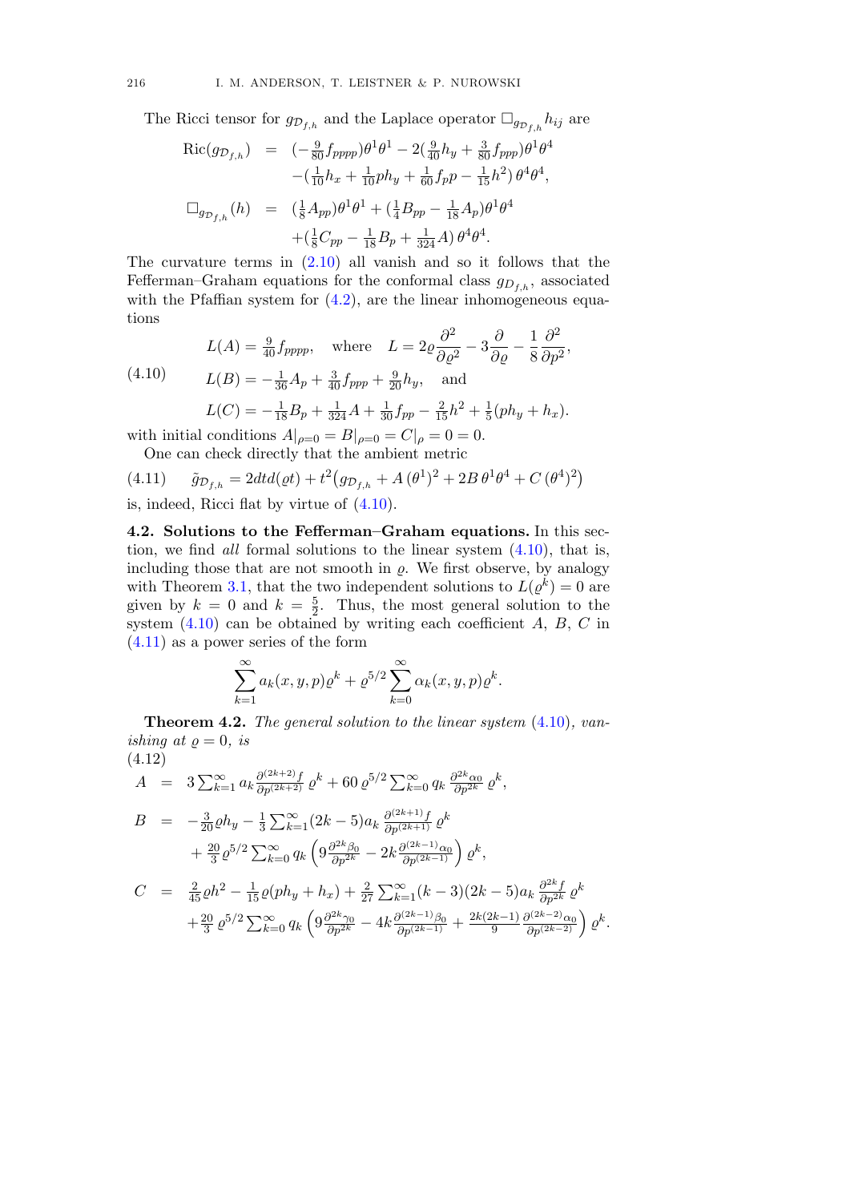The Ricci tensor for $g_{\mathcal{D}_{f,h}}$ and the Laplace operator $\Box_{g_{\mathcal{D}_{f,h}}} h_{ij}$ are

$$
\begin{aligned}
\operatorname{Ric}(g_{\mathcal{D}_{f,h}}) &= (-\tfrac{9}{80} f_{pppp})\theta^1\theta^1 - 2(\tfrac{9}{40} h_y + \tfrac{3}{80} f_{ppp})\theta^1\theta^4 \\
&\quad -(\tfrac{1}{10} h_x + \tfrac{1}{10} p h_y + \tfrac{1}{60} f_p p - \tfrac{1}{15} h^2)\,\theta^4\theta^4, \\
\Box_{g_{\mathcal{D}_{f,h}}}(h) &= (\tfrac{1}{8} A_{pp})\theta^1\theta^1 + (\tfrac{1}{4} B_{pp} - \tfrac{1}{18} A_p)\theta^1\theta^4 \\
&\quad +(\tfrac{1}{8} C_{pp} - \tfrac{1}{18} B_p + \tfrac{1}{324} A)\,\theta^4\theta^4.
\end{aligned}
$$

The curvature terms in (2.10) all vanish and so it follows that the Fefferman–Graham equations for the conformal class $g_{D_{f,h}}$, associated with the Pfaffian system for (4.2), are the linear inhomogeneous equations

$$
\begin{aligned}
& L(A) = \tfrac{9}{40} f_{pppp}, \quad \text{where} \quad L = 2\varrho \frac{\partial^2}{\partial \varrho^2} - 3\frac{\partial}{\partial \varrho} - \frac{1}{8}\frac{\partial^2}{\partial p^2}, \\
& L(B) = -\tfrac{1}{36} A_p + \tfrac{3}{40} f_{ppp} + \tfrac{9}{20} h_y, \quad \text{and} \\
& L(C) = -\tfrac{1}{18} B_p + \tfrac{1}{324} A + \tfrac{1}{30} f_{pp} - \tfrac{2}{15} h^2 + \tfrac{1}{5}(p h_y + h_x).
\end{aligned} \tag{4.10}
$$

with initial conditions $A|_{\rho=0} = B|_{\rho=0} = C|_{\rho} = 0 = 0$.

One can check directly that the ambient metric

$$
\tilde{g}_{\mathcal{D}_{f,h}} = 2dtd(\varrho t) + t^2\big(g_{\mathcal{D}_{f,h}} + A\,(\theta^1)^2 + 2B\,\theta^1\theta^4 + C\,(\theta^4)^2\big) \tag{4.11}
$$

is, indeed, Ricci flat by virtue of (4.10).

**4.2. Solutions to the Fefferman–Graham equations.** In this section, we find *all* formal solutions to the linear system (4.10), that is, including those that are not smooth in $\varrho$. We first observe, by analogy with Theorem 3.1, that the two independent solutions to $L(\varrho^k) = 0$ are given by $k = 0$ and $k = \frac{5}{2}$. Thus, the most general solution to the system (4.10) can be obtained by writing each coefficient $A$, $B$, $C$ in (4.11) as a power series of the form

$$
\sum_{k=1}^{\infty} a_k(x,y,p)\varrho^k + \varrho^{5/2}\sum_{k=0}^{\infty} \alpha_k(x,y,p)\varrho^k.
$$

**Theorem 4.2.** *The general solution to the linear system (4.10), vanishing at $\varrho = 0$, is*

$$
\begin{aligned}
A &= 3\textstyle\sum_{k=1}^{\infty} a_k \frac{\partial^{(2k+2)} f}{\partial p^{(2k+2)}}\,\varrho^k + 60\,\varrho^{5/2}\sum_{k=0}^{\infty} q_k\,\frac{\partial^{2k}\alpha_0}{\partial p^{2k}}\,\varrho^k, \\
B &= -\tfrac{3}{20}\varrho h_y - \tfrac{1}{3}\textstyle\sum_{k=1}^{\infty}(2k-5)a_k\,\frac{\partial^{(2k+1)} f}{\partial p^{(2k+1)}}\,\varrho^k \\
&\quad + \tfrac{20}{3}\varrho^{5/2}\textstyle\sum_{k=0}^{\infty} q_k\left(9\frac{\partial^{2k}\beta_0}{\partial p^{2k}} - 2k\frac{\partial^{(2k-1)}\alpha_0}{\partial p^{(2k-1)}}\right)\varrho^k, \\
C &= \tfrac{2}{45}\varrho h^2 - \tfrac{1}{15}\varrho(p h_y + h_x) + \tfrac{2}{27}\textstyle\sum_{k=1}^{\infty}(k-3)(2k-5)a_k\,\frac{\partial^{2k} f}{\partial p^{2k}}\,\varrho^k \\
&\quad + \tfrac{20}{3}\,\varrho^{5/2}\textstyle\sum_{k=0}^{\infty} q_k\left(9\frac{\partial^{2k}\gamma_0}{\partial p^{2k}} - 4k\frac{\partial^{(2k-1)}\beta_0}{\partial p^{(2k-1)}} + \frac{2k(2k-1)}{9}\frac{\partial^{(2k-2)}\alpha_0}{\partial p^{(2k-2)}}\right)\varrho^k.
\end{aligned} \tag{4.12}
$$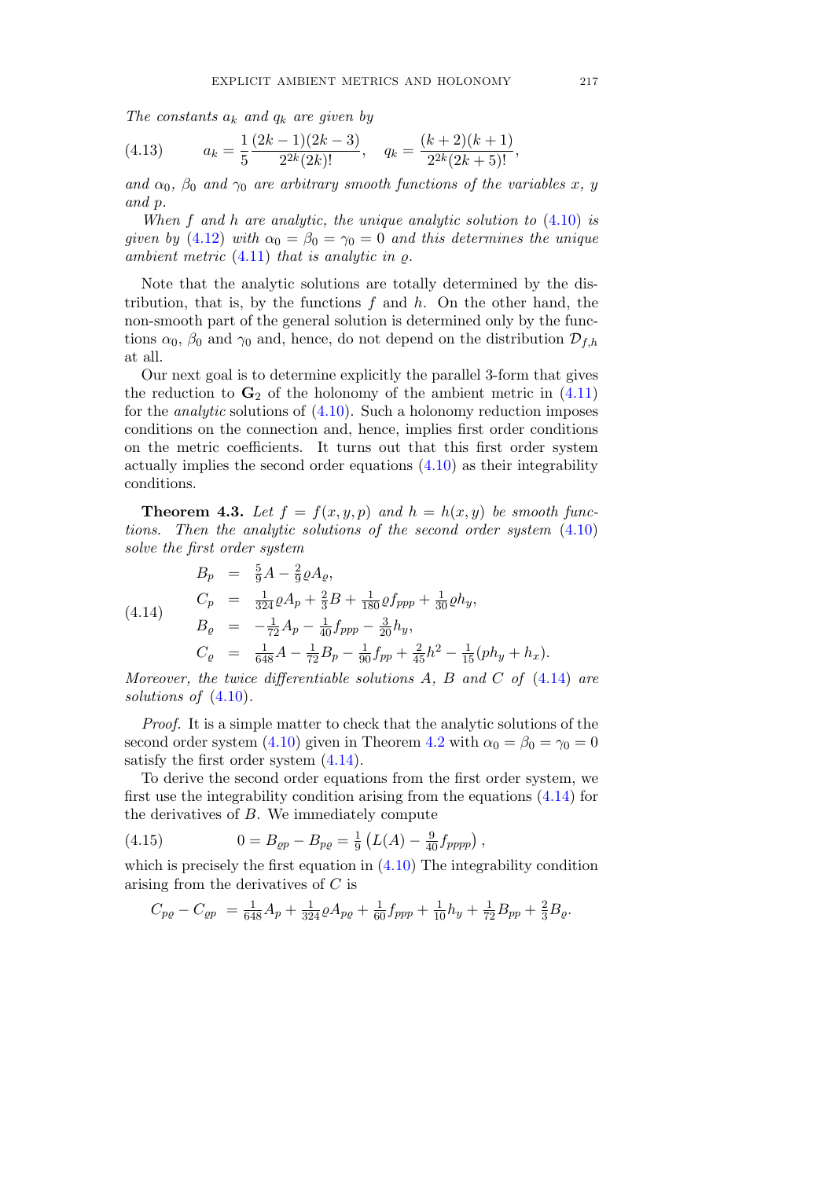*The constants $a_k$ and $q_k$ are given by*

$$a_k = \frac{1}{5}\frac{(2k-1)(2k-3)}{2^{2k}(2k)!}, \quad q_k = \frac{(k+2)(k+1)}{2^{2k}(2k+5)!}, \tag{4.13}$$

*and $\alpha_0$, $\beta_0$ and $\gamma_0$ are arbitrary smooth functions of the variables $x$, $y$ and $p$.*

*When $f$ and $h$ are analytic, the unique analytic solution to (4.10) is given by (4.12) with $\alpha_0 = \beta_0 = \gamma_0 = 0$ and this determines the unique ambient metric (4.11) that is analytic in $\varrho$.*

Note that the analytic solutions are totally determined by the distribution, that is, by the functions $f$ and $h$. On the other hand, the non-smooth part of the general solution is determined only by the functions $\alpha_0$, $\beta_0$ and $\gamma_0$ and, hence, do not depend on the distribution $\mathcal{D}_{f,h}$ at all.

Our next goal is to determine explicitly the parallel 3-form that gives the reduction to $\mathbf{G}_2$ of the holonomy of the ambient metric in (4.11) for the *analytic* solutions of (4.10). Such a holonomy reduction imposes conditions on the connection and, hence, implies first order conditions on the metric coefficients. It turns out that this first order system actually implies the second order equations (4.10) as their integrability conditions.

**Theorem 4.3.** *Let $f = f(x, y, p)$ and $h = h(x, y)$ be smooth functions. Then the analytic solutions of the second order system (4.10) solve the first order system*

$$\begin{aligned}
B_p &= \tfrac{5}{9}A - \tfrac{2}{9}\varrho A_\varrho, \\
C_p &= \tfrac{1}{324}\varrho A_p + \tfrac{2}{3}B + \tfrac{1}{180}\varrho f_{ppp} + \tfrac{1}{30}\varrho h_y, \\
B_\varrho &= -\tfrac{1}{72}A_p - \tfrac{1}{40}f_{ppp} - \tfrac{3}{20}h_y, \\
C_\varrho &= \tfrac{1}{648}A - \tfrac{1}{72}B_p - \tfrac{1}{90}f_{pp} + \tfrac{2}{45}h^2 - \tfrac{1}{15}(ph_y + h_x).
\end{aligned} \tag{4.14}$$

*Moreover, the twice differentiable solutions $A$, $B$ and $C$ of (4.14) are solutions of (4.10).*

*Proof.* It is a simple matter to check that the analytic solutions of the second order system (4.10) given in Theorem 4.2 with $\alpha_0 = \beta_0 = \gamma_0 = 0$ satisfy the first order system (4.14).

To derive the second order equations from the first order system, we first use the integrability condition arising from the equations (4.14) for the derivatives of $B$. We immediately compute

$$0 = B_{\varrho p} - B_{p\varrho} = \tfrac{1}{9}\left(L(A) - \tfrac{9}{40}f_{pppp}\right), \tag{4.15}$$

which is precisely the first equation in (4.10) The integrability condition arising from the derivatives of $C$ is

$$C_{p\varrho} - C_{\varrho p} = \tfrac{1}{648}A_p + \tfrac{1}{324}\varrho A_{p\varrho} + \tfrac{1}{60}f_{ppp} + \tfrac{1}{10}h_y + \tfrac{1}{72}B_{pp} + \tfrac{2}{3}B_\varrho.$$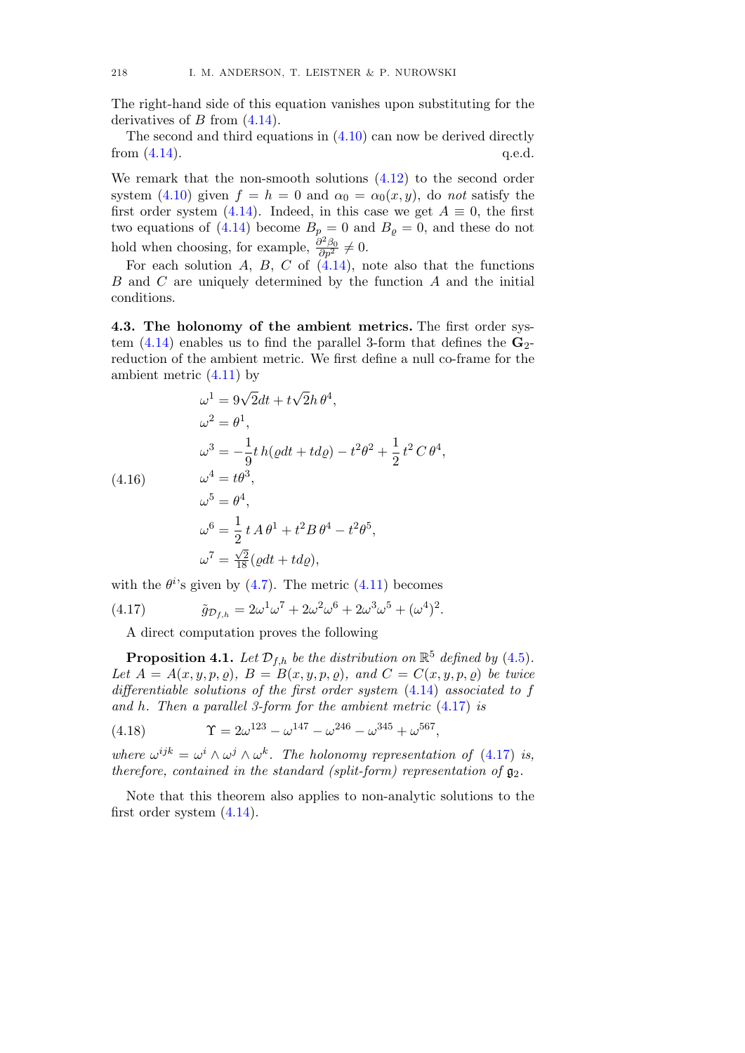The right-hand side of this equation vanishes upon substituting for the derivatives of $B$ from (4.14).

The second and third equations in (4.10) can now be derived directly from (4.14). q.e.d.

We remark that the non-smooth solutions (4.12) to the second order system (4.10) given $f = h = 0$ and $\alpha_0 = \alpha_0(x, y)$, do *not* satisfy the first order system (4.14). Indeed, in this case we get $A \equiv 0$, the first two equations of (4.14) become $B_p = 0$ and $B_\varrho = 0$, and these do not hold when choosing, for example, $\frac{\partial^2 \beta_0}{\partial p^2} \neq 0$.

For each solution $A$, $B$, $C$ of (4.14), note also that the functions $B$ and $C$ are uniquely determined by the function $A$ and the initial conditions.

**4.3. The holonomy of the ambient metrics.** The first order system (4.14) enables us to find the parallel 3-form that defines the $\mathbf{G}_2$-reduction of the ambient metric. We first define a null co-frame for the ambient metric (4.11) by

$$
\begin{aligned}
\omega^1 &= 9\sqrt{2}dt + t\sqrt{2}h\,\theta^4,\\
\omega^2 &= \theta^1,\\
\omega^3 &= -\frac{1}{9}t\,h(\varrho dt + td\varrho) - t^2\theta^2 + \frac{1}{2}t^2\,C\,\theta^4,\\
\omega^4 &= t\theta^3,\\
\omega^5 &= \theta^4,\\
\omega^6 &= \frac{1}{2}\,t\,A\,\theta^1 + t^2 B\,\theta^4 - t^2\theta^5,\\
\omega^7 &= \tfrac{\sqrt{2}}{18}(\varrho dt + td\varrho),
\end{aligned}
\tag{4.16}
$$

with the $\theta^i$'s given by (4.7). The metric (4.11) becomes

$$
\tilde{g}_{\mathcal{D}_{f,h}} = 2\omega^1\omega^7 + 2\omega^2\omega^6 + 2\omega^3\omega^5 + (\omega^4)^2. \tag{4.17}
$$

A direct computation proves the following

**Proposition 4.1.** *Let $\mathcal{D}_{f,h}$ be the distribution on $\mathbb{R}^5$ defined by (4.5). Let $A = A(x, y, p, \varrho)$, $B = B(x, y, p, \varrho)$, and $C = C(x, y, p, \varrho)$ be twice differentiable solutions of the first order system (4.14) associated to $f$ and $h$. Then a parallel 3-form for the ambient metric (4.17) is*

$$
\Upsilon = 2\omega^{123} - \omega^{147} - \omega^{246} - \omega^{345} + \omega^{567}, \tag{4.18}
$$

*where $\omega^{ijk} = \omega^i \wedge \omega^j \wedge \omega^k$. The holonomy representation of (4.17) is, therefore, contained in the standard (split-form) representation of $\mathfrak{g}_2$.*

Note that this theorem also applies to non-analytic solutions to the first order system (4.14).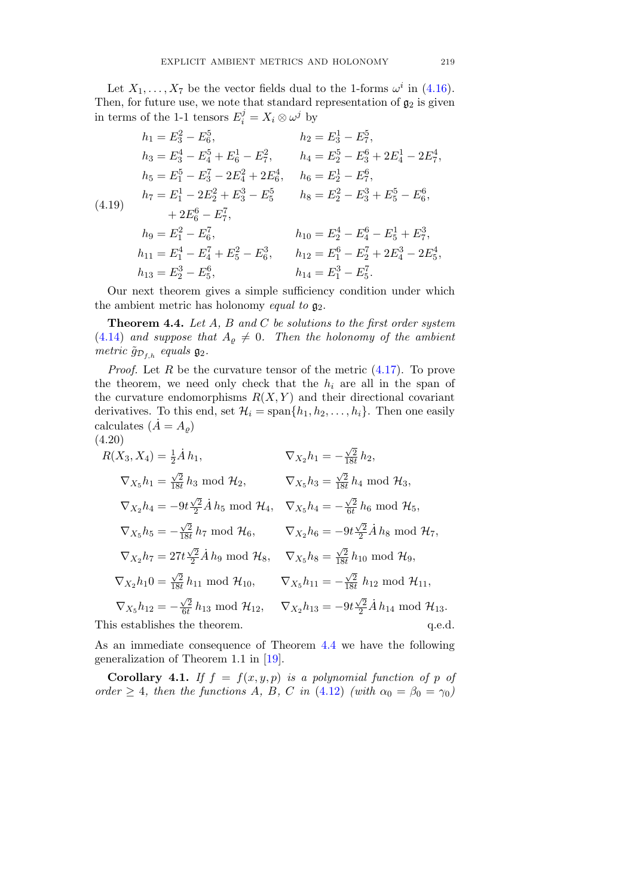Let $X_1, \ldots, X_7$ be the vector fields dual to the 1-forms $\omega^i$ in (4.16). Then, for future use, we note that standard representation of $\mathfrak{g}_2$ is given in terms of the 1-1 tensors $E^j_i = X_i \otimes \omega^j$ by

$$
\begin{aligned}
&h_1 = E^2_3 - E^5_6, && h_2 = E^1_3 - E^5_7,\\
&h_3 = E^4_3 - E^5_4 + E^1_6 - E^2_7, && h_4 = E^5_2 - E^6_3 + 2E^1_4 - 2E^4_7,\\
&h_5 = E^5_1 - E^7_3 - 2E^2_4 + 2E^4_6, && h_6 = E^1_2 - E^6_7,\\
&h_7 = E^1_1 - 2E^2_2 + E^3_3 - E^5_5 && h_8 = E^2_2 - E^3_3 + E^5_5 - E^6_6,\\
&\quad + 2E^6_6 - E^7_7, && \\
&h_9 = E^2_1 - E^7_6, && h_{10} = E^4_2 - E^6_4 - E^1_5 + E^3_7,\\
&h_{11} = E^4_1 - E^7_4 + E^2_5 - E^3_6, && h_{12} = E^6_1 - E^7_2 + 2E^3_4 - 2E^4_5,\\
&h_{13} = E^3_2 - E^6_5, && h_{14} = E^3_1 - E^7_5.
\end{aligned}
\tag{4.19}
$$

Our next theorem gives a simple sufficiency condition under which the ambient metric has holonomy *equal to* $\mathfrak{g}_2$.

**Theorem 4.4.** *Let $A$, $B$ and $C$ be solutions to the first order system (4.14) and suppose that $A_\varrho \neq 0$. Then the holonomy of the ambient metric $\tilde{g}_{\mathcal{D}_{f,h}}$ equals $\mathfrak{g}_2$.*

*Proof.* Let $R$ be the curvature tensor of the metric (4.17). To prove the theorem, we need only check that the $h_i$ are all in the span of the curvature endomorphisms $R(X,Y)$ and their directional covariant derivatives. To this end, set $\mathcal{H}_i = \mathrm{span}\{h_1, h_2, \ldots, h_i\}$. Then one easily calculates ($\dot{A} = A_\varrho$)

$$
\begin{aligned}
&R(X_3, X_4) = \tfrac{1}{2}\dot{A}\, h_1, && \nabla_{X_2} h_1 = -\tfrac{\sqrt{2}}{18t}\, h_2,\\
&\nabla_{X_5} h_1 = \tfrac{\sqrt{2}}{18t}\, h_3 \bmod \mathcal{H}_2, && \nabla_{X_5} h_3 = \tfrac{\sqrt{2}}{18t}\, h_4 \bmod \mathcal{H}_3,\\
&\nabla_{X_2} h_4 = -9t\tfrac{\sqrt{2}}{2}\dot{A}\, h_5 \bmod \mathcal{H}_4, && \nabla_{X_5} h_4 = -\tfrac{\sqrt{2}}{6t}\, h_6 \bmod \mathcal{H}_5,\\
&\nabla_{X_5} h_5 = -\tfrac{\sqrt{2}}{18t}\, h_7 \bmod \mathcal{H}_6, && \nabla_{X_2} h_6 = -9t\tfrac{\sqrt{2}}{2}\dot{A}\, h_8 \bmod \mathcal{H}_7,\\
&\nabla_{X_2} h_7 = 27t\tfrac{\sqrt{2}}{2}\dot{A}\, h_9 \bmod \mathcal{H}_8, && \nabla_{X_5} h_8 = \tfrac{\sqrt{2}}{18t}\, h_{10} \bmod \mathcal{H}_9,\\
&\nabla_{X_2} h_1 0 = \tfrac{\sqrt{2}}{18t}\, h_{11} \bmod \mathcal{H}_{10}, && \nabla_{X_5} h_{11} = -\tfrac{\sqrt{2}}{18t}\, h_{12} \bmod \mathcal{H}_{11},\\
&\nabla_{X_5} h_{12} = -\tfrac{\sqrt{2}}{6t}\, h_{13} \bmod \mathcal{H}_{12}, && \nabla_{X_2} h_{13} = -9t\tfrac{\sqrt{2}}{2}\dot{A}\, h_{14} \bmod \mathcal{H}_{13}.
\end{aligned}
\tag{4.20}
$$

This establishes the theorem. q.e.d.

As an immediate consequence of Theorem 4.4 we have the following generalization of Theorem 1.1 in [19].

**Corollary 4.1.** *If $f = f(x,y,p)$ is a polynomial function of $p$ of order $\geq 4$, then the functions $A$, $B$, $C$ in (4.12) (with $\alpha_0 = \beta_0 = \gamma_0$)*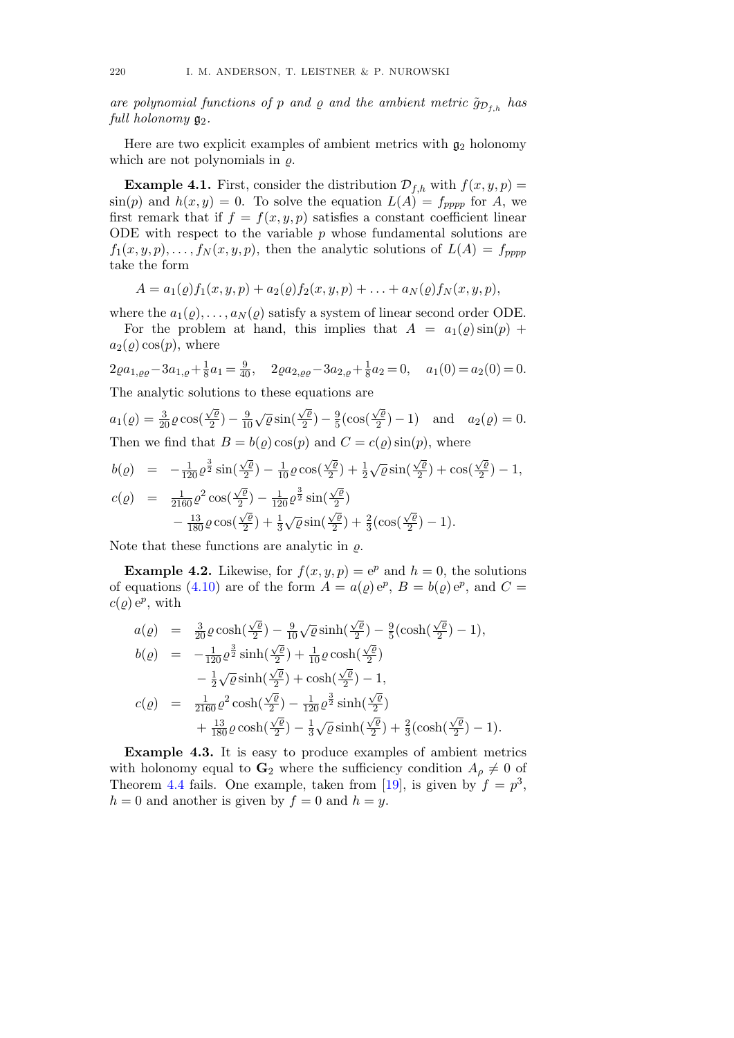*are polynomial functions of $p$ and $\varrho$ and the ambient metric $\tilde{g}_{\mathcal{D}_{f,h}}$ has full holonomy $\mathfrak{g}_2$.*

Here are two explicit examples of ambient metrics with $\mathfrak{g}_2$ holonomy which are not polynomials in $\varrho$.

**Example 4.1.** First, consider the distribution $\mathcal{D}_{f,h}$ with $f(x,y,p) = \sin(p)$ and $h(x,y) = 0$. To solve the equation $L(A) = f_{pppp}$ for $A$, we first remark that if $f = f(x,y,p)$ satisfies a constant coefficient linear ODE with respect to the variable $p$ whose fundamental solutions are $f_1(x,y,p), \ldots, f_N(x,y,p)$, then the analytic solutions of $L(A) = f_{pppp}$ take the form

$$A = a_1(\varrho) f_1(x,y,p) + a_2(\varrho) f_2(x,y,p) + \ldots + a_N(\varrho) f_N(x,y,p),$$

where the $a_1(\varrho), \ldots, a_N(\varrho)$ satisfy a system of linear second order ODE.

For the problem at hand, this implies that $A = a_1(\varrho)\sin(p) + a_2(\varrho)\cos(p)$, where

$$2\varrho a_{1,\varrho\varrho} - 3a_{1,\varrho} + \tfrac{1}{8}a_1 = \tfrac{9}{40}, \quad 2\varrho a_{2,\varrho\varrho} - 3a_{2,\varrho} + \tfrac{1}{8}a_2 = 0, \quad a_1(0) = a_2(0) = 0.$$

The analytic solutions to these equations are

$$a_1(\varrho) = \tfrac{3}{20}\varrho\cos(\tfrac{\sqrt{\varrho}}{2}) - \tfrac{9}{10}\sqrt{\varrho}\sin(\tfrac{\sqrt{\varrho}}{2}) - \tfrac{9}{5}(\cos(\tfrac{\sqrt{\varrho}}{2}) - 1) \quad \text{and} \quad a_2(\varrho) = 0.$$

Then we find that $B = b(\varrho)\cos(p)$ and $C = c(\varrho)\sin(p)$, where

$$\begin{aligned}
b(\varrho) &= -\tfrac{1}{120}\varrho^{\frac{3}{2}}\sin(\tfrac{\sqrt{\varrho}}{2}) - \tfrac{1}{10}\varrho\cos(\tfrac{\sqrt{\varrho}}{2}) + \tfrac{1}{2}\sqrt{\varrho}\sin(\tfrac{\sqrt{\varrho}}{2}) + \cos(\tfrac{\sqrt{\varrho}}{2}) - 1, \\
c(\varrho) &= \tfrac{1}{2160}\varrho^2\cos(\tfrac{\sqrt{\varrho}}{2}) - \tfrac{1}{120}\varrho^{\frac{3}{2}}\sin(\tfrac{\sqrt{\varrho}}{2}) \\
&\quad - \tfrac{13}{180}\varrho\cos(\tfrac{\sqrt{\varrho}}{2}) + \tfrac{1}{3}\sqrt{\varrho}\sin(\tfrac{\sqrt{\varrho}}{2}) + \tfrac{2}{3}(\cos(\tfrac{\sqrt{\varrho}}{2}) - 1).
\end{aligned}$$

Note that these functions are analytic in $\varrho$.

**Example 4.2.** Likewise, for $f(x,y,p) = \mathrm{e}^p$ and $h = 0$, the solutions of equations (4.10) are of the form $A = a(\varrho)\,\mathrm{e}^p$, $B = b(\varrho)\,\mathrm{e}^p$, and $C = c(\varrho)\,\mathrm{e}^p$, with

$$\begin{aligned}
a(\varrho) &= \tfrac{3}{20}\varrho\cosh(\tfrac{\sqrt{\varrho}}{2}) - \tfrac{9}{10}\sqrt{\varrho}\sinh(\tfrac{\sqrt{\varrho}}{2}) - \tfrac{9}{5}(\cosh(\tfrac{\sqrt{\varrho}}{2}) - 1), \\
b(\varrho) &= -\tfrac{1}{120}\varrho^{\frac{3}{2}}\sinh(\tfrac{\sqrt{\varrho}}{2}) + \tfrac{1}{10}\varrho\cosh(\tfrac{\sqrt{\varrho}}{2}) \\
&\quad - \tfrac{1}{2}\sqrt{\varrho}\sinh(\tfrac{\sqrt{\varrho}}{2}) + \cosh(\tfrac{\sqrt{\varrho}}{2}) - 1, \\
c(\varrho) &= \tfrac{1}{2160}\varrho^2\cosh(\tfrac{\sqrt{\varrho}}{2}) - \tfrac{1}{120}\varrho^{\frac{3}{2}}\sinh(\tfrac{\sqrt{\varrho}}{2}) \\
&\quad + \tfrac{13}{180}\varrho\cosh(\tfrac{\sqrt{\varrho}}{2}) - \tfrac{1}{3}\sqrt{\varrho}\sinh(\tfrac{\sqrt{\varrho}}{2}) + \tfrac{2}{3}(\cosh(\tfrac{\sqrt{\varrho}}{2}) - 1).
\end{aligned}$$

**Example 4.3.** It is easy to produce examples of ambient metrics with holonomy equal to $\mathbf{G}_2$ where the sufficiency condition $A_\rho \neq 0$ of Theorem 4.4 fails. One example, taken from [19], is given by $f = p^3$, $h = 0$ and another is given by $f = 0$ and $h = y$.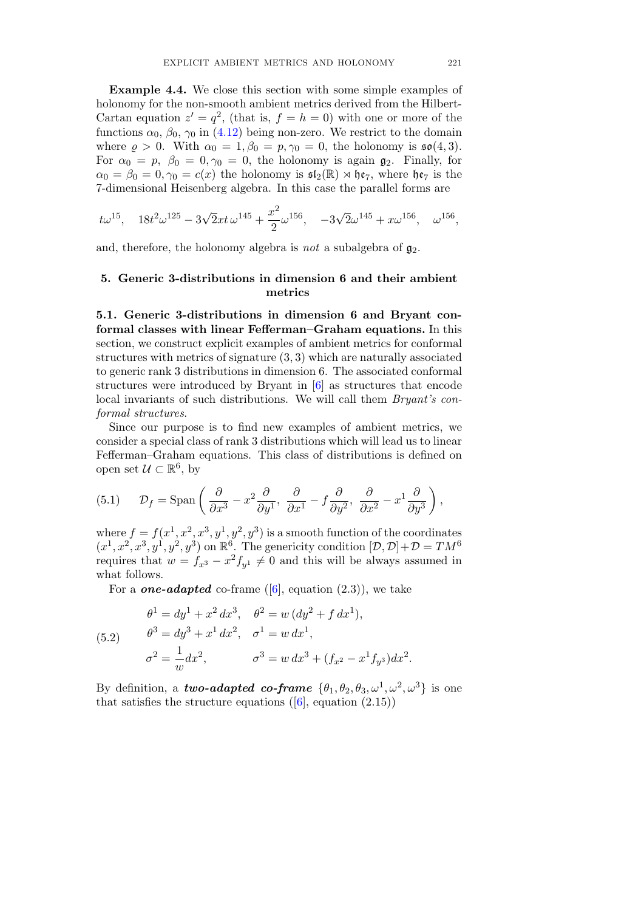**Example 4.4.** We close this section with some simple examples of holonomy for the non-smooth ambient metrics derived from the Hilbert-Cartan equation $z' = q^2$, (that is, $f = h = 0$) with one or more of the functions $\alpha_0$, $\beta_0$, $\gamma_0$ in (4.12) being non-zero. We restrict to the domain where $\varrho > 0$. With $\alpha_0 = 1, \beta_0 = p, \gamma_0 = 0$, the holonomy is $\mathfrak{so}(4,3)$. For $\alpha_0 = p$, $\beta_0 = 0, \gamma_0 = 0$, the holonomy is again $\mathfrak{g}_2$. Finally, for $\alpha_0 = \beta_0 = 0, \gamma_0 = c(x)$ the holonomy is $\mathfrak{sl}_2(\mathbb{R}) \ltimes \mathfrak{he}_7$, where $\mathfrak{he}_7$ is the 7-dimensional Heisenberg algebra. In this case the parallel forms are

$$t\omega^{15}, \quad 18t^2\omega^{125} - 3\sqrt{2}xt\,\omega^{145} + \frac{x^2}{2}\omega^{156}, \quad -3\sqrt{2}\omega^{145} + x\omega^{156}, \quad \omega^{156},$$

and, therefore, the holonomy algebra is *not* a subalgebra of $\mathfrak{g}_2$.

## 5. Generic 3-distributions in dimension 6 and their ambient metrics

**5.1. Generic 3-distributions in dimension 6 and Bryant conformal classes with linear Fefferman–Graham equations.** In this section, we construct explicit examples of ambient metrics for conformal structures with metrics of signature $(3,3)$ which are naturally associated to generic rank 3 distributions in dimension 6. The associated conformal structures were introduced by Bryant in [6] as structures that encode local invariants of such distributions. We will call them *Bryant's conformal structures*.

Since our purpose is to find new examples of ambient metrics, we consider a special class of rank 3 distributions which will lead us to linear Fefferman–Graham equations. This class of distributions is defined on open set $\mathcal{U} \subset \mathbb{R}^6$, by

$$\mathcal{D}_f = \mathrm{Span}\left(\frac{\partial}{\partial x^3} - x^2\frac{\partial}{\partial y^1},\ \frac{\partial}{\partial x^1} - f\frac{\partial}{\partial y^2},\ \frac{\partial}{\partial x^2} - x^1\frac{\partial}{\partial y^3}\right), \tag{5.1}$$

where $f = f(x^1, x^2, x^3, y^1, y^2, y^3)$ is a smooth function of the coordinates $(x^1, x^2, x^3, y^1, y^2, y^3)$ on $\mathbb{R}^6$. The genericity condition $[\mathcal{D},\mathcal{D}]+\mathcal{D} = TM^6$ requires that $w = f_{x^3} - x^2 f_{y^1} \neq 0$ and this will be always assumed in what follows.

For a ***one-adapted*** co-frame ([6], equation (2.3)), we take

$$\begin{aligned}
&\theta^1 = dy^1 + x^2\,dx^3, \quad \theta^2 = w\,(dy^2 + f\,dx^1),\\
&\theta^3 = dy^3 + x^1\,dx^2, \quad \sigma^1 = w\,dx^1,\\
&\sigma^2 = \frac{1}{w}dx^2, \qquad\quad \sigma^3 = w\,dx^3 + (f_{x^2} - x^1 f_{y^3})dx^2.
\end{aligned} \tag{5.2}$$

By definition, a ***two-adapted co-frame*** $\{\theta_1, \theta_2, \theta_3, \omega^1, \omega^2, \omega^3\}$ is one that satisfies the structure equations ([6], equation (2.15))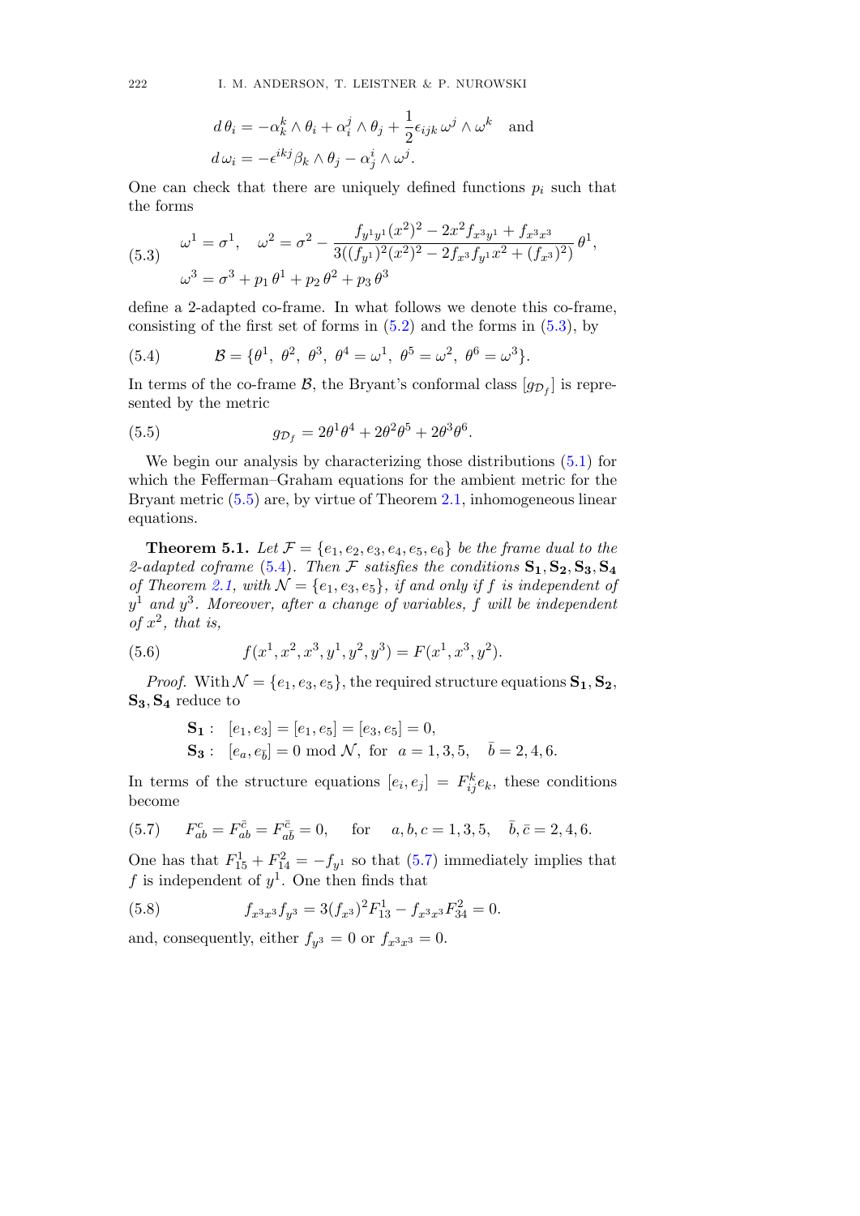$$d\,\theta_i = -\alpha_k^k \wedge \theta_i + \alpha_i^j \wedge \theta_j + \frac{1}{2}\epsilon_{ijk}\,\omega^j \wedge \omega^k \quad \text{and}$$
$$d\,\omega_i = -\epsilon^{ikj}\beta_k \wedge \theta_j - \alpha_j^i \wedge \omega^j.$$

One can check that there are uniquely defined functions $p_i$ such that the forms

$$\tag{5.3} \begin{aligned} &\omega^1 = \sigma^1, \quad \omega^2 = \sigma^2 - \frac{f_{y^1y^1}(x^2)^2 - 2x^2 f_{x^3y^1} + f_{x^3x^3}}{3((f_{y^1})^2(x^2)^2 - 2f_{x^3}f_{y^1}x^2 + (f_{x^3})^2)}\,\theta^1, \\ &\omega^3 = \sigma^3 + p_1\,\theta^1 + p_2\,\theta^2 + p_3\,\theta^3 \end{aligned}$$

define a 2-adapted co-frame. In what follows we denote this co-frame, consisting of the first set of forms in (5.2) and the forms in (5.3), by

$$\tag{5.4} \mathcal{B} = \{\theta^1,\ \theta^2,\ \theta^3,\ \theta^4 = \omega^1,\ \theta^5 = \omega^2,\ \theta^6 = \omega^3\}.$$

In terms of the co-frame $\mathcal{B}$, the Bryant's conformal class $[g_{\mathcal{D}_f}]$ is represented by the metric

$$\tag{5.5} g_{\mathcal{D}_f} = 2\theta^1\theta^4 + 2\theta^2\theta^5 + 2\theta^3\theta^6.$$

We begin our analysis by characterizing those distributions (5.1) for which the Fefferman–Graham equations for the ambient metric for the Bryant metric (5.5) are, by virtue of Theorem 2.1, inhomogeneous linear equations.

**Theorem 5.1.** *Let $\mathcal{F} = \{e_1, e_2, e_3, e_4, e_5, e_6\}$ be the frame dual to the 2-adapted coframe (5.4). Then $\mathcal{F}$ satisfies the conditions $\mathbf{S_1}, \mathbf{S_2}, \mathbf{S_3}, \mathbf{S_4}$ of Theorem 2.1, with $\mathcal{N} = \{e_1, e_3, e_5\}$, if and only if $f$ is independent of $y^1$ and $y^3$. Moreover, after a change of variables, $f$ will be independent of $x^2$, that is,*

$$\tag{5.6} f(x^1, x^2, x^3, y^1, y^2, y^3) = F(x^1, x^3, y^2).$$

*Proof.* With $\mathcal{N} = \{e_1, e_3, e_5\}$, the required structure equations $\mathbf{S_1}$, $\mathbf{S_2}$, $\mathbf{S_3}, \mathbf{S_4}$ reduce to

$$\mathbf{S_1}: \quad [e_1, e_3] = [e_1, e_5] = [e_3, e_5] = 0,$$
$$\mathbf{S_3}: \quad [e_a, e_{\bar b}] = 0 \bmod \mathcal{N}, \text{ for } \ a = 1, 3, 5, \quad \bar b = 2, 4, 6.$$

In terms of the structure equations $[e_i, e_j] = F_{ij}^k e_k$, these conditions become

$$\tag{5.7} F_{ab}^c = F_{ab}^{\bar c} = F_{a\bar b}^{\bar c} = 0, \qquad \text{for} \qquad a, b, c = 1, 3, 5, \quad \bar b, \bar c = 2, 4, 6.$$

One has that $F_{15}^1 + F_{14}^2 = -f_{y^1}$ so that (5.7) immediately implies that $f$ is independent of $y^1$. One then finds that

$$\tag{5.8} f_{x^3x^3} f_{y^3} = 3(f_{x^3})^2 F_{13}^1 - f_{x^3x^3} F_{34}^2 = 0.$$

and, consequently, either $f_{y^3} = 0$ or $f_{x^3x^3} = 0$.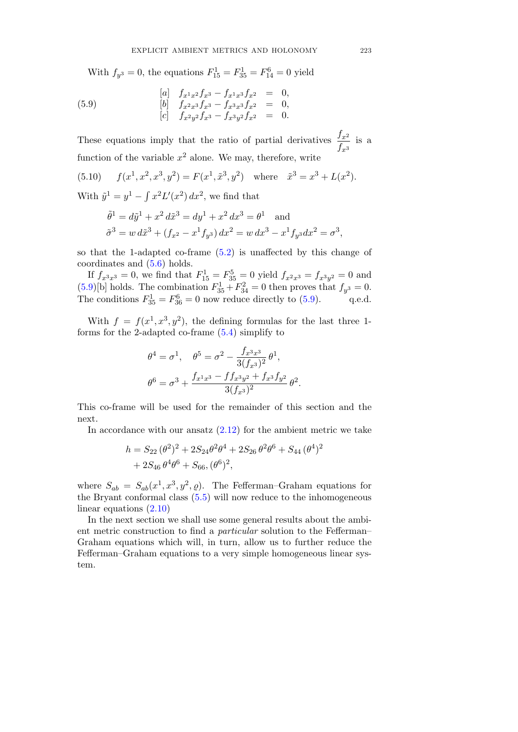With $f_{y^3} = 0$, the equations $F^1_{15} = F^1_{35} = F^6_{14} = 0$ yield

$$
\begin{array}{lrcl}
 & [a] \quad f_{x^1x^2}f_{x^3} - f_{x^1x^3}f_{x^2} & = & 0, \\
(5.9) & [b] \quad f_{x^2x^3}f_{x^3} - f_{x^3x^3}f_{x^2} & = & 0, \\
 & [c] \quad f_{x^2y^2}f_{x^3} - f_{x^3y^2}f_{x^2} & = & 0.
\end{array}
$$

These equations imply that the ratio of partial derivatives $\dfrac{f_{x^2}}{f_{x^3}}$ is a function of the variable $x^2$ alone. We may, therefore, write

$$
(5.10) \qquad f(x^1, x^2, x^3, y^2) = F(x^1, \tilde{x}^3, y^2) \quad \text{where} \quad \tilde{x}^3 = x^3 + L(x^2).
$$

With $\tilde{y}^1 = y^1 - \int x^2 L'(x^2)\, dx^2$, we find that

$$
\begin{aligned}
&\tilde{\theta}^1 = d\tilde{y}^1 + x^2\, d\tilde{x}^3 = dy^1 + x^2\, dx^3 = \theta^1 \quad \text{and} \\
&\tilde{\sigma}^3 = w\, d\tilde{x}^3 + (f_{x^2} - x^1 f_{y^3})\, dx^2 = w\, dx^3 - x^1 f_{y^3} dx^2 = \sigma^3,
\end{aligned}
$$

so that the 1-adapted co-frame (5.2) is unaffected by this change of coordinates and (5.6) holds.

If $f_{x^3x^3} = 0$, we find that $F^1_{15} = F^5_{35} = 0$ yield $f_{x^2x^3} = f_{x^3y^2} = 0$ and (5.9)[b] holds. The combination $F^1_{35} + F^2_{34} = 0$ then proves that $f_{y^3} = 0$. The conditions $F^1_{35} = F^6_{36} = 0$ now reduce directly to (5.9). q.e.d.

With $f = f(x^1, x^3, y^2)$, the defining formulas for the last three 1-forms for the 2-adapted co-frame (5.4) simplify to

$$
\begin{aligned}
&\theta^4 = \sigma^1, \quad \theta^5 = \sigma^2 - \frac{f_{x^3x^3}}{3(f_{x^3})^2}\, \theta^1, \\
&\theta^6 = \sigma^3 + \frac{f_{x^1x^3} - f f_{x^3y^2} + f_{x^3} f_{y^2}}{3(f_{x^3})^2}\, \theta^2.
\end{aligned}
$$

This co-frame will be used for the remainder of this section and the next.

In accordance with our ansatz (2.12) for the ambient metric we take

$$
\begin{aligned}
h = {} & S_{22}\, (\theta^2)^2 + 2S_{24}\theta^2\theta^4 + 2S_{26}\, \theta^2\theta^6 + S_{44}\, (\theta^4)^2 \\
& + 2S_{46}\, \theta^4\theta^6 + S_{66}, (\theta^6)^2,
\end{aligned}
$$

where $S_{ab} = S_{ab}(x^1, x^3, y^2, \varrho)$. The Fefferman–Graham equations for the Bryant conformal class (5.5) will now reduce to the inhomogeneous linear equations (2.10)

In the next section we shall use some general results about the ambient metric construction to find a *particular* solution to the Fefferman–Graham equations which will, in turn, allow us to further reduce the Fefferman–Graham equations to a very simple homogeneous linear system.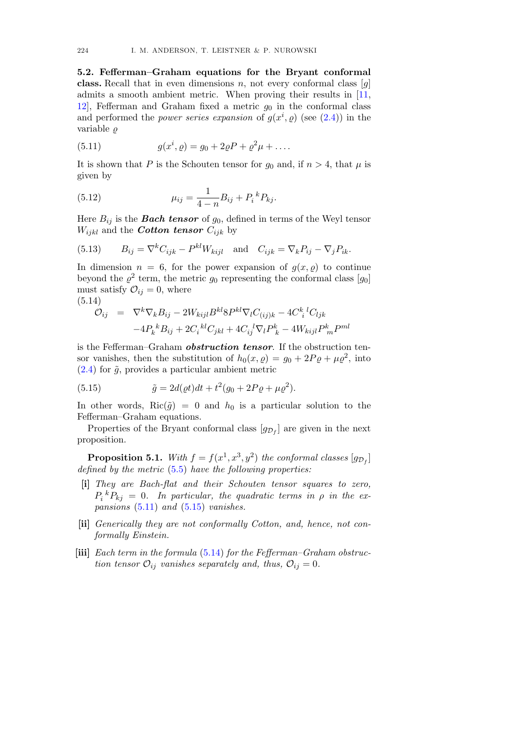**5.2. Fefferman–Graham equations for the Bryant conformal class.** Recall that in even dimensions $n$, not every conformal class $[g]$ admits a smooth ambient metric. When proving their results in [11, 12], Fefferman and Graham fixed a metric $g_0$ in the conformal class and performed the *power series expansion* of $g(x^i, \varrho)$ (see (2.4)) in the variable $\varrho$

$$g(x^i, \varrho) = g_0 + 2\varrho P + \varrho^2 \mu + \dots . \tag{5.11}$$

It is shown that $P$ is the Schouten tensor for $g_0$ and, if $n > 4$, that $\mu$ is given by

$$\mu_{ij} = \frac{1}{4-n} B_{ij} + P_i{}^k P_{kj}. \tag{5.12}$$

Here $B_{ij}$ is the ***Bach tensor*** of $g_0$, defined in terms of the Weyl tensor $W_{ijkl}$ and the ***Cotton tensor*** $C_{ijk}$ by

$$B_{ij} = \nabla^k C_{ijk} - P^{kl} W_{kijl} \quad \text{and} \quad C_{ijk} = \nabla_k P_{ij} - \nabla_j P_{ik}. \tag{5.13}$$

In dimension $n = 6$, for the power expansion of $g(x, \varrho)$ to continue beyond the $\varrho^2$ term, the metric $g_0$ representing the conformal class $[g_0]$ must satisfy $\mathcal{O}_{ij} = 0$, where

$$\begin{aligned} \mathcal{O}_{ij} \;\; &= \;\; \nabla^k \nabla_k B_{ij} - 2W_{kijl} B^{kl} 8P^{kl} \nabla_l C_{(ij)k} - 4C^k{}_i{}^l C_{ljk} \\ &\quad - 4P_k{}^k B_{ij} + 2C_i{}^{kl} C_{jkl} + 4C_{ij}{}^l \nabla_l P^k_k - 4W_{kijl} P^k_m P^{ml} \end{aligned} \tag{5.14}$$

is the Fefferman–Graham ***obstruction tensor***. If the obstruction tensor vanishes, then the substitution of $h_0(x, \varrho) = g_0 + 2P\varrho + \mu\varrho^2$, into (2.4) for $\tilde{g}$, provides a particular ambient metric

$$\tilde{g} = 2d(\varrho t)dt + t^2(g_0 + 2P\varrho + \mu\varrho^2). \tag{5.15}$$

In other words, $\mathrm{Ric}(\tilde{g}) = 0$ and $h_0$ is a particular solution to the Fefferman–Graham equations.

Properties of the Bryant conformal class $[g_{\mathcal{D}_f}]$ are given in the next proposition.

**Proposition 5.1.** *With $f = f(x^1, x^3, y^2)$ the conformal classes $[g_{\mathcal{D}_f}]$ defined by the metric (5.5) have the following properties:*

- **[i]** *They are Bach-flat and their Schouten tensor squares to zero, $P_i{}^k P_{kj} = 0$. In particular, the quadratic terms in $\rho$ in the expansions (5.11) and (5.15) vanishes.*
- **[ii]** *Generically they are not conformally Cotton, and, hence, not conformally Einstein.*
- **[iii]** *Each term in the formula (5.14) for the Fefferman–Graham obstruction tensor $\mathcal{O}_{ij}$ vanishes separately and, thus, $\mathcal{O}_{ij} = 0$.*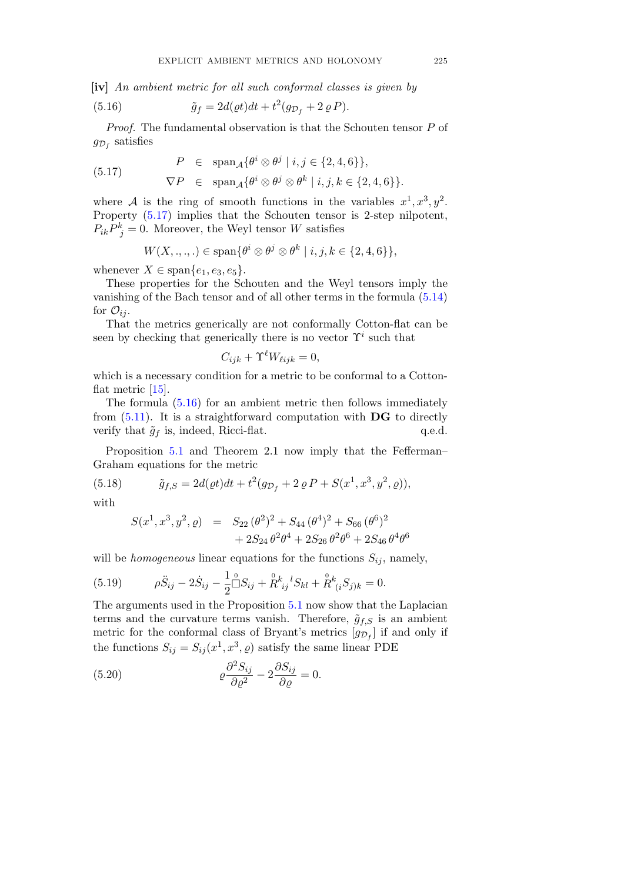**[iv]** *An ambient metric for all such conformal classes is given by*

$$\tilde{g}_f = 2d(\varrho t)dt + t^2(g_{\mathcal{D}_f} + 2\,\varrho\, P). \tag{5.16}$$

*Proof.* The fundamental observation is that the Schouten tensor $P$ of $g_{\mathcal{D}_f}$ satisfies

$$\begin{aligned} P &\in \operatorname{span}_{\mathcal{A}}\{\theta^i \otimes \theta^j \mid i,j \in \{2,4,6\}\}, \\ \nabla P &\in \operatorname{span}_{\mathcal{A}}\{\theta^i \otimes \theta^j \otimes \theta^k \mid i,j,k \in \{2,4,6\}\}. \end{aligned} \tag{5.17}$$

where $\mathcal{A}$ is the ring of smooth functions in the variables $x^1, x^3, y^2$. Property (5.17) implies that the Schouten tensor is 2-step nilpotent, $P_{ik}P^k_{\ j} = 0$. Moreover, the Weyl tensor $W$ satisfies

$$W(X,.,.,.) \in \operatorname{span}\{\theta^i \otimes \theta^j \otimes \theta^k \mid i,j,k \in \{2,4,6\}\},$$

whenever $X \in \operatorname{span}\{e_1, e_3, e_5\}$.

These properties for the Schouten and the Weyl tensors imply the vanishing of the Bach tensor and of all other terms in the formula (5.14) for $\mathcal{O}_{ij}$.

That the metrics generically are not conformally Cotton-flat can be seen by checking that generically there is no vector $\Upsilon^i$ such that

$$C_{ijk} + \Upsilon^\ell W_{\ell ijk} = 0,$$

which is a necessary condition for a metric to be conformal to a Cotton-flat metric [15].

The formula (5.16) for an ambient metric then follows immediately from (5.11). It is a straightforward computation with **DG** to directly verify that $\tilde{g}_f$ is, indeed, Ricci-flat. q.e.d.

Proposition 5.1 and Theorem 2.1 now imply that the Fefferman–Graham equations for the metric

$$\tilde{g}_{f,S} = 2d(\varrho t)dt + t^2(g_{\mathcal{D}_f} + 2\,\varrho\, P + S(x^1, x^3, y^2, \varrho)), \tag{5.18}$$

with

$$\begin{aligned} S(x^1, x^3, y^2, \varrho) \;=\;& S_{22}\,(\theta^2)^2 + S_{44}\,(\theta^4)^2 + S_{66}\,(\theta^6)^2 \\ &+ 2S_{24}\,\theta^2\theta^4 + 2S_{26}\,\theta^2\theta^6 + 2S_{46}\,\theta^4\theta^6 \end{aligned}$$

will be *homogeneous* linear equations for the functions $S_{ij}$, namely,

$$\rho \ddot{S}_{ij} - 2\dot{S}_{ij} - \frac{1}{2}\overset{0}{\Box} S_{ij} + \overset{0}{R}{}^k{}_{ij}{}^l S_{kl} + \overset{0}{R}{}^k{}_{(i}S_{j)k} = 0. \tag{5.19}$$

The arguments used in the Proposition 5.1 now show that the Laplacian terms and the curvature terms vanish. Therefore, $\tilde{g}_{f,S}$ is an ambient metric for the conformal class of Bryant's metrics $[g_{\mathcal{D}_f}]$ if and only if the functions $S_{ij} = S_{ij}(x^1, x^3, \varrho)$ satisfy the same linear PDE

$$\varrho \frac{\partial^2 S_{ij}}{\partial \varrho^2} - 2\frac{\partial S_{ij}}{\partial \varrho} = 0. \tag{5.20}$$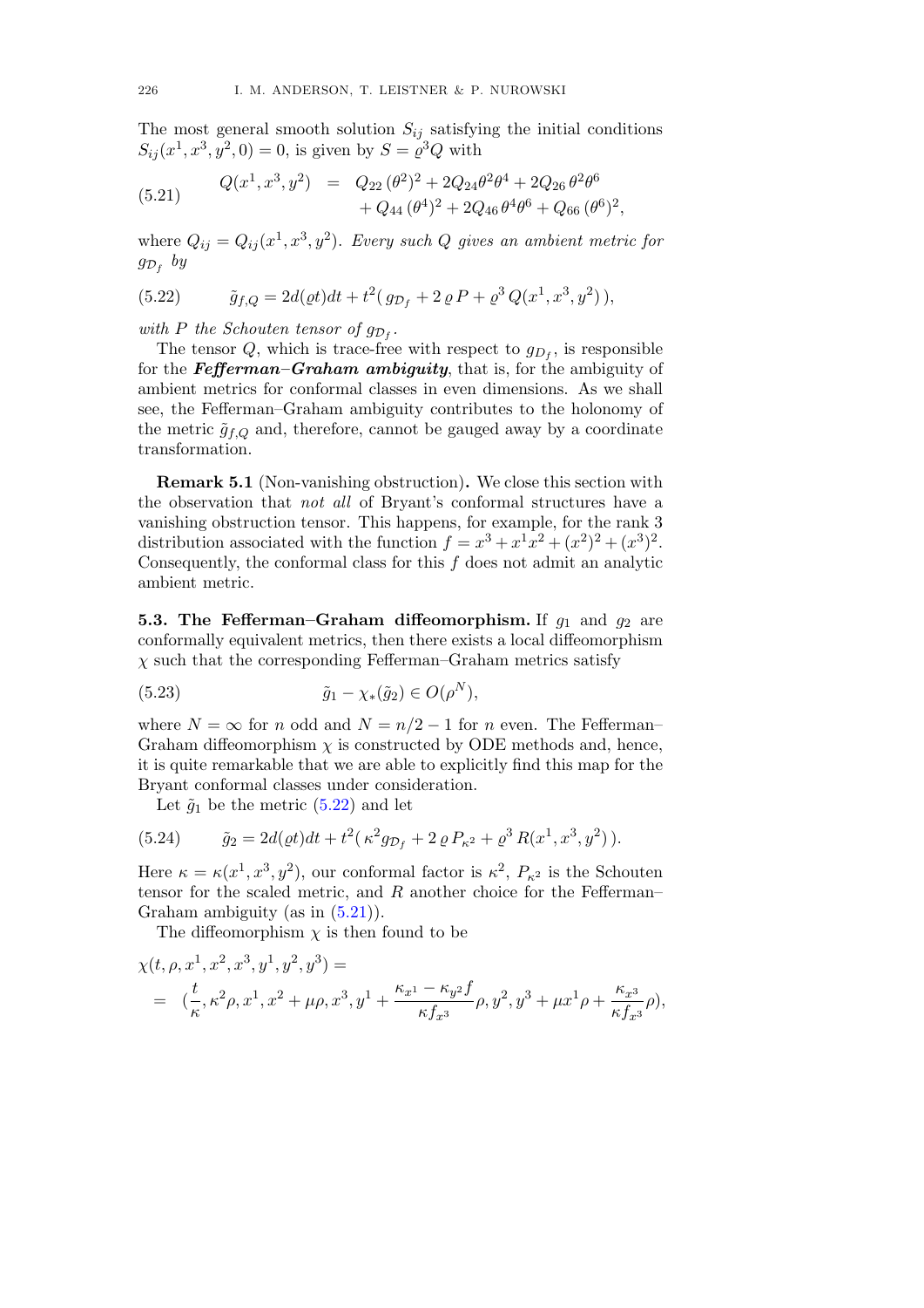The most general smooth solution $S_{ij}$ satisfying the initial conditions $S_{ij}(x^1, x^3, y^2, 0) = 0$, is given by $S = \varrho^3 Q$ with

$$
\begin{aligned}
Q(x^1, x^3, y^2) \;=\; & Q_{22}\,(\theta^2)^2 + 2Q_{24}\theta^2\theta^4 + 2Q_{26}\,\theta^2\theta^6 \\
& + Q_{44}\,(\theta^4)^2 + 2Q_{46}\,\theta^4\theta^6 + Q_{66}\,(\theta^6)^2,
\end{aligned}
\tag{5.21}
$$

where $Q_{ij} = Q_{ij}(x^1, x^3, y^2)$. *Every such $Q$ gives an ambient metric for $g_{\mathcal{D}_f}$ by*

$$
\tilde{g}_{f,Q} = 2d(\varrho t)dt + t^2(\, g_{\mathcal{D}_f} + 2\,\varrho\, P + \varrho^3\, Q(x^1, x^3, y^2)\,), \tag{5.22}
$$

*with $P$ the Schouten tensor of $g_{\mathcal{D}_f}$.*

The tensor $Q$, which is trace-free with respect to $g_{D_f}$, is responsible for the ***Fefferman–Graham ambiguity***, that is, for the ambiguity of ambient metrics for conformal classes in even dimensions. As we shall see, the Fefferman–Graham ambiguity contributes to the holonomy of the metric $\tilde{g}_{f,Q}$ and, therefore, cannot be gauged away by a coordinate transformation.

**Remark 5.1** (Non-vanishing obstruction)**.** We close this section with the observation that *not all* of Bryant's conformal structures have a vanishing obstruction tensor. This happens, for example, for the rank 3 distribution associated with the function $f = x^3 + x^1x^2 + (x^2)^2 + (x^3)^2$. Consequently, the conformal class for this $f$ does not admit an analytic ambient metric.

**5.3. The Fefferman–Graham diffeomorphism.** If $g_1$ and $g_2$ are conformally equivalent metrics, then there exists a local diffeomorphism $\chi$ such that the corresponding Fefferman–Graham metrics satisfy

$$
\tilde{g}_1 - \chi_*(\tilde{g}_2) \in O(\rho^N), \tag{5.23}
$$

where $N = \infty$ for $n$ odd and $N = n/2 - 1$ for $n$ even. The Fefferman–Graham diffeomorphism $\chi$ is constructed by ODE methods and, hence, it is quite remarkable that we are able to explicitly find this map for the Bryant conformal classes under consideration.

Let $\tilde{g}_1$ be the metric (5.22) and let

$$
\tilde{g}_2 = 2d(\varrho t)dt + t^2(\,\kappa^2 g_{\mathcal{D}_f} + 2\,\varrho\, P_{\kappa^2} + \varrho^3\, R(x^1, x^3, y^2)\,). \tag{5.24}
$$

Here $\kappa = \kappa(x^1, x^3, y^2)$, our conformal factor is $\kappa^2$, $P_{\kappa^2}$ is the Schouten tensor for the scaled metric, and $R$ another choice for the Fefferman–Graham ambiguity (as in (5.21)).

The diffeomorphism $\chi$ is then found to be

$$
\begin{aligned}
&\chi(t, \rho, x^1, x^2, x^3, y^1, y^2, y^3) = \\
&= \;(\frac{t}{\kappa}, \kappa^2\rho, x^1, x^2 + \mu\rho, x^3, y^1 + \frac{\kappa_{x^1} - \kappa_{y^2} f}{\kappa f_{x^3}}\rho, y^2, y^3 + \mu x^1 \rho + \frac{\kappa_{x^3}}{\kappa f_{x^3}}\rho),
\end{aligned}
$$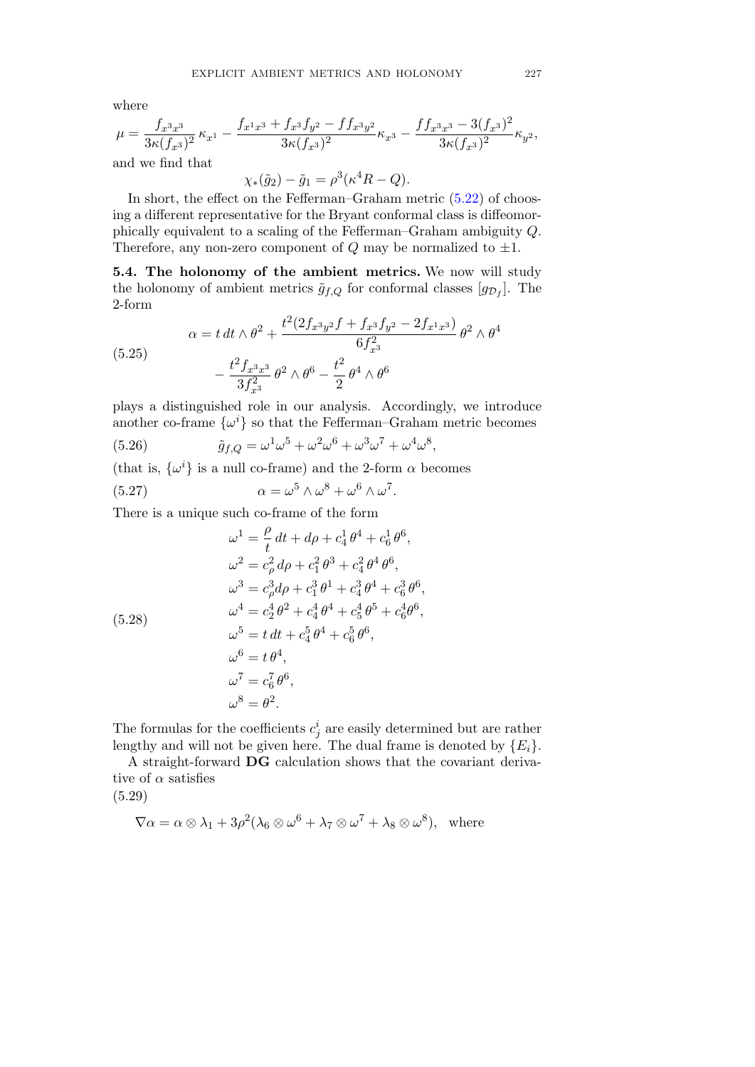where

$$\mu = \frac{f_{x^3x^3}}{3\kappa(f_{x^3})^2}\,\kappa_{x^1} - \frac{f_{x^1x^3} + f_{x^3}f_{y^2} - ff_{x^3y^2}}{3\kappa(f_{x^3})^2}\kappa_{x^3} - \frac{ff_{x^3x^3} - 3(f_{x^3})^2}{3\kappa(f_{x^3})^2}\kappa_{y^2},$$

and we find that

$$\chi_*(\tilde{g}_2) - \tilde{g}_1 = \rho^3(\kappa^4 R - Q).$$

In short, the effect on the Fefferman–Graham metric (5.22) of choosing a different representative for the Bryant conformal class is diffeomorphically equivalent to a scaling of the Fefferman–Graham ambiguity $Q$. Therefore, any non-zero component of $Q$ may be normalized to $\pm 1$.

**5.4. The holonomy of the ambient metrics.** We now will study the holonomy of ambient metrics $\tilde{g}_{f,Q}$ for conformal classes $[g_{\mathcal{D}_f}]$. The 2-form

$$\alpha = t\,dt \wedge \theta^2 + \frac{t^2(2f_{x^3y^2}f + f_{x^3}f_{y^2} - 2f_{x^1x^3})}{6f_{x^3}^2}\,\theta^2 \wedge \theta^4 - \frac{t^2 f_{x^3x^3}}{3f_{x^3}^2}\,\theta^2 \wedge \theta^6 - \frac{t^2}{2}\,\theta^4 \wedge \theta^6 \tag{5.25}$$

plays a distinguished role in our analysis. Accordingly, we introduce another co-frame $\{\omega^i\}$ so that the Fefferman–Graham metric becomes

$$\tilde{g}_{f,Q} = \omega^1\omega^5 + \omega^2\omega^6 + \omega^3\omega^7 + \omega^4\omega^8, \tag{5.26}$$

(that is, $\{\omega^i\}$ is a null co-frame) and the 2-form $\alpha$ becomes

$$\alpha = \omega^5 \wedge \omega^8 + \omega^6 \wedge \omega^7. \tag{5.27}$$

There is a unique such co-frame of the form

$$\begin{aligned}
\omega^1 &= \frac{\rho}{t}\,dt + d\rho + c^1_4\,\theta^4 + c^1_6\,\theta^6,\\
\omega^2 &= c^2_\rho\,d\rho + c^2_1\,\theta^3 + c^2_4\,\theta^4\,\theta^6,\\
\omega^3 &= c^3_\rho d\rho + c^3_1\,\theta^1 + c^3_4\,\theta^4 + c^3_6\,\theta^6,\\
\omega^4 &= c^4_2\,\theta^2 + c^4_4\,\theta^4 + c^4_5\,\theta^5 + c^4_6\theta^6,\\
\omega^5 &= t\,dt + c^5_4\,\theta^4 + c^5_6\,\theta^6,\\
\omega^6 &= t\,\theta^4,\\
\omega^7 &= c^7_6\,\theta^6,\\
\omega^8 &= \theta^2.
\end{aligned} \tag{5.28}$$

The formulas for the coefficients $c^i_j$ are easily determined but are rather lengthy and will not be given here. The dual frame is denoted by $\{E_i\}$.

A straight-forward **DG** calculation shows that the covariant derivative of $\alpha$ satisfies

$$\nabla\alpha = \alpha \otimes \lambda_1 + 3\rho^2(\lambda_6 \otimes \omega^6 + \lambda_7 \otimes \omega^7 + \lambda_8 \otimes \omega^8), \quad \text{where} \tag{5.29}$$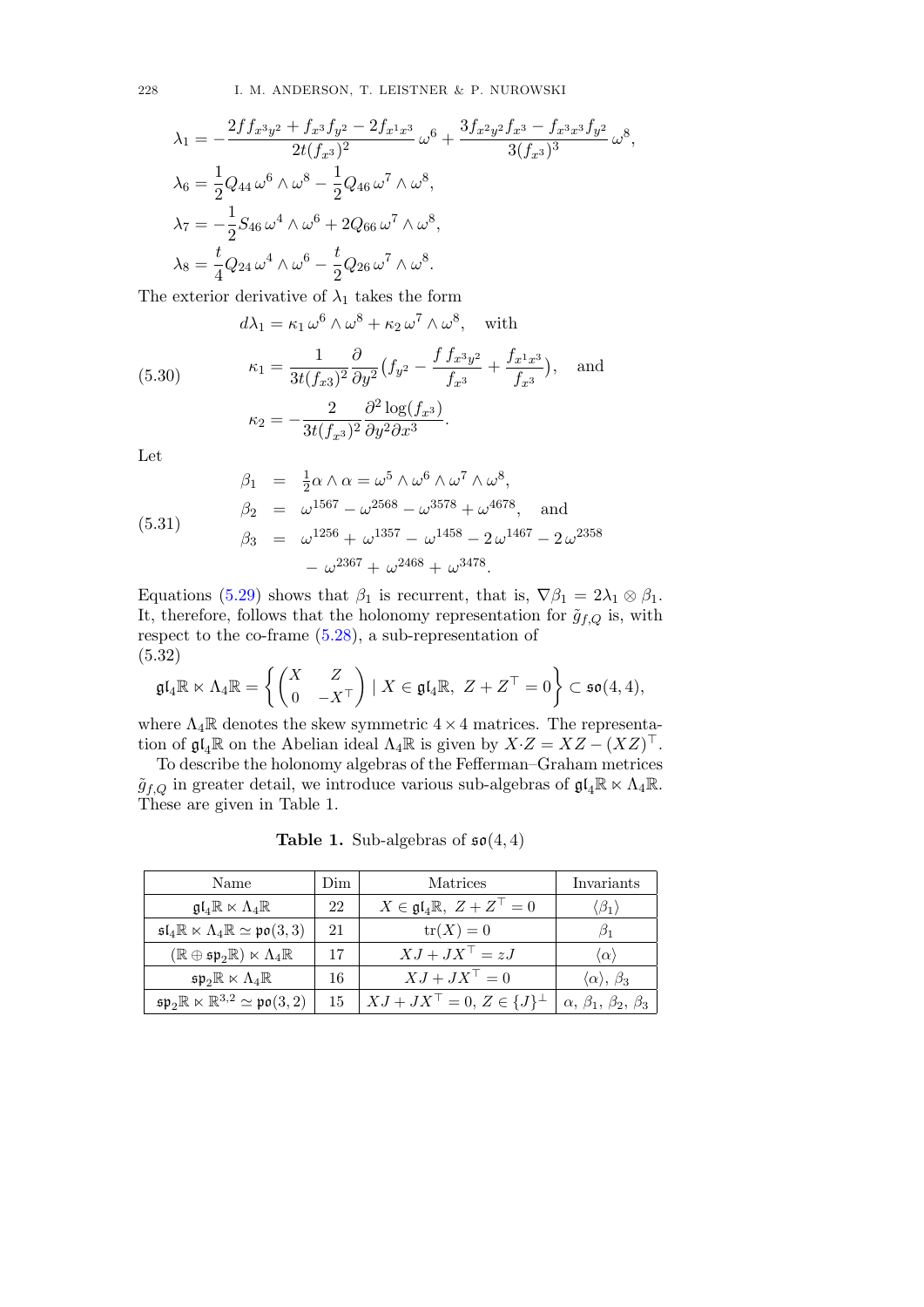$$
\begin{aligned}
\lambda_1 &= -\frac{2ff_{x^3y^2} + f_{x^3}f_{y^2} - 2f_{x^1x^3}}{2t(f_{x^3})^2}\,\omega^6 + \frac{3f_{x^2y^2}f_{x^3} - f_{x^3x^3}f_{y^2}}{3(f_{x^3})^3}\,\omega^8,\\
\lambda_6 &= \frac{1}{2}Q_{44}\,\omega^6\wedge\omega^8 - \frac{1}{2}Q_{46}\,\omega^7\wedge\omega^8,\\
\lambda_7 &= -\frac{1}{2}S_{46}\,\omega^4\wedge\omega^6 + 2Q_{66}\,\omega^7\wedge\omega^8,\\
\lambda_8 &= \frac{t}{4}Q_{24}\,\omega^4\wedge\omega^6 - \frac{t}{2}Q_{26}\,\omega^7\wedge\omega^8.
\end{aligned}
$$

The exterior derivative of $\lambda_1$ takes the form

$$
d\lambda_1 = \kappa_1\,\omega^6\wedge\omega^8 + \kappa_2\,\omega^7\wedge\omega^8, \quad \text{with}
$$

$$
\kappa_1 = \frac{1}{3t(f_{x3})^2}\frac{\partial}{\partial y^2}\big(f_{y^2} - \frac{f\,f_{x^3y^2}}{f_{x^3}} + \frac{f_{x^1x^3}}{f_{x^3}}\big), \quad \text{and} \tag{5.30}
$$

$$
\kappa_2 = -\frac{2}{3t(f_{x^3})^2}\frac{\partial^2\log(f_{x^3})}{\partial y^2\partial x^3}.
$$

Let

$$
\begin{aligned}
\beta_1 &= \tfrac{1}{2}\alpha\wedge\alpha = \omega^5\wedge\omega^6\wedge\omega^7\wedge\omega^8,\\
\beta_2 &= \omega^{1567} - \omega^{2568} - \omega^{3578} + \omega^{4678}, \quad \text{and}\\
\beta_3 &= \omega^{1256} + \omega^{1357} - \omega^{1458} - 2\,\omega^{1467} - 2\,\omega^{2358}\\
&\quad - \omega^{2367} + \omega^{2468} + \omega^{3478}.
\end{aligned} \tag{5.31}
$$

Equations (5.29) shows that $\beta_1$ is recurrent, that is, $\nabla\beta_1 = 2\lambda_1\otimes\beta_1$. It, therefore, follows that the holonomy representation for $\tilde{g}_{f,Q}$ is, with respect to the co-frame (5.28), a sub-representation of

$$
\mathfrak{gl}_4\mathbb{R}\ltimes\Lambda_4\mathbb{R} = \left\{\begin{pmatrix} X & Z\\ 0 & -X^\top\end{pmatrix} \mid X\in\mathfrak{gl}_4\mathbb{R},\ Z+Z^\top = 0\right\}\subset\mathfrak{so}(4,4), \tag{5.32}
$$

where $\Lambda_4\mathbb{R}$ denotes the skew symmetric $4\times 4$ matrices. The representation of $\mathfrak{gl}_4\mathbb{R}$ on the Abelian ideal $\Lambda_4\mathbb{R}$ is given by $X{\cdot}Z = XZ - (XZ)^\top$.

To describe the holonomy algebras of the Fefferman–Graham metrics $\tilde{g}_{f,Q}$ in greater detail, we introduce various sub-algebras of $\mathfrak{gl}_4\mathbb{R}\ltimes\Lambda_4\mathbb{R}$. These are given in Table 1.

**Table 1.** Sub-algebras of $\mathfrak{so}(4,4)$

| Name | Dim | Matrices | Invariants |
|---|---|---|---|
| $\mathfrak{gl}_4\mathbb{R}\ltimes\Lambda_4\mathbb{R}$ | 22 | $X\in\mathfrak{gl}_4\mathbb{R},\ Z+Z^\top=0$ | $\langle\beta_1\rangle$ |
| $\mathfrak{sl}_4\mathbb{R}\ltimes\Lambda_4\mathbb{R}\simeq\mathfrak{po}(3,3)$ | 21 | $\mathrm{tr}(X)=0$ | $\beta_1$ |
| $(\mathbb{R}\oplus\mathfrak{sp}_2\mathbb{R})\ltimes\Lambda_4\mathbb{R}$ | 17 | $XJ+JX^\top = zJ$ | $\langle\alpha\rangle$ |
| $\mathfrak{sp}_2\mathbb{R}\ltimes\Lambda_4\mathbb{R}$ | 16 | $XJ+JX^\top=0$ | $\langle\alpha\rangle$, $\beta_3$ |
| $\mathfrak{sp}_2\mathbb{R}\ltimes\mathbb{R}^{3,2}\simeq\mathfrak{po}(3,2)$ | 15 | $XJ+JX^\top=0,\ Z\in\{J\}^\perp$ | $\alpha$, $\beta_1$, $\beta_2$, $\beta_3$ |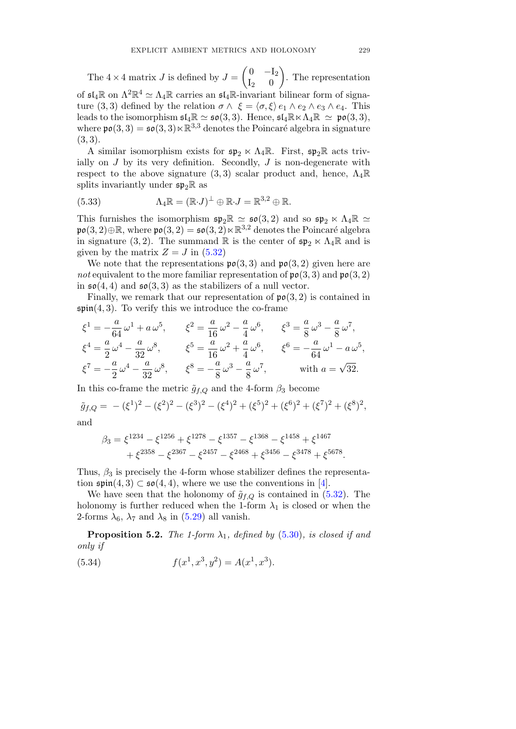The $4 \times 4$ matrix $J$ is defined by $J = \begin{pmatrix} 0 & -\mathrm{I}_2 \\ \mathrm{I}_2 & 0 \end{pmatrix}$. The representation of $\mathfrak{sl}_4\mathbb{R}$ on $\Lambda^2\mathbb{R}^4 \simeq \Lambda_4\mathbb{R}$ carries an $\mathfrak{sl}_4\mathbb{R}$-invariant bilinear form of signature $(3,3)$ defined by the relation $\sigma \wedge \ \xi = \langle \sigma, \xi \rangle \, e_1 \wedge e_2 \wedge e_3 \wedge e_4$. This leads to the isomorphism $\mathfrak{sl}_4\mathbb{R} \simeq \mathfrak{so}(3,3)$. Hence, $\mathfrak{sl}_4\mathbb{R} \ltimes \Lambda_4\mathbb{R} \ \simeq \ \mathfrak{po}(3,3)$, where $\mathfrak{po}(3,3) = \mathfrak{so}(3,3) \ltimes \mathbb{R}^{3,3}$ denotes the Poincaré algebra in signature $(3,3)$.

A similar isomorphism exists for $\mathfrak{sp}_2 \ltimes \Lambda_4\mathbb{R}$. First, $\mathfrak{sp}_2\mathbb{R}$ acts trivially on $J$ by its very definition. Secondly, $J$ is non-degenerate with respect to the above signature $(3,3)$ scalar product and, hence, $\Lambda_4\mathbb{R}$ splits invariantly under $\mathfrak{sp}_2\mathbb{R}$ as

$$\Lambda_4\mathbb{R} = (\mathbb{R}{\cdot}J)^\perp \oplus \mathbb{R}{\cdot}J = \mathbb{R}^{3,2} \oplus \mathbb{R}. \tag{5.33}$$

This furnishes the isomorphism $\mathfrak{sp}_2\mathbb{R} \simeq \mathfrak{so}(3,2)$ and so $\mathfrak{sp}_2 \ltimes \Lambda_4\mathbb{R} \simeq \mathfrak{po}(3,2) \oplus \mathbb{R}$, where $\mathfrak{po}(3,2) = \mathfrak{so}(3,2) \ltimes \mathbb{R}^{3,2}$ denotes the Poincaré algebra in signature $(3,2)$. The summand $\mathbb{R}$ is the center of $\mathfrak{sp}_2 \ltimes \Lambda_4\mathbb{R}$ and is given by the matrix $Z = J$ in (5.32)

We note that the representations $\mathfrak{po}(3,3)$ and $\mathfrak{po}(3,2)$ given here are *not* equivalent to the more familiar representation of $\mathfrak{po}(3,3)$ and $\mathfrak{po}(3,2)$ in $\mathfrak{so}(4,4)$ and $\mathfrak{so}(3,3)$ as the stabilizers of a null vector.

Finally, we remark that our representation of $\mathfrak{po}(3,2)$ is contained in $\mathfrak{spin}(4,3)$. To verify this we introduce the co-frame

$$\begin{aligned}
&\xi^1 = -\frac{a}{64}\,\omega^1 + a\,\omega^5, \qquad \xi^2 = \frac{a}{16}\,\omega^2 - \frac{a}{4}\,\omega^6, \qquad \xi^3 = \frac{a}{8}\,\omega^3 - \frac{a}{8}\,\omega^7, \\
&\xi^4 = \frac{a}{2}\,\omega^4 - \frac{a}{32}\,\omega^8, \qquad \xi^5 = \frac{a}{16}\,\omega^2 + \frac{a}{4}\,\omega^6, \qquad \xi^6 = -\frac{a}{64}\,\omega^1 - a\,\omega^5, \\
&\xi^7 = -\frac{a}{2}\,\omega^4 - \frac{a}{32}\,\omega^8, \qquad \xi^8 = -\frac{a}{8}\,\omega^3 - \frac{a}{8}\,\omega^7, \qquad \text{with } a = \sqrt{32}.
\end{aligned}$$

In this co-frame the metric $\tilde{g}_{f,Q}$ and the 4-form $\beta_3$ become

$$\tilde{g}_{f,Q} = \ -(\xi^1)^2 - (\xi^2)^2 - (\xi^3)^2 - (\xi^4)^2 + (\xi^5)^2 + (\xi^6)^2 + (\xi^7)^2 + (\xi^8)^2,$$

and

$$\begin{aligned}
\beta_3 = \xi^{1234} - \xi^{1256} + \xi^{1278} - \xi^{1357} - \xi^{1368} - \xi^{1458} + \xi^{1467} \\
+ \xi^{2358} - \xi^{2367} - \xi^{2457} - \xi^{2468} + \xi^{3456} - \xi^{3478} + \xi^{5678}.
\end{aligned}$$

Thus, $\beta_3$ is precisely the 4-form whose stabilizer defines the representation $\mathfrak{spin}(4,3) \subset \mathfrak{so}(4,4)$, where we use the conventions in [4].

We have seen that the holonomy of $\tilde{g}_{f,Q}$ is contained in (5.32). The holonomy is further reduced when the 1-form $\lambda_1$ is closed or when the 2-forms $\lambda_6$, $\lambda_7$ and $\lambda_8$ in (5.29) all vanish.

**Proposition 5.2.** *The 1-form $\lambda_1$, defined by (5.30), is closed if and only if*

$$f(x^1, x^3, y^2) = A(x^1, x^3). \tag{5.34}$$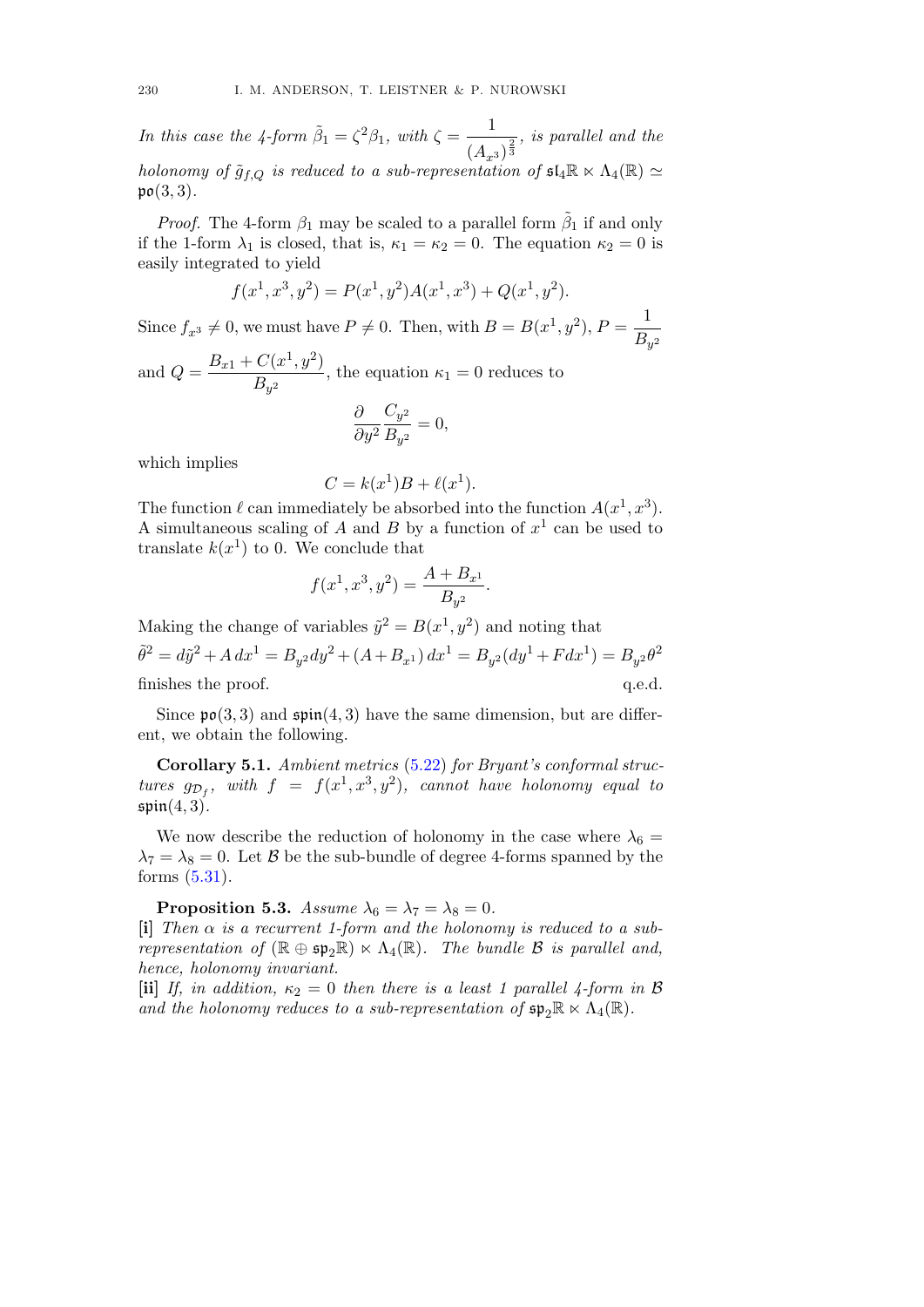*In this case the 4-form $\tilde{\beta}_1 = \zeta^2 \beta_1$, with $\zeta = \dfrac{1}{(A_{x^3})^{\frac{2}{3}}}$, is parallel and the holonomy of $\tilde{g}_{f,Q}$ is reduced to a sub-representation of $\mathfrak{sl}_4\mathbb{R} \ltimes \Lambda_4(\mathbb{R}) \simeq \mathfrak{po}(3,3)$.*

*Proof.* The 4-form $\beta_1$ may be scaled to a parallel form $\tilde{\beta}_1$ if and only if the 1-form $\lambda_1$ is closed, that is, $\kappa_1 = \kappa_2 = 0$. The equation $\kappa_2 = 0$ is easily integrated to yield

$$f(x^1, x^3, y^2) = P(x^1, y^2) A(x^1, x^3) + Q(x^1, y^2).$$

Since $f_{x^3} \neq 0$, we must have $P \neq 0$. Then, with $B = B(x^1, y^2)$, $P = \dfrac{1}{B_{y^2}}$ and $Q = \dfrac{B_{x1} + C(x^1, y^2)}{B_{y^2}}$, the equation $\kappa_1 = 0$ reduces to

$$\frac{\partial}{\partial y^2} \frac{C_{y^2}}{B_{y^2}} = 0,$$

which implies

$$C = k(x^1) B + \ell(x^1).$$

The function $\ell$ can immediately be absorbed into the function $A(x^1, x^3)$. A simultaneous scaling of $A$ and $B$ by a function of $x^1$ can be used to translate $k(x^1)$ to 0. We conclude that

$$f(x^1, x^3, y^2) = \frac{A + B_{x^1}}{B_{y^2}}.$$

Making the change of variables $\tilde{y}^2 = B(x^1, y^2)$ and noting that

$$\tilde{\theta}^2 = d\tilde{y}^2 + A\, dx^1 = B_{y^2} dy^2 + (A + B_{x^1})\, dx^1 = B_{y^2}(dy^1 + F dx^1) = B_{y^2} \theta^2$$

finishes the proof. q.e.d.

Since $\mathfrak{po}(3,3)$ and $\mathfrak{spin}(4,3)$ have the same dimension, but are different, we obtain the following.

**Corollary 5.1.** *Ambient metrics (5.22) for Bryant's conformal structures $g_{\mathcal{D}_f}$, with $f = f(x^1, x^3, y^2)$, cannot have holonomy equal to $\mathfrak{spin}(4,3)$.*

We now describe the reduction of holonomy in the case where $\lambda_6 = \lambda_7 = \lambda_8 = 0$. Let $\mathcal{B}$ be the sub-bundle of degree 4-forms spanned by the forms (5.31).

**Proposition 5.3.** *Assume $\lambda_6 = \lambda_7 = \lambda_8 = 0$.*
**[i]** *Then $\alpha$ is a recurrent 1-form and the holonomy is reduced to a sub-representation of $(\mathbb{R} \oplus \mathfrak{sp}_2\mathbb{R}) \ltimes \Lambda_4(\mathbb{R})$. The bundle $\mathcal{B}$ is parallel and, hence, holonomy invariant.*
**[ii]** *If, in addition, $\kappa_2 = 0$ then there is a least 1 parallel 4-form in $\mathcal{B}$ and the holonomy reduces to a sub-representation of $\mathfrak{sp}_2\mathbb{R} \ltimes \Lambda_4(\mathbb{R})$.*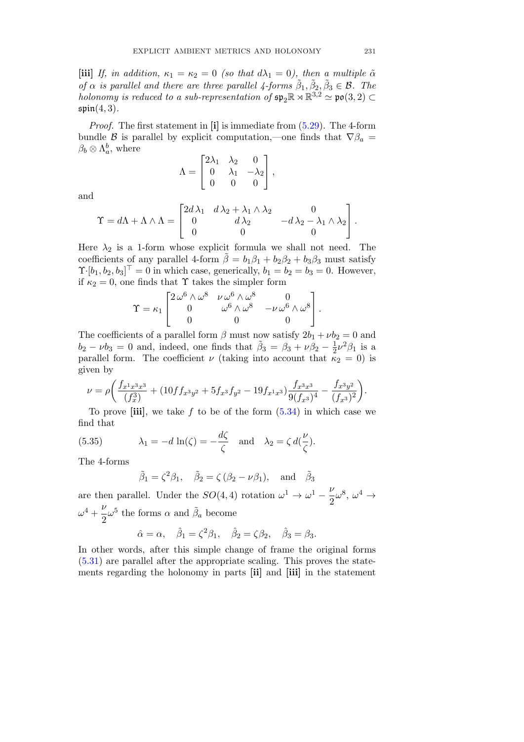**[iii]** *If, in addition, $\kappa_1 = \kappa_2 = 0$ (so that $d\lambda_1 = 0$), then a multiple $\tilde{\alpha}$ of $\alpha$ is parallel and there are three parallel 4-forms $\tilde{\beta}_1, \tilde{\beta}_2, \tilde{\beta}_3 \in \mathcal{B}$. The holonomy is reduced to a sub-representation of $\mathfrak{sp}_2\mathbb{R} \rtimes \mathbb{R}^{3,2} \simeq \mathfrak{po}(3,2) \subset \mathfrak{spin}(4,3)$.*

*Proof.* The first statement in **[i]** is immediate from (5.29). The 4-form bundle $\mathcal{B}$ is parallel by explicit computation,—one finds that $\nabla\beta_a = \beta_b \otimes \Lambda^b_a$, where

$$\Lambda = \begin{bmatrix} 2\lambda_1 & \lambda_2 & 0 \\ 0 & \lambda_1 & -\lambda_2 \\ 0 & 0 & 0 \end{bmatrix},$$

and

$$\Upsilon = d\Lambda + \Lambda \wedge \Lambda = \begin{bmatrix} 2d\,\lambda_1 & d\,\lambda_2 + \lambda_1 \wedge \lambda_2 & 0 \\ 0 & d\,\lambda_2 & -d\,\lambda_2 - \lambda_1 \wedge \lambda_2 \\ 0 & 0 & 0 \end{bmatrix}.$$

Here $\lambda_2$ is a 1-form whose explicit formula we shall not need. The coefficients of any parallel 4-form $\tilde{\beta} = b_1\beta_1 + b_2\beta_2 + b_3\beta_3$ must satisfy $\Upsilon \cdot [b_1, b_2, b_3]^\top = 0$ in which case, generically, $b_1 = b_2 = b_3 = 0$. However, if $\kappa_2 = 0$, one finds that $\Upsilon$ takes the simpler form

$$\Upsilon = \kappa_1 \begin{bmatrix} 2\,\omega^6 \wedge \omega^8 & \nu\,\omega^6 \wedge \omega^8 & 0 \\ 0 & \omega^6 \wedge \omega^8 & -\nu\,\omega^6 \wedge \omega^8 \\ 0 & 0 & 0 \end{bmatrix}.$$

The coefficients of a parallel form $\beta$ must now satisfy $2b_1 + \nu b_2 = 0$ and $b_2 - \nu b_3 = 0$ and, indeed, one finds that $\tilde{\beta}_3 = \beta_3 + \nu\beta_2 - \frac{1}{2}\nu^2\beta_1$ is a parallel form. The coefficient $\nu$ (taking into account that $\kappa_2 = 0$) is given by

$$\nu = \rho\left(\frac{f_{x^1x^3x^3}}{(f^3_x)} + (10ff_{x^3y^2} + 5f_{x^3}f_{y^2} - 19f_{x^1x^3})\frac{f_{x^3x^3}}{9(f_{x^3})^4} - \frac{f_{x^3y^2}}{(f_{x^3})^2}\right).$$

To prove **[iii]**, we take $f$ to be of the form (5.34) in which case we find that

$$\lambda_1 = -d\,\ln(\zeta) = -\frac{d\zeta}{\zeta} \quad \text{and} \quad \lambda_2 = \zeta\, d(\frac{\nu}{\zeta}). \tag{5.35}$$

The 4-forms

$$\tilde{\beta}_1 = \zeta^2\beta_1, \quad \tilde{\beta}_2 = \zeta\,(\beta_2 - \nu\beta_1), \quad \text{and} \quad \tilde{\beta}_3$$

are then parallel. Under the $SO(4,4)$ rotation $\omega^1 \to \omega^1 - \dfrac{\nu}{2}\omega^8$, $\omega^4 \to \omega^4 + \dfrac{\nu}{2}\omega^5$ the forms $\alpha$ and $\tilde{\beta}_a$ become

$$\hat{\alpha} = \alpha, \quad \hat{\beta}_1 = \zeta^2\beta_1, \quad \hat{\beta}_2 = \zeta\beta_2, \quad \hat{\beta}_3 = \beta_3.$$

In other words, after this simple change of frame the original forms (5.31) are parallel after the appropriate scaling. This proves the statements regarding the holonomy in parts **[ii]** and **[iii]** in the statement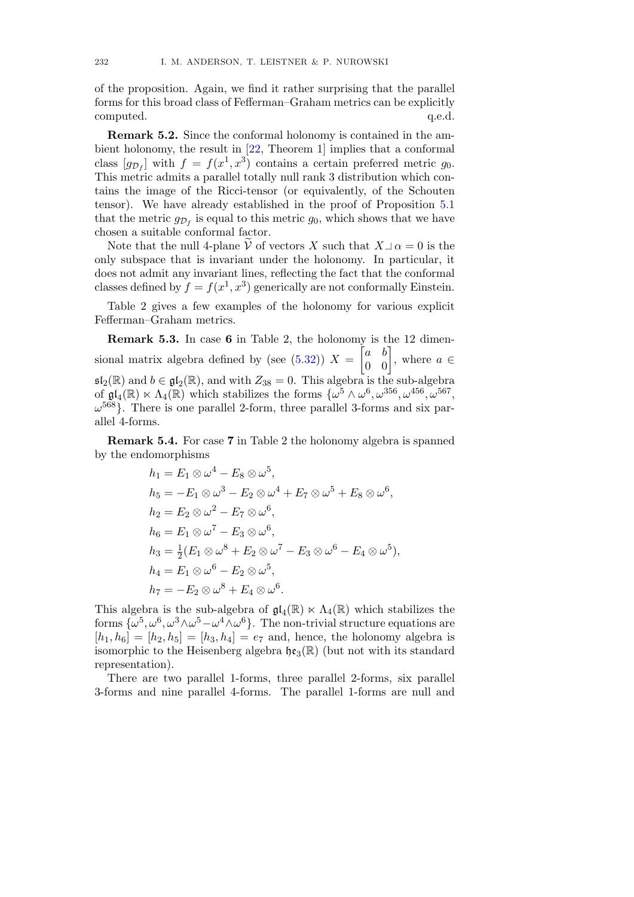of the proposition. Again, we find it rather surprising that the parallel forms for this broad class of Fefferman–Graham metrics can be explicitly computed. q.e.d.

**Remark 5.2.** Since the conformal holonomy is contained in the ambient holonomy, the result in [22, Theorem 1] implies that a conformal class $[g_{\mathcal{D}_f}]$ with $f = f(x^1, x^3)$ contains a certain preferred metric $g_0$. This metric admits a parallel totally null rank 3 distribution which contains the image of the Ricci-tensor (or equivalently, of the Schouten tensor). We have already established in the proof of Proposition 5.1 that the metric $g_{\mathcal{D}_f}$ is equal to this metric $g_0$, which shows that we have chosen a suitable conformal factor.

Note that the null 4-plane $\widetilde{\mathcal{V}}$ of vectors $X$ such that $X \lrcorner \alpha = 0$ is the only subspace that is invariant under the holonomy. In particular, it does not admit any invariant lines, reflecting the fact that the conformal classes defined by $f = f(x^1, x^3)$ generically are not conformally Einstein.

Table 2 gives a few examples of the holonomy for various explicit Fefferman–Graham metrics.

**Remark 5.3.** In case **6** in Table 2, the holonomy is the 12 dimensional matrix algebra defined by (see (5.32)) $X = \begin{bmatrix} a & b \\ 0 & 0 \end{bmatrix}$, where $a \in \mathfrak{sl}_2(\mathbb{R})$ and $b \in \mathfrak{gl}_2(\mathbb{R})$, and with $Z_{38} = 0$. This algebra is the sub-algebra of $\mathfrak{gl}_4(\mathbb{R}) \ltimes \Lambda_4(\mathbb{R})$ which stabilizes the forms $\{\omega^5 \wedge \omega^6, \omega^{356}, \omega^{456}, \omega^{567}, \omega^{568}\}$. There is one parallel 2-form, three parallel 3-forms and six parallel 4-forms.

**Remark 5.4.** For case **7** in Table 2 the holonomy algebra is spanned by the endomorphisms

$$
\begin{aligned}
h_1 &= E_1 \otimes \omega^4 - E_8 \otimes \omega^5, \\
h_5 &= -E_1 \otimes \omega^3 - E_2 \otimes \omega^4 + E_7 \otimes \omega^5 + E_8 \otimes \omega^6, \\
h_2 &= E_2 \otimes \omega^2 - E_7 \otimes \omega^6, \\
h_6 &= E_1 \otimes \omega^7 - E_3 \otimes \omega^6, \\
h_3 &= \tfrac{1}{2}(E_1 \otimes \omega^8 + E_2 \otimes \omega^7 - E_3 \otimes \omega^6 - E_4 \otimes \omega^5), \\
h_4 &= E_1 \otimes \omega^6 - E_2 \otimes \omega^5, \\
h_7 &= -E_2 \otimes \omega^8 + E_4 \otimes \omega^6.
\end{aligned}
$$

This algebra is the sub-algebra of $\mathfrak{gl}_4(\mathbb{R}) \ltimes \Lambda_4(\mathbb{R})$ which stabilizes the forms $\{\omega^5, \omega^6, \omega^3 \wedge \omega^5 - \omega^4 \wedge \omega^6\}$. The non-trivial structure equations are $[h_1, h_6] = [h_2, h_5] = [h_3, h_4] = e_7$ and, hence, the holonomy algebra is isomorphic to the Heisenberg algebra $\mathfrak{he}_3(\mathbb{R})$ (but not with its standard representation).

There are two parallel 1-forms, three parallel 2-forms, six parallel 3-forms and nine parallel 4-forms. The parallel 1-forms are null and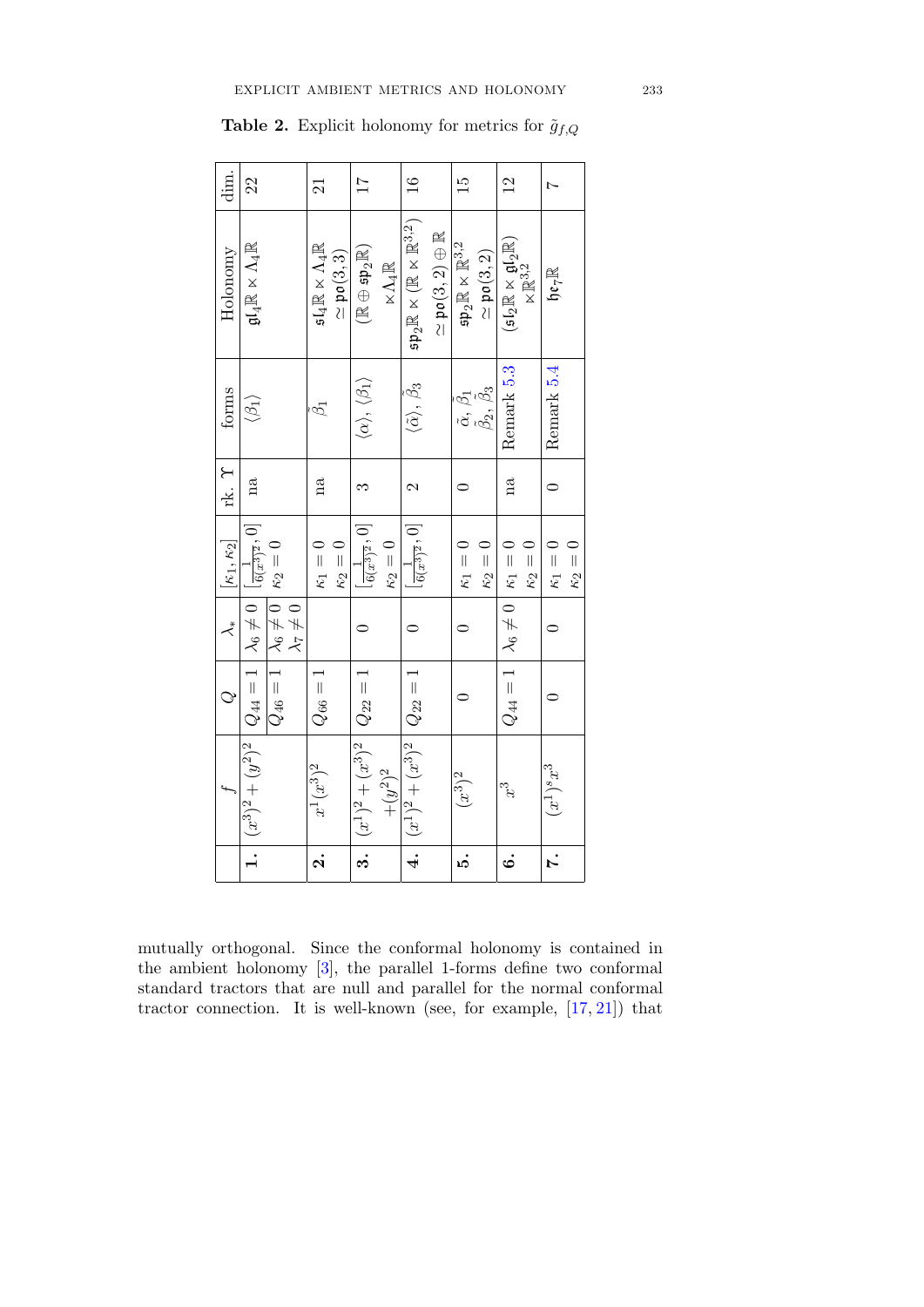**Table 2.** Explicit holonomy for metrics for $\tilde{g}_{f,Q}$

| | $f$ | $Q$ | $\lambda_*$ | $[\kappa_1, \kappa_2]$ | rk. $\Upsilon$ | forms | Holonomy | dim. |
|---|---|---|---|---|---|---|---|---|
| **1.** | $(x^3)^2 + (y^2)^2$ | $Q_{44} = 1$ | $\lambda_6 \neq 0$ | $[\frac{1}{6(x^3)^2}, 0]$ | na | $\langle \beta_1 \rangle$ | $\mathfrak{gl}_4\mathbb{R} \ltimes \Lambda_4\mathbb{R}$ | 22 |
| | | $Q_{46} = 1$ | $\lambda_6 \neq 0$, $\lambda_7 \neq 0$ | $\kappa_2 = 0$ | | | | |
| **2.** | $x^1(x^3)^2$ | $Q_{66} = 1$ | | $\kappa_1 = 0$, $\kappa_2 = 0$ | na | $\tilde{\beta}_1$ | $\mathfrak{sl}_4\mathbb{R} \ltimes \Lambda_4\mathbb{R}$ $\simeq \mathfrak{po}(3,3)$ | 21 |
| **3.** | $(x^1)^2 + (x^3)^2 + (y^2)^2$ | $Q_{22} = 1$ | $0$ | $[\frac{1}{6(x^3)^2}, 0]$, $\kappa_2 = 0$ | 3 | $\langle \alpha \rangle$, $\langle \beta_1 \rangle$ | $(\mathbb{R} \oplus \mathfrak{sp}_2\mathbb{R}) \ltimes \Lambda_4\mathbb{R}$ | 17 |
| **4.** | $(x^1)^2 + (x^3)^2$ | $Q_{22} = 1$ | $0$ | $[\frac{1}{6(x^3)^2}, 0]$ | 2 | $\langle \tilde{\alpha} \rangle$, $\tilde{\beta}_3$ | $\mathfrak{sp}_2\mathbb{R} \ltimes (\mathbb{R} \ltimes \mathbb{R}^{3,2})$ $\simeq \mathfrak{po}(3,2) \oplus \mathbb{R}$ | 16 |
| **5.** | $(x^3)^2$ | $0$ | $0$ | $\kappa_1 = 0$, $\kappa_2 = 0$ | 0 | $\tilde{\alpha}$, $\tilde{\beta}_1$, $\tilde{\beta}_2$, $\tilde{\beta}_3$ | $\mathfrak{sp}_2\mathbb{R} \ltimes \mathbb{R}^{3,2}$ $\simeq \mathfrak{po}(3,2)$ | 15 |
| **6.** | $x^3$ | $Q_{44} = 1$ | $\lambda_6 \neq 0$ | $\kappa_1 = 0$, $\kappa_2 = 0$ | na | Remark 5.3 | $(\mathfrak{sl}_2\mathbb{R} \ltimes \mathfrak{gl}_2\mathbb{R}) \ltimes \mathbb{R}^{3,2}$ | 12 |
| **7.** | $(x^1)^s x^3$ | $0$ | $0$ | $\kappa_1 = 0$, $\kappa_2 = 0$ | 0 | Remark 5.4 | $\mathfrak{he}_7\mathbb{R}$ | 7 |

mutually orthogonal. Since the conformal holonomy is contained in the ambient holonomy [3], the parallel 1-forms define two conformal standard tractors that are null and parallel for the normal conformal tractor connection. It is well-known (see, for example, [17, 21]) that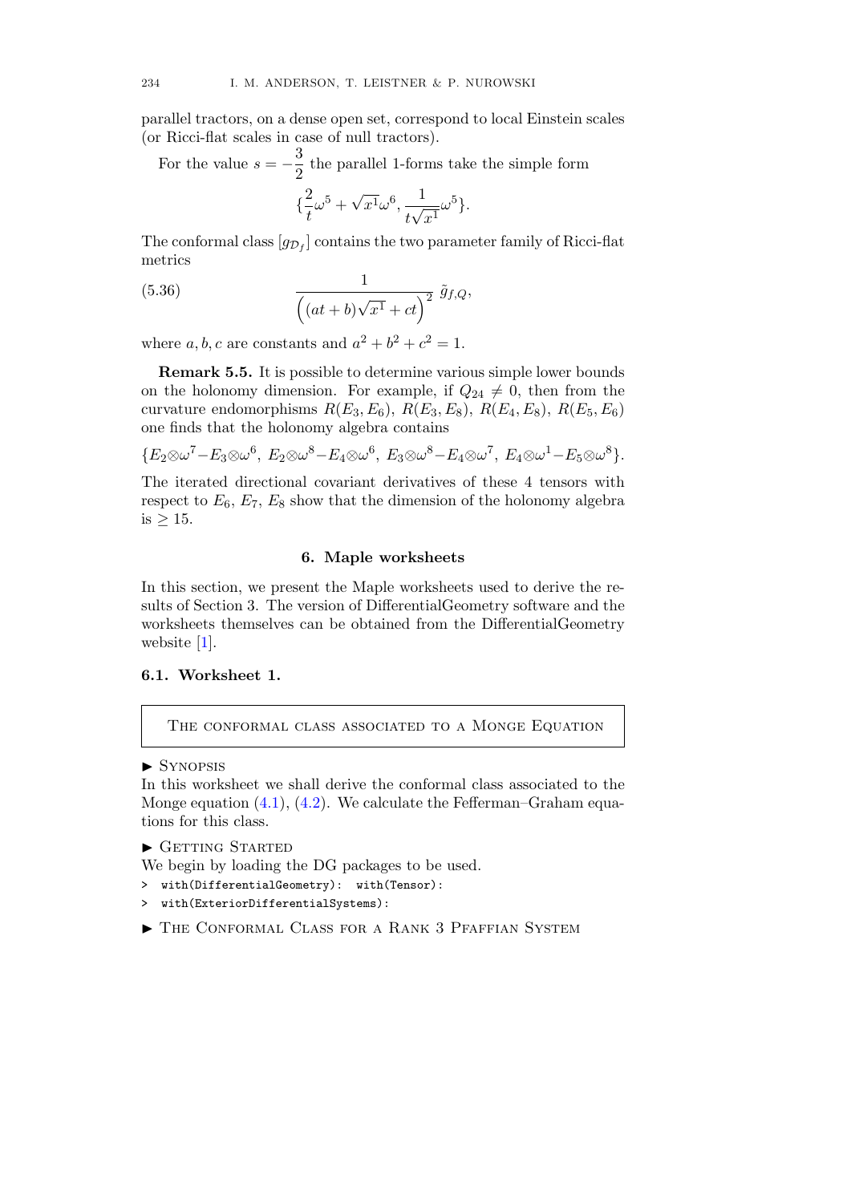parallel tractors, on a dense open set, correspond to local Einstein scales (or Ricci-flat scales in case of null tractors).

For the value $s = -\dfrac{3}{2}$ the parallel 1-forms take the simple form

$$\{\frac{2}{t}\omega^5 + \sqrt{x^1}\omega^6, \frac{1}{t\sqrt{x^1}}\omega^5\}.$$

The conformal class $[g_{\mathcal{D}_f}]$ contains the two parameter family of Ricci-flat metrics

$$\frac{1}{\Big((at+b)\sqrt{x^1}+ct\Big)^2}\ \tilde{g}_{f,Q}, \tag{5.36}$$

where $a, b, c$ are constants and $a^2 + b^2 + c^2 = 1$.

**Remark 5.5.** It is possible to determine various simple lower bounds on the holonomy dimension. For example, if $Q_{24} \neq 0$, then from the curvature endomorphisms $R(E_3, E_6)$, $R(E_3, E_8)$, $R(E_4, E_8)$, $R(E_5, E_6)$ one finds that the holonomy algebra contains

$$\{E_2\otimes\omega^7 - E_3\otimes\omega^6,\ E_2\otimes\omega^8 - E_4\otimes\omega^6,\ E_3\otimes\omega^8 - E_4\otimes\omega^7,\ E_4\otimes\omega^1 - E_5\otimes\omega^8\}.$$

The iterated directional covariant derivatives of these 4 tensors with respect to $E_6$, $E_7$, $E_8$ show that the dimension of the holonomy algebra is $\geq 15$.

## 6. Maple worksheets

In this section, we present the Maple worksheets used to derive the results of Section 3. The version of DifferentialGeometry software and the worksheets themselves can be obtained from the DifferentialGeometry website [1].

### 6.1. Worksheet 1.

THE CONFORMAL CLASS ASSOCIATED TO A MONGE EQUATION

► SYNOPSIS

In this worksheet we shall derive the conformal class associated to the Monge equation (4.1), (4.2). We calculate the Fefferman–Graham equations for this class.

► GETTING STARTED

We begin by loading the DG packages to be used.

```
> with(DifferentialGeometry): with(Tensor):
> with(ExteriorDifferentialSystems):
```

► THE CONFORMAL CLASS FOR A RANK 3 PFAFFIAN SYSTEM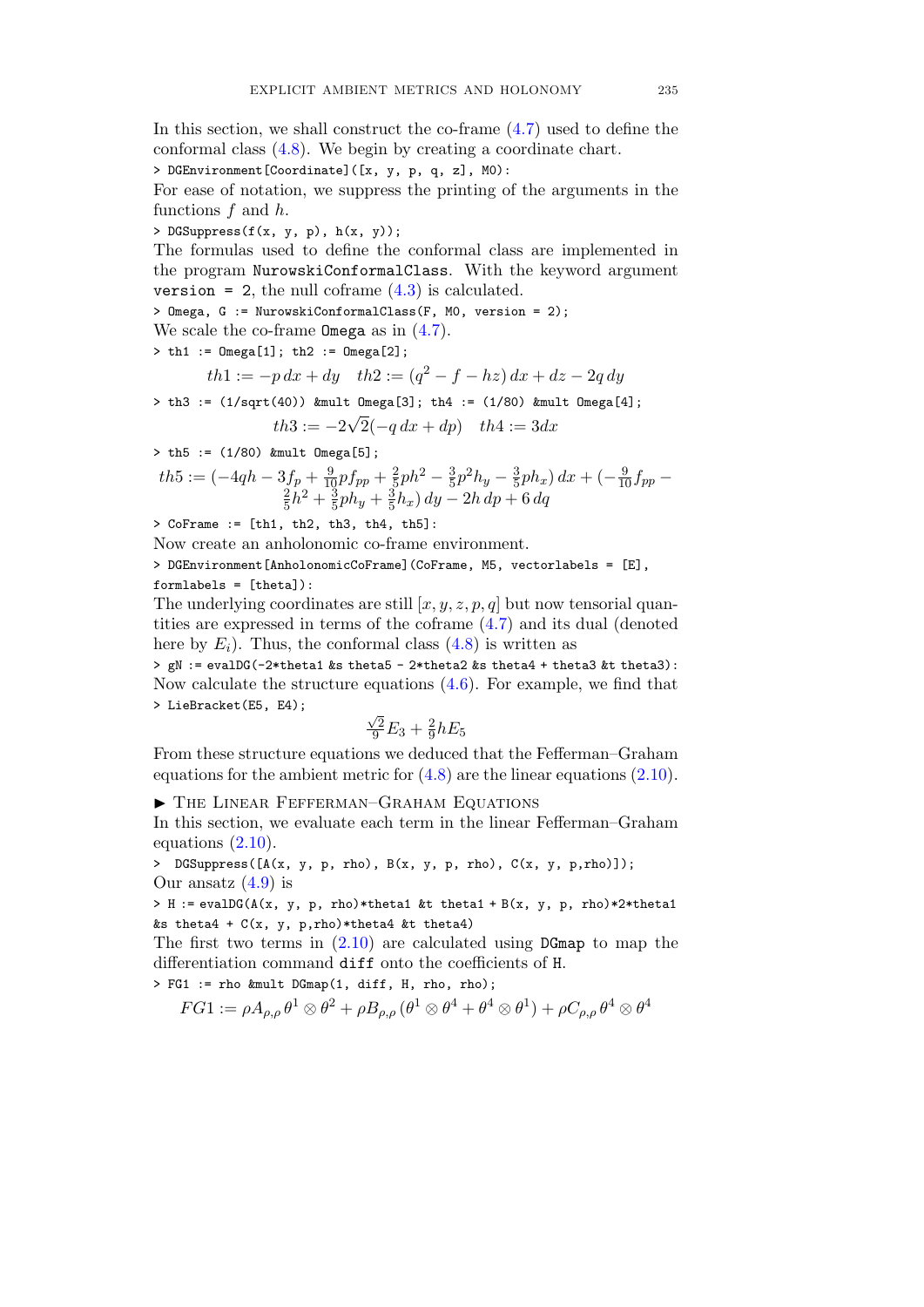In this section, we shall construct the co-frame (4.7) used to define the conformal class (4.8). We begin by creating a coordinate chart.

```
> DGEnvironment[Coordinate]([x, y, p, q, z], M0):
```

For ease of notation, we suppress the printing of the arguments in the functions $f$ and $h$.

```
> DGSuppress(f(x, y, p), h(x, y));
```

The formulas used to define the conformal class are implemented in the program `NurowskiConformalClass`. With the keyword argument `version = 2`, the null coframe (4.3) is calculated.

```
> Omega, G := NurowskiConformalClass(F, M0, version = 2);
```

We scale the co-frame `Omega` as in (4.7).

```
> th1 := Omega[1]; th2 := Omega[2];
```

$$th1 := -p\,dx + dy \quad th2 := (q^2 - f - hz)\,dx + dz - 2q\,dy$$

```
> th3 := (1/sqrt(40)) &mult Omega[3]; th4 := (1/80) &mult Omega[4];
```

$$th3 := -2\sqrt{2}(-q\,dx + dp) \quad th4 := 3dx$$

```
> th5 := (1/80) &mult Omega[5];
```

$$th5 := (-4qh - 3f_p + \tfrac{9}{10}pf_{pp} + \tfrac{2}{5}ph^2 - \tfrac{3}{5}p^2h_y - \tfrac{3}{5}ph_x)\,dx + (-\tfrac{9}{10}f_{pp} - \tfrac{2}{5}h^2 + \tfrac{3}{5}ph_y + \tfrac{3}{5}h_x)\,dy - 2h\,dp + 6\,dq$$

```
> CoFrame := [th1, th2, th3, th4, th5]:
```

Now create an anholonomic co-frame environment.

```
> DGEnvironment[AnholonomicCoFrame](CoFrame, M5, vectorlabels = [E],
formlabels = [theta]):
```

The underlying coordinates are still $[x, y, z, p, q]$ but now tensorial quantities are expressed in terms of the coframe (4.7) and its dual (denoted here by $E_i$). Thus, the conformal class (4.8) is written as

```
> gN := evalDG(-2*theta1 &s theta5 - 2*theta2 &s theta4 + theta3 &t theta3):
```

Now calculate the structure equations (4.6). For example, we find that

```
> LieBracket(E5, E4);
```

$$\tfrac{\sqrt{2}}{9}E_3 + \tfrac{2}{9}hE_5$$

From these structure equations we deduced that the Fefferman–Graham equations for the ambient metric for (4.8) are the linear equations (2.10).

► The Linear Fefferman–Graham Equations

In this section, we evaluate each term in the linear Fefferman–Graham equations (2.10).

```
>  DGSuppress([A(x, y, p, rho), B(x, y, p, rho), C(x, y, p,rho)]);
```

Our ansatz (4.9) is

```
> H := evalDG(A(x, y, p, rho)*theta1 &t theta1 + B(x, y, p, rho)*2*theta1
&s theta4 + C(x, y, p,rho)*theta4 &t theta4)
```

The first two terms in (2.10) are calculated using `DGmap` to map the differentiation command `diff` onto the coefficients of `H`.

```
> FG1 := rho &mult DGmap(1, diff, H, rho, rho);
```

$$FG1 := \rho A_{\rho,\rho}\,\theta^1 \otimes \theta^2 + \rho B_{\rho,\rho}\,(\theta^1 \otimes \theta^4 + \theta^4 \otimes \theta^1) + \rho C_{\rho,\rho}\,\theta^4 \otimes \theta^4$$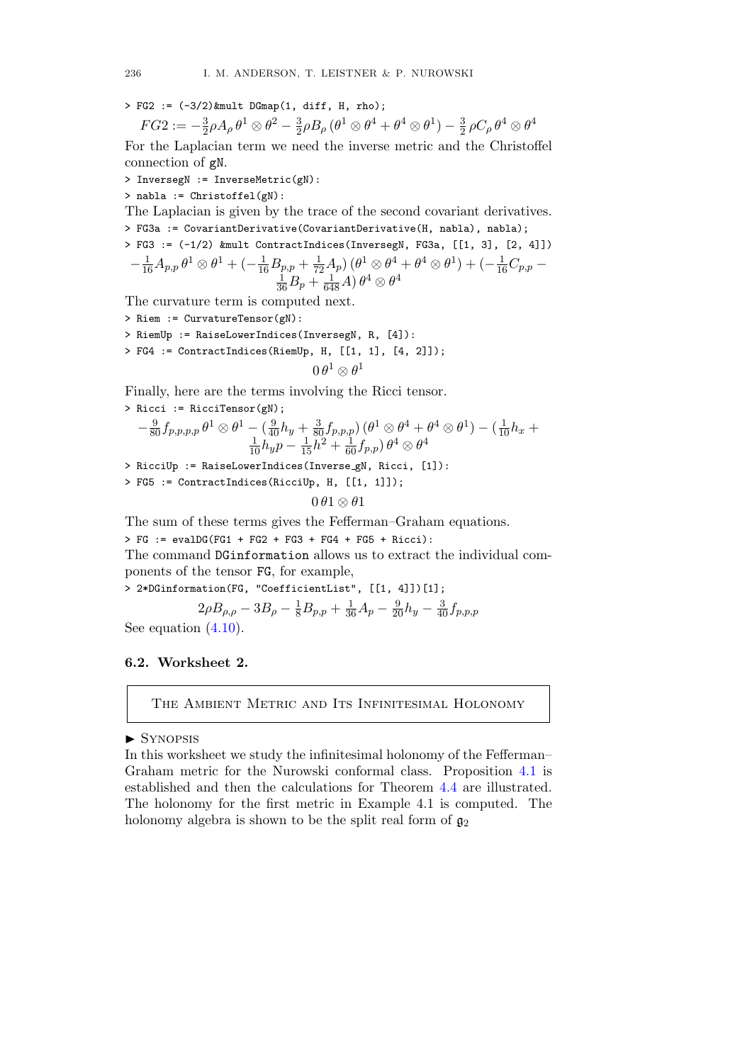```
> FG2 := (-3/2)&mult DGmap(1, diff, H, rho);
```

$$FG2 := -\tfrac{3}{2}\rho A_\rho\, \theta^1 \otimes \theta^2 - \tfrac{3}{2}\rho B_\rho\, (\theta^1 \otimes \theta^4 + \theta^4 \otimes \theta^1) - \tfrac{3}{2}\, \rho C_\rho\, \theta^4 \otimes \theta^4$$

For the Laplacian term we need the inverse metric and the Christoffel connection of gN.

```
> InversegN := InverseMetric(gN):
> nabla := Christoffel(gN):
```

The Laplacian is given by the trace of the second covariant derivatives.

```
> FG3a := CovariantDerivative(CovariantDerivative(H, nabla), nabla);
> FG3 := (-1/2) &mult ContractIndices(InversegN, FG3a, [[1, 3], [2, 4]])
```

$$-\tfrac{1}{16}A_{p,p}\, \theta^1 \otimes \theta^1 + (-\tfrac{1}{16}B_{p,p} + \tfrac{1}{72}A_p)\, (\theta^1 \otimes \theta^4 + \theta^4 \otimes \theta^1) + (-\tfrac{1}{16}C_{p,p} - \tfrac{1}{36}B_p + \tfrac{1}{648}A)\, \theta^4 \otimes \theta^4$$

The curvature term is computed next.

```
> Riem := CurvatureTensor(gN):
> RiemUp := RaiseLowerIndices(InversegN, R, [4]):
> FG4 := ContractIndices(RiemUp, H, [[1, 1], [4, 2]]);
```

$$0\, \theta^1 \otimes \theta^1$$

Finally, here are the terms involving the Ricci tensor.

```
> Ricci := RicciTensor(gN);
```

$$-\tfrac{9}{80}f_{p,p,p,p}\, \theta^1 \otimes \theta^1 - (\tfrac{9}{40}h_y + \tfrac{3}{80}f_{p,p,p})\, (\theta^1 \otimes \theta^4 + \theta^4 \otimes \theta^1) - (\tfrac{1}{10}h_x + \tfrac{1}{10}h_y p - \tfrac{1}{15}h^2 + \tfrac{1}{60}f_{p,p})\, \theta^4 \otimes \theta^4$$

```
> RicciUp := RaiseLowerIndices(Inverse_gN, Ricci, [1]):
> FG5 := ContractIndices(RicciUp, H, [[1, 1]]);
```

$$0\, \theta 1 \otimes \theta 1$$

The sum of these terms gives the Fefferman–Graham equations.

```
> FG := evalDG(FG1 + FG2 + FG3 + FG4 + FG5 + Ricci):
```

The command DGinformation allows us to extract the individual components of the tensor FG, for example,

```
> 2*DGinformation(FG, "CoefficientList", [[1, 4]])[1];
```

$$2\rho B_{\rho,\rho} - 3B_\rho - \tfrac{1}{8}B_{p,p} + \tfrac{1}{36}A_p - \tfrac{9}{20}h_y - \tfrac{3}{40}f_{p,p,p}$$

See equation (4.10).

### 6.2. Worksheet 2.

**THE AMBIENT METRIC AND ITS INFINITESIMAL HOLONOMY**

► SYNOPSIS

In this worksheet we study the infinitesimal holonomy of the Fefferman–Graham metric for the Nurowski conformal class. Proposition 4.1 is established and then the calculations for Theorem 4.4 are illustrated. The holonomy for the first metric in Example 4.1 is computed. The holonomy algebra is shown to be the split real form of $\mathfrak{g}_2$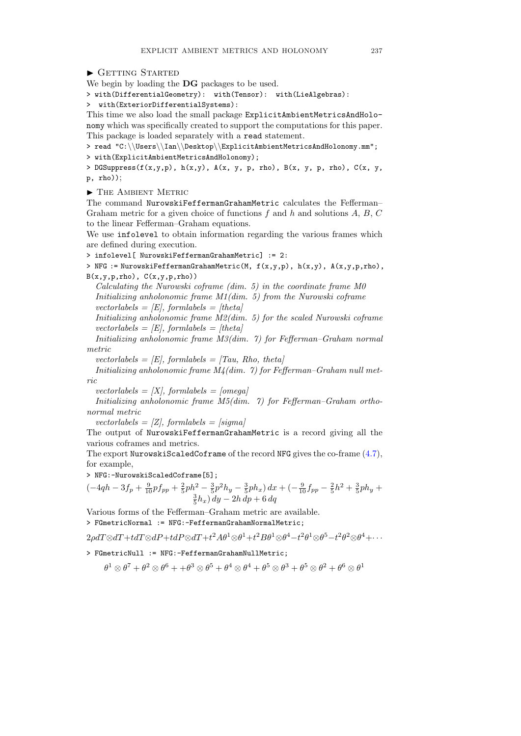► Getting Started

We begin by loading the **DG** packages to be used.

```
> with(DifferentialGeometry): with(Tensor): with(LieAlgebras):
>  with(ExteriorDifferentialSystems):
```

This time we also load the small package `ExplicitAmbientMetricsAndHolonomy` which was specifically created to support the computations for this paper. This package is loaded separately with a `read` statement.

```
> read "C:\\Users\\Ian\\Desktop\\ExplicitAmbientMetricsAndHolonomy.mm";
> with(ExplicitAmbientMetricsAndHolonomy);
> DGSuppress(f(x,y,p), h(x,y), A(x, y, p, rho), B(x, y, p, rho), C(x, y, p, rho));
```

► The Ambient Metric

The command `NurowskiFeffermanGrahamMetric` calculates the Fefferman–Graham metric for a given choice of functions $f$ and $h$ and solutions $A$, $B$, $C$ to the linear Fefferman–Graham equations.

We use `infolevel` to obtain information regarding the various frames which are defined during execution.

```
> infolevel[ NurowskiFeffermanGrahamMetric] := 2:
> NFG := NurowskiFeffermanGrahamMetric(M, f(x,y,p), h(x,y), A(x,y,p,rho), B(x,y,p,rho), C(x,y,p,rho))
```

*Calculating the Nurowski coframe (dim. 5) in the coordinate frame M0*
*Initializing anholonomic frame M1(dim. 5) from the Nurowski coframe*
*vectorlabels = [E], formlabels = [theta]*
*Initializing anholonomic frame M2(dim. 5) for the scaled Nurowski coframe*
*vectorlabels = [E], formlabels = [theta]*
*Initializing anholonomic frame M3(dim. 7) for Fefferman–Graham normal metric*
*vectorlabels = [E], formlabels = [Tau, Rho, theta]*
*Initializing anholonomic frame M4(dim. 7) for Fefferman–Graham null metric*
*vectorlabels = [X], formlabels = [omega]*
*Initializing anholonomic frame M5(dim. 7) for Fefferman–Graham orthonormal metric*
*vectorlabels = [Z], formlabels = [sigma]*

The output of `NurowskiFeffermanGrahamMetric` is a record giving all the various coframes and metrics.

The export `NurowskiScaledCoframe` of the record `NFG` gives the co-frame (4.7), for example,

```
> NFG:-NurowskiScaledCoframe[5];
```

$$(-4qh - 3f_p + \tfrac{9}{10}pf_{pp} + \tfrac{2}{5}ph^2 - \tfrac{3}{5}p^2h_y - \tfrac{3}{5}ph_x)\,dx + (-\tfrac{9}{10}f_{pp} - \tfrac{2}{5}h^2 + \tfrac{3}{5}ph_y + \tfrac{3}{5}h_x)\,dy - 2h\,dp + 6\,dq$$

Various forms of the Fefferman–Graham metric are available.

```
> FGmetricNormal := NFG:-FeffermanGrahamNormalMetric;
```

$$2\rho dT \otimes dT + tdT \otimes dP + tdP \otimes dT + t^2 A\theta^1 \otimes \theta^1 + t^2 B\theta^1 \otimes \theta^4 - t^2\theta^1 \otimes \theta^5 - t^2\theta^2 \otimes \theta^4 + \cdots$$

```
> FGmetricNull := NFG:-FeffermanGrahamNullMetric;
```

$$\theta^1 \otimes \theta^7 + \theta^2 \otimes \theta^6 + +\theta^3 \otimes \theta^5 + \theta^4 \otimes \theta^4 + \theta^5 \otimes \theta^3 + \theta^5 \otimes \theta^2 + \theta^6 \otimes \theta^1$$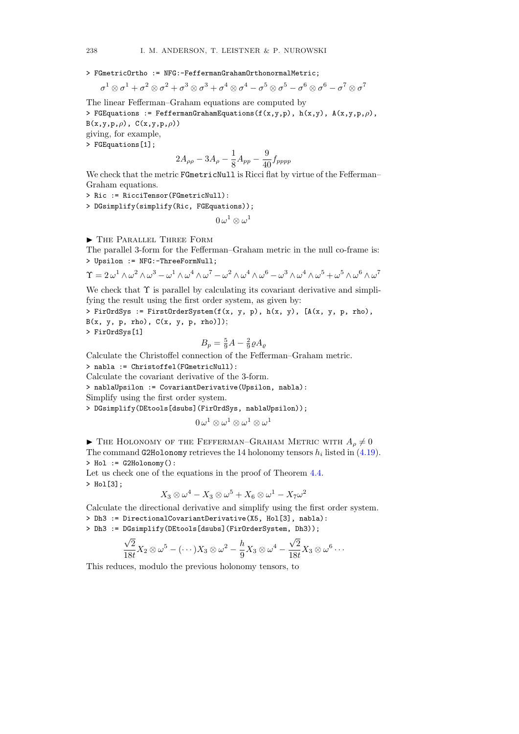```
> FGmetricOrtho := NFG:-FeffermanGrahamOrthonormalMetric;
```

$$\sigma^1 \otimes \sigma^1 + \sigma^2 \otimes \sigma^2 + \sigma^3 \otimes \sigma^3 + \sigma^4 \otimes \sigma^4 - \sigma^5 \otimes \sigma^5 - \sigma^6 \otimes \sigma^6 - \sigma^7 \otimes \sigma^7$$

The linear Fefferman–Graham equations are computed by

```
> FGEquations := FeffermanGrahamEquations(f(x,y,p), h(x,y), A(x,y,p,ρ),
B(x,y,p,ρ), C(x,y,p,ρ))
```

giving, for example,

```
> FGEquations[1];
```

$$2A_{\rho\rho} - 3A_\rho - \frac{1}{8}A_{pp} - \frac{9}{40}f_{pppp}$$

We check that the metric `FGmetricNull` is Ricci flat by virtue of the Fefferman–Graham equations.

```
> Ric := RicciTensor(FGmetricNull):
> DGsimplify(simplify(Ric, FGEquations));
```

$$0\,\omega^1 \otimes \omega^1$$

▶ The Parallel Three Form

The parallel 3-form for the Fefferman–Graham metric in the null co-frame is:

```
> Upsilon := NFG:-ThreeFormNull;
```

$$\Upsilon = 2\,\omega^1 \wedge \omega^2 \wedge \omega^3 - \omega^1 \wedge \omega^4 \wedge \omega^7 - \omega^2 \wedge \omega^4 \wedge \omega^6 - \omega^3 \wedge \omega^4 \wedge \omega^5 + \omega^5 \wedge \omega^6 \wedge \omega^7$$

We check that $\Upsilon$ is parallel by calculating its covariant derivative and simplifying the result using the first order system, as given by:

```
> FirOrdSys := FirstOrderSystem(f(x, y, p), h(x, y), [A(x, y, p, rho),
B(x, y, p, rho), C(x, y, p, rho)]);
> FirOrdSys[1]
```

$$B_p = \tfrac{5}{9}A - \tfrac{2}{9}\varrho A_\varrho$$

Calculate the Christoffel connection of the Fefferman–Graham metric.

```
> nabla := Christoffel(FGmetricNull):
```

Calculate the covariant derivative of the 3-form.

```
> nablaUpsilon := CovariantDerivative(Upsilon, nabla):
```

Simplify using the first order system.

```
> DGsimplify(DEtools[dsubs](FirOrdSys, nablaUpsilon));
```

$$0\,\omega^1 \otimes \omega^1 \otimes \omega^1 \otimes \omega^1$$

▶ The Holonomy of the Fefferman–Graham Metric with $A_\rho \neq 0$

The command `G2Holonomy` retrieves the 14 holonomy tensors $h_i$ listed in (4.19).

```
> Hol := G2Holonomy():
```

Let us check one of the equations in the proof of Theorem 4.4.

```
> Hol[3];
```

$$X_3 \otimes \omega^4 - X_3 \otimes \omega^5 + X_6 \otimes \omega^1 - X_7\omega^2$$

Calculate the directional derivative and simplify using the first order system.

```
> Dh3 := DirectionalCovariantDerivative(X5, Hol[3], nabla):
> Dh3 := DGsimplify(DEtools[dsubs](FirOrderSystem, Dh3));
```

$$\frac{\sqrt{2}}{18t}X_2 \otimes \omega^5 - (\cdots)X_3 \otimes \omega^2 - \frac{h}{9}X_3 \otimes \omega^4 - \frac{\sqrt{2}}{18t}X_3 \otimes \omega^6 \cdots$$

This reduces, modulo the previous holonomy tensors, to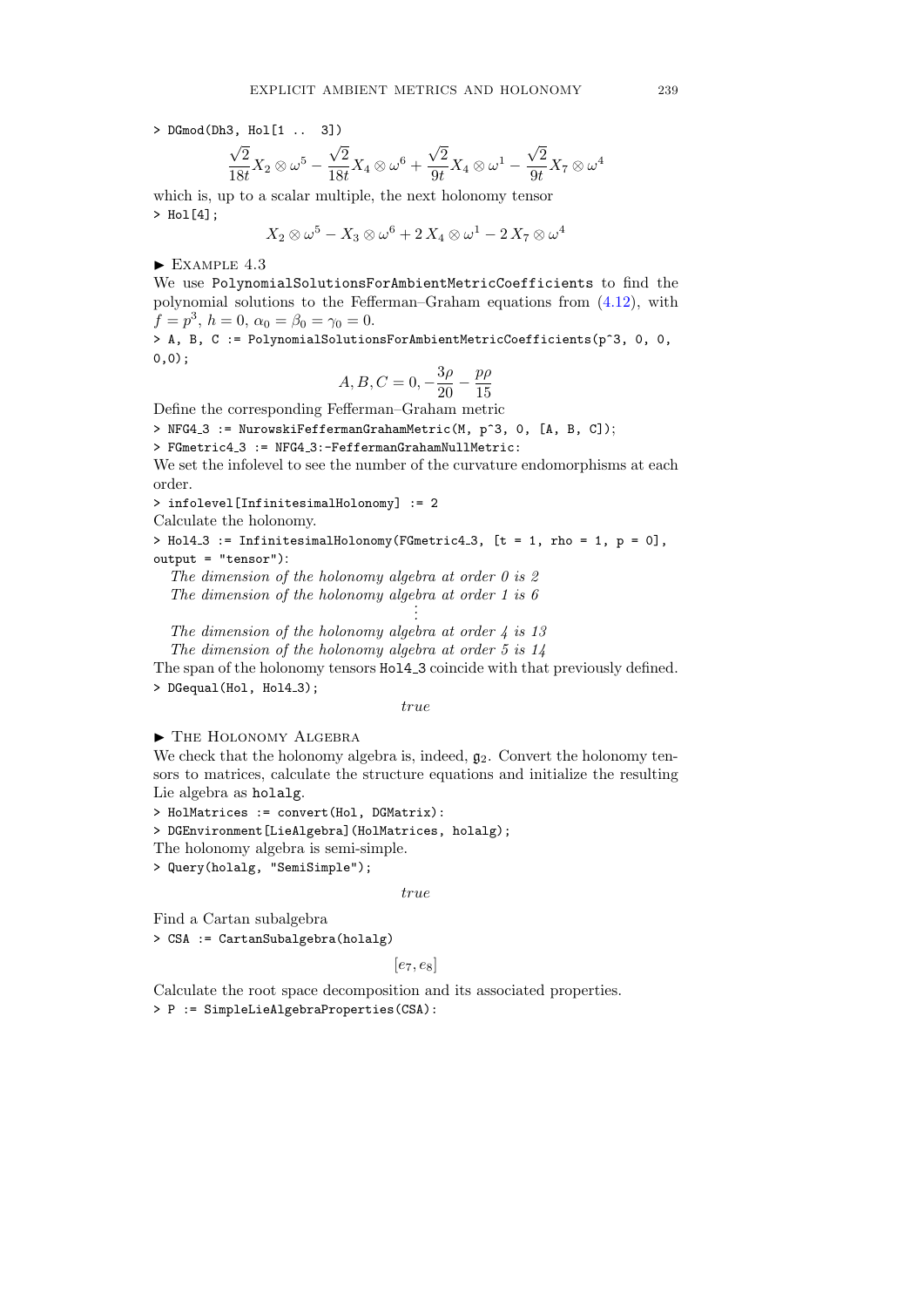```
> DGmod(Dh3, Hol[1 .. 3])
```

$$\frac{\sqrt{2}}{18t}X_2 \otimes \omega^5 - \frac{\sqrt{2}}{18t}X_4 \otimes \omega^6 + \frac{\sqrt{2}}{9t}X_4 \otimes \omega^1 - \frac{\sqrt{2}}{9t}X_7 \otimes \omega^4$$

which is, up to a scalar multiple, the next holonomy tensor

```
> Hol[4];
```

$$X_2 \otimes \omega^5 - X_3 \otimes \omega^6 + 2\, X_4 \otimes \omega^1 - 2\, X_7 \otimes \omega^4$$

► Example 4.3

We use `PolynomialSolutionsForAmbientMetricCoefficients` to find the polynomial solutions to the Fefferman–Graham equations from (4.12), with $f = p^3$, $h = 0$, $\alpha_0 = \beta_0 = \gamma_0 = 0$.

```
> A, B, C := PolynomialSolutionsForAmbientMetricCoefficients(p^3, 0, 0, 0,0);
```

$$A, B, C = 0, -\frac{3\rho}{20} - \frac{p\rho}{15}$$

Define the corresponding Fefferman–Graham metric

```
> NFG4_3 := NurowskiFeffermanGrahamMetric(M, p^3, 0, [A, B, C]);
> FGmetric4_3 := NFG4_3:-FeffermanGrahamNullMetric:
```

We set the infolevel to see the number of the curvature endomorphisms at each order.

```
> infolevel[InfinitesimalHolonomy] := 2
```

Calculate the holonomy.

```
> Hol4_3 := InfinitesimalHolonomy(FGmetric4_3, [t = 1, rho = 1, p = 0], output = "tensor"):
```

*The dimension of the holonomy algebra at order 0 is 2*
*The dimension of the holonomy algebra at order 1 is 6*
⋮
*The dimension of the holonomy algebra at order 4 is 13*
*The dimension of the holonomy algebra at order 5 is 14*

The span of the holonomy tensors `Hol4_3` coincide with that previously defined.

```
> DGequal(Hol, Hol4_3);
```

*true*

► The Holonomy Algebra

We check that the holonomy algebra is, indeed, $\mathfrak{g}_2$. Convert the holonomy tensors to matrices, calculate the structure equations and initialize the resulting Lie algebra as `holalg`.

```
> HolMatrices := convert(Hol, DGMatrix):
> DGEnvironment[LieAlgebra](HolMatrices, holalg);
```

The holonomy algebra is semi-simple.

```
> Query(holalg, "SemiSimple");
```

*true*

Find a Cartan subalgebra

```
> CSA := CartanSubalgebra(holalg)
```

$$[e_7, e_8]$$

Calculate the root space decomposition and its associated properties.

```
> P := SimpleLieAlgebraProperties(CSA):
```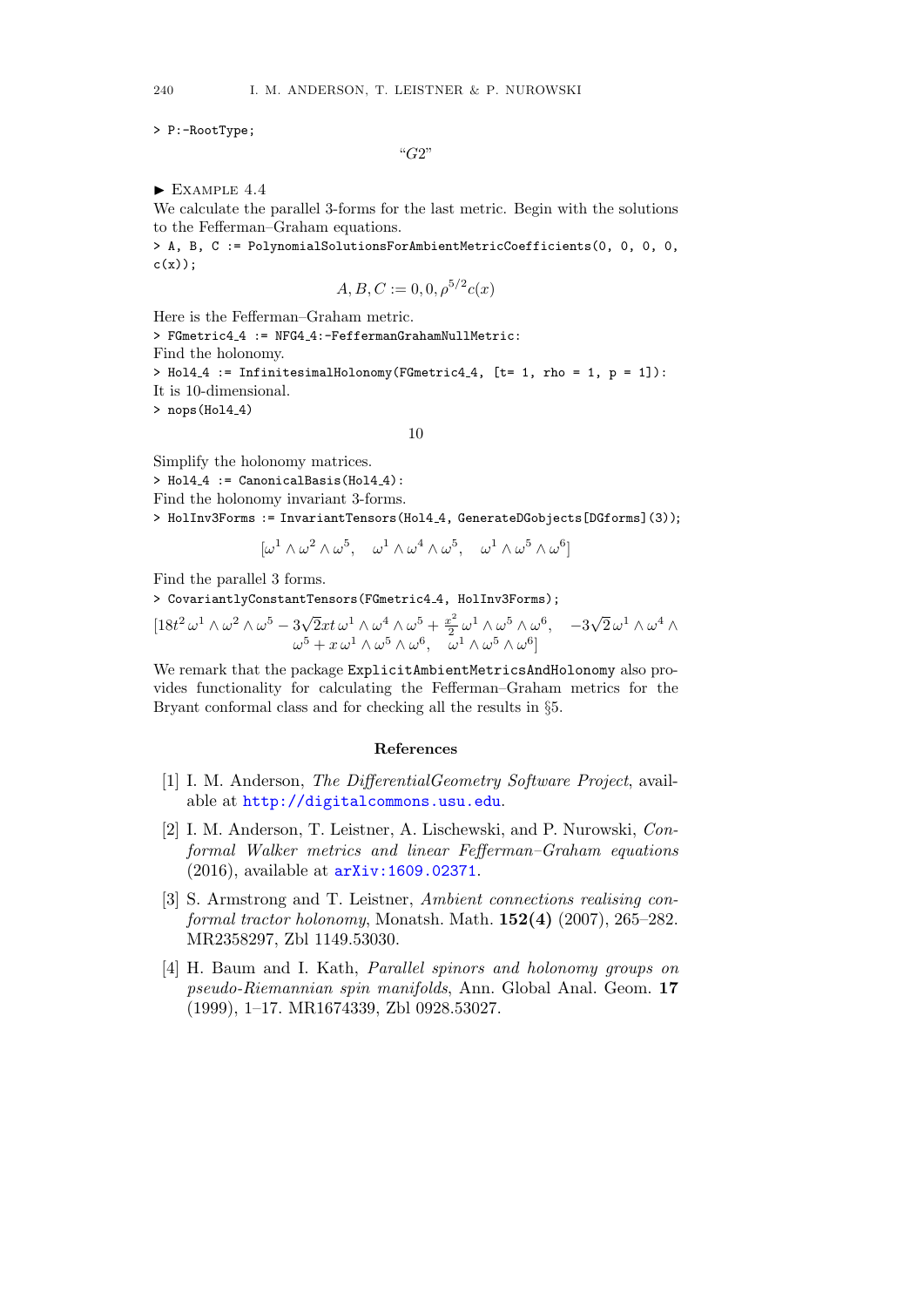```
> P:-RootType;
```

$$\text{“}G2\text{”}$$

▶ Example 4.4

We calculate the parallel 3-forms for the last metric. Begin with the solutions to the Fefferman–Graham equations.

```
> A, B, C := PolynomialSolutionsForAmbientMetricCoefficients(0, 0, 0, 0,
c(x));
```

$$A, B, C := 0, 0, \rho^{5/2} c(x)$$

Here is the Fefferman–Graham metric.

```
> FGmetric4_4 := NFG4_4:-FeffermanGrahamNullMetric:
```

Find the holonomy.

```
> Hol4_4 := InfinitesimalHolonomy(FGmetric4_4, [t= 1, rho = 1, p = 1]):
```

It is 10-dimensional.

```
> nops(Hol4_4)
```

$$10$$

Simplify the holonomy matrices.

```
> Hol4_4 := CanonicalBasis(Hol4_4):
```

Find the holonomy invariant 3-forms.

```
> HolInv3Forms := InvariantTensors(Hol4_4, GenerateDGobjects[DGforms](3));
```

$$[\omega^1 \wedge \omega^2 \wedge \omega^5, \quad \omega^1 \wedge \omega^4 \wedge \omega^5, \quad \omega^1 \wedge \omega^5 \wedge \omega^6]$$

Find the parallel 3 forms.

```
> CovariantlyConstantTensors(FGmetric4_4, HolInv3Forms);
```

$$[18t^2 \omega^1 \wedge \omega^2 \wedge \omega^5 - 3\sqrt{2}xt\, \omega^1 \wedge \omega^4 \wedge \omega^5 + \tfrac{x^2}{2} \omega^1 \wedge \omega^5 \wedge \omega^6, \quad -3\sqrt{2}\, \omega^1 \wedge \omega^4 \wedge \omega^5 + x\, \omega^1 \wedge \omega^5 \wedge \omega^6, \quad \omega^1 \wedge \omega^5 \wedge \omega^6]$$

We remark that the package `ExplicitAmbientMetricsAndHolonomy` also provides functionality for calculating the Fefferman–Graham metrics for the Bryant conformal class and for checking all the results in §5.

## References

[1] I. M. Anderson, *The DifferentialGeometry Software Project*, available at http://digitalcommons.usu.edu.

[2] I. M. Anderson, T. Leistner, A. Lischewski, and P. Nurowski, *Conformal Walker metrics and linear Fefferman–Graham equations* (2016), available at arXiv:1609.02371.

[3] S. Armstrong and T. Leistner, *Ambient connections realising conformal tractor holonomy*, Monatsh. Math. **152(4)** (2007), 265–282. MR2358297, Zbl 1149.53030.

[4] H. Baum and I. Kath, *Parallel spinors and holonomy groups on pseudo-Riemannian spin manifolds*, Ann. Global Anal. Geom. **17** (1999), 1–17. MR1674339, Zbl 0928.53027.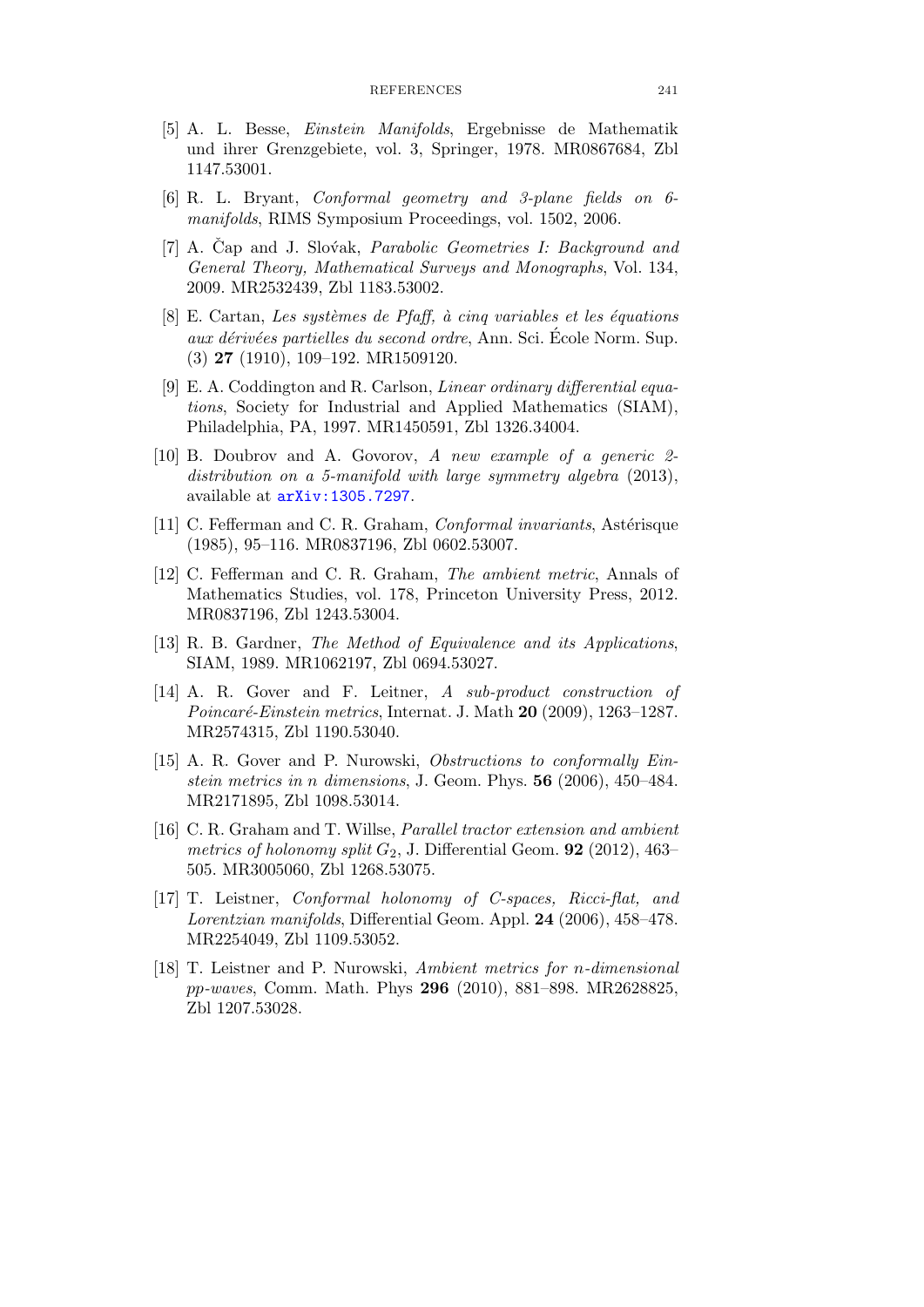[5] A. L. Besse, *Einstein Manifolds*, Ergebnisse de Mathematik und ihrer Grenzgebiete, vol. 3, Springer, 1978. MR0867684, Zbl 1147.53001.

[6] R. L. Bryant, *Conformal geometry and 3-plane fields on 6-manifolds*, RIMS Symposium Proceedings, vol. 1502, 2006.

[7] A. Čap and J. Slovák, *Parabolic Geometries I: Background and General Theory, Mathematical Surveys and Monographs*, Vol. 134, 2009. MR2532439, Zbl 1183.53002.

[8] E. Cartan, *Les systèmes de Pfaff, à cinq variables et les équations aux dérivées partielles du second ordre*, Ann. Sci. École Norm. Sup. (3) **27** (1910), 109–192. MR1509120.

[9] E. A. Coddington and R. Carlson, *Linear ordinary differential equations*, Society for Industrial and Applied Mathematics (SIAM), Philadelphia, PA, 1997. MR1450591, Zbl 1326.34004.

[10] B. Doubrov and A. Govorov, *A new example of a generic 2-distribution on a 5-manifold with large symmetry algebra* (2013), available at arXiv:1305.7297.

[11] C. Fefferman and C. R. Graham, *Conformal invariants*, Astérisque (1985), 95–116. MR0837196, Zbl 0602.53007.

[12] C. Fefferman and C. R. Graham, *The ambient metric*, Annals of Mathematics Studies, vol. 178, Princeton University Press, 2012. MR0837196, Zbl 1243.53004.

[13] R. B. Gardner, *The Method of Equivalence and its Applications*, SIAM, 1989. MR1062197, Zbl 0694.53027.

[14] A. R. Gover and F. Leitner, *A sub-product construction of Poincaré-Einstein metrics*, Internat. J. Math **20** (2009), 1263–1287. MR2574315, Zbl 1190.53040.

[15] A. R. Gover and P. Nurowski, *Obstructions to conformally Einstein metrics in n dimensions*, J. Geom. Phys. **56** (2006), 450–484. MR2171895, Zbl 1098.53014.

[16] C. R. Graham and T. Willse, *Parallel tractor extension and ambient metrics of holonomy split $G_2$*, J. Differential Geom. **92** (2012), 463–505. MR3005060, Zbl 1268.53075.

[17] T. Leistner, *Conformal holonomy of C-spaces, Ricci-flat, and Lorentzian manifolds*, Differential Geom. Appl. **24** (2006), 458–478. MR2254049, Zbl 1109.53052.

[18] T. Leistner and P. Nurowski, *Ambient metrics for n-dimensional pp-waves*, Comm. Math. Phys **296** (2010), 881–898. MR2628825, Zbl 1207.53028.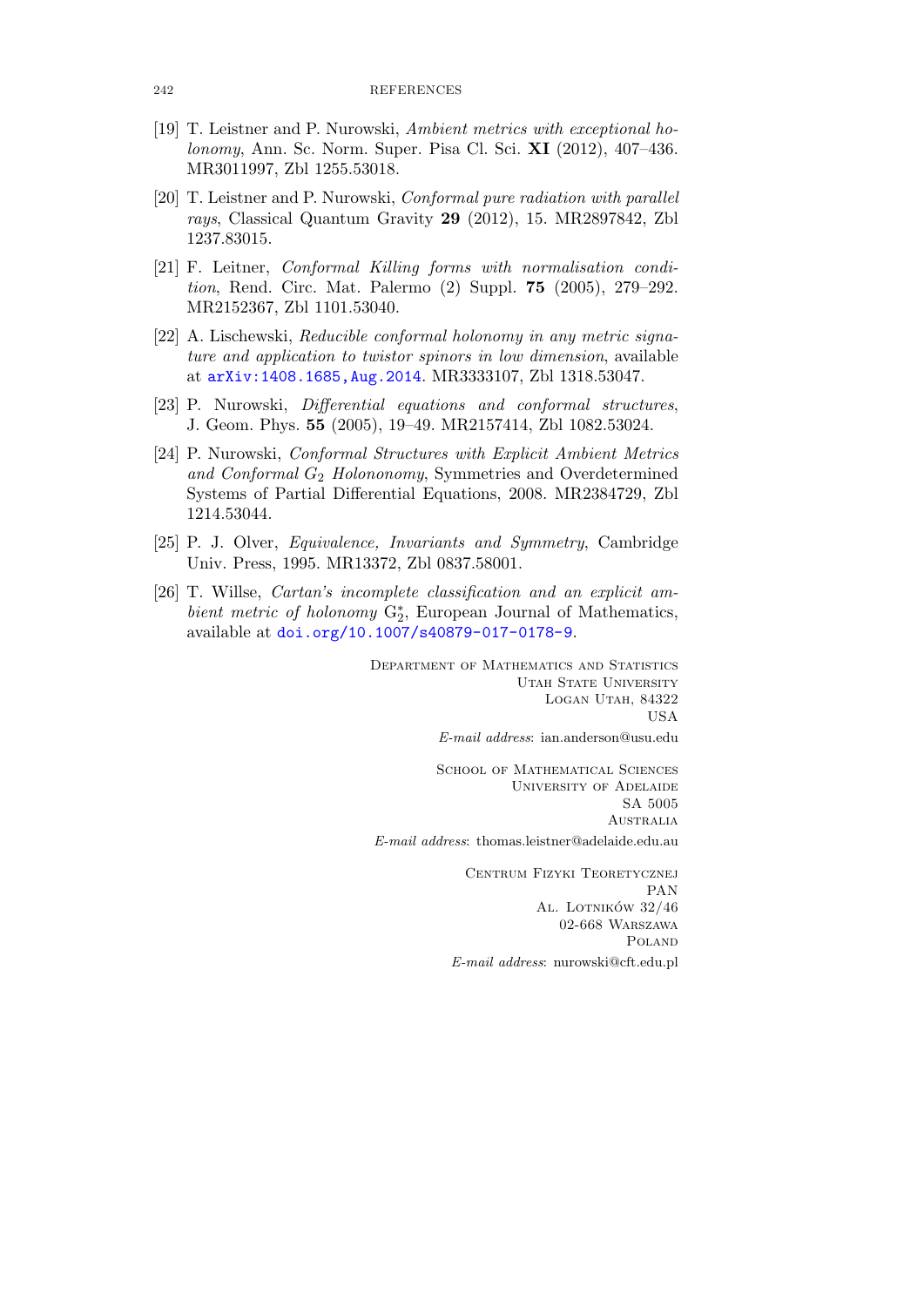[19] T. Leistner and P. Nurowski, *Ambient metrics with exceptional holonomy*, Ann. Sc. Norm. Super. Pisa Cl. Sci. **XI** (2012), 407–436. MR3011997, Zbl 1255.53018.

[20] T. Leistner and P. Nurowski, *Conformal pure radiation with parallel rays*, Classical Quantum Gravity **29** (2012), 15. MR2897842, Zbl 1237.83015.

[21] F. Leitner, *Conformal Killing forms with normalisation condition*, Rend. Circ. Mat. Palermo (2) Suppl. **75** (2005), 279–292. MR2152367, Zbl 1101.53040.

[22] A. Lischewski, *Reducible conformal holonomy in any metric signature and application to twistor spinors in low dimension*, available at arXiv:1408.1685,Aug.2014. MR3333107, Zbl 1318.53047.

[23] P. Nurowski, *Differential equations and conformal structures*, J. Geom. Phys. **55** (2005), 19–49. MR2157414, Zbl 1082.53024.

[24] P. Nurowski, *Conformal Structures with Explicit Ambient Metrics and Conformal $G_2$ Holononomy*, Symmetries and Overdetermined Systems of Partial Differential Equations, 2008. MR2384729, Zbl 1214.53044.

[25] P. J. Olver, *Equivalence, Invariants and Symmetry*, Cambridge Univ. Press, 1995. MR13372, Zbl 0837.58001.

[26] T. Willse, *Cartan's incomplete classification and an explicit ambient metric of holonomy $\mathrm{G}_2^*$*, European Journal of Mathematics, available at doi.org/10.1007/s40879-017-0178-9.

Department of Mathematics and Statistics
Utah State University
Logan Utah, 84322
USA

*E-mail address*: ian.anderson@usu.edu

School of Mathematical Sciences
University of Adelaide
SA 5005
Australia

*E-mail address*: thomas.leistner@adelaide.edu.au

Centrum Fizyki Teoretycznej
PAN
Al. Lotników 32/46
02-668 Warszawa
Poland

*E-mail address*: nurowski@cft.edu.pl